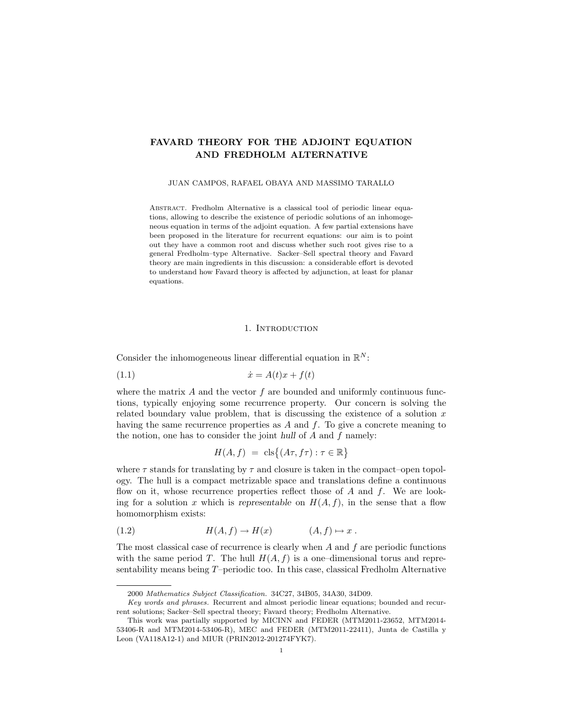# FAVARD THEORY FOR THE ADJOINT EQUATION AND FREDHOLM ALTERNATIVE

JUAN CAMPOS, RAFAEL OBAYA AND MASSIMO TARALLO

Abstract. Fredholm Alternative is a classical tool of periodic linear equations, allowing to describe the existence of periodic solutions of an inhomogeneous equation in terms of the adjoint equation. A few partial extensions have been proposed in the literature for recurrent equations: our aim is to point out they have a common root and discuss whether such root gives rise to a general Fredholm–type Alternative. Sacker–Sell spectral theory and Favard theory are main ingredients in this discussion: a considerable effort is devoted to understand how Favard theory is affected by adjunction, at least for planar equations.

## 1. Introduction

Consider the inhomogeneous linear differential equation in $\mathbb{R}^N$:

$$\dot{x} = A(t)x + f(t) \tag{1.1}$$

where the matrix $A$ and the vector $f$ are bounded and uniformly continuous functions, typically enjoying some recurrence property. Our concern is solving the related boundary value problem, that is discussing the existence of a solution $x$ having the same recurrence properties as $A$ and $f$. To give a concrete meaning to the notion, one has to consider the joint *hull* of $A$ and $f$ namely:

$$H(A, f) \;=\; \mathrm{cls}\big\{(A\tau, f\tau) : \tau \in \mathbb{R}\big\}$$

where $\tau$ stands for translating by $\tau$ and closure is taken in the compact–open topology. The hull is a compact metrizable space and translations define a continuous flow on it, whose recurrence properties reflect those of $A$ and $f$. We are looking for a solution $x$ which is *representable* on $H(A, f)$, in the sense that a flow homomorphism exists:

$$H(A, f) \to H(x) \qquad\qquad (A, f) \mapsto x\ . \tag{1.2}$$

The most classical case of recurrence is clearly when $A$ and $f$ are periodic functions with the same period $T$. The hull $H(A, f)$ is a one–dimensional torus and representability means being $T$–periodic too. In this case, classical Fredholm Alternative

---

2000 *Mathematics Subject Classification.* 34C27, 34B05, 34A30, 34D09.

*Key words and phrases.* Recurrent and almost periodic linear equations; bounded and recurrent solutions; Sacker–Sell spectral theory; Favard theory; Fredholm Alternative.

This work was partially supported by MICINN and FEDER (MTM2011-23652, MTM2014-53406-R and MTM2014-53406-R), MEC and FEDER (MTM2011-22411), Junta de Castilla y Leon (VA118A12-1) and MIUR (PRIN2012-201274FYK7).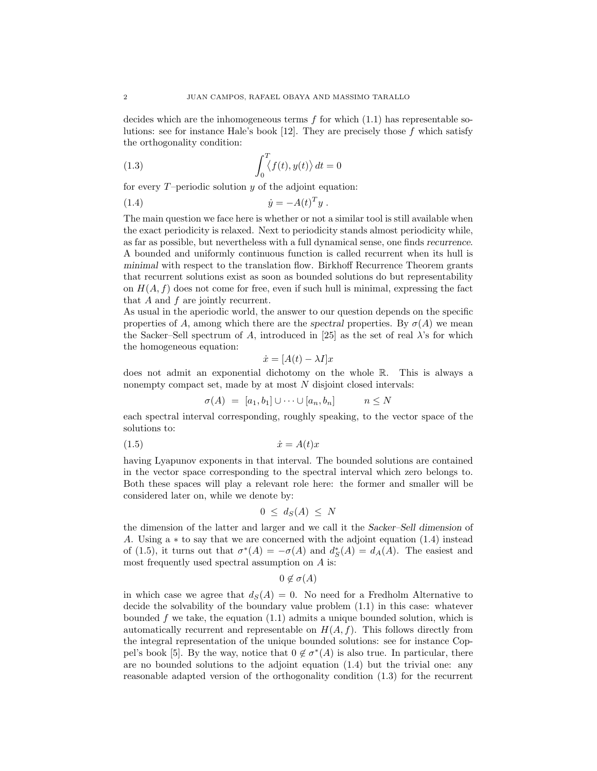decides which are the inhomogeneous terms $f$ for which (1.1) has representable solutions: see for instance Hale's book [12]. They are precisely those $f$ which satisfy the orthogonality condition:

$$\int_0^T \langle f(t), y(t) \rangle \, dt = 0 \tag{1.3}$$

for every $T$–periodic solution $y$ of the adjoint equation:

$$\dot{y} = -A(t)^T y \, . \tag{1.4}$$

The main question we face here is whether or not a similar tool is still available when the exact periodicity is relaxed. Next to periodicity stands almost periodicity while, as far as possible, but nevertheless with a full dynamical sense, one finds *recurrence*. A bounded and uniformly continuous function is called recurrent when its hull is *minimal* with respect to the translation flow. Birkhoff Recurrence Theorem grants that recurrent solutions exist as soon as bounded solutions do but representability on $H(A, f)$ does not come for free, even if such hull is minimal, expressing the fact that $A$ and $f$ are jointly recurrent.

As usual in the aperiodic world, the answer to our question depends on the specific properties of $A$, among which there are the *spectral* properties. By $\sigma(A)$ we mean the Sacker–Sell spectrum of $A$, introduced in [25] as the set of real $\lambda$'s for which the homogeneous equation:

$$\dot{x} = [A(t) - \lambda I]x$$

does not admit an exponential dichotomy on the whole $\mathbb{R}$. This is always a nonempty compact set, made by at most $N$ disjoint closed intervals:

$$\sigma(A) \ = \ [a_1, b_1] \cup \cdots \cup [a_n, b_n] \qquad\quad n \leq N$$

each spectral interval corresponding, roughly speaking, to the vector space of the solutions to:

$$\dot{x} = A(t)x \tag{1.5}$$

having Lyapunov exponents in that interval. The bounded solutions are contained in the vector space corresponding to the spectral interval which zero belongs to. Both these spaces will play a relevant role here: the former and smaller will be considered later on, while we denote by:

$$0 \ \leq \ d_S(A) \ \leq \ N$$

the dimension of the latter and larger and we call it the *Sacker–Sell dimension* of $A$. Using a $*$ to say that we are concerned with the adjoint equation (1.4) instead of (1.5), it turns out that $\sigma^*(A) = -\sigma(A)$ and $d_S^*(A) = d_A(A)$. The easiest and most frequently used spectral assumption on $A$ is:

$$0 \notin \sigma(A)$$

in which case we agree that $d_S(A) = 0$. No need for a Fredholm Alternative to decide the solvability of the boundary value problem (1.1) in this case: whatever bounded $f$ we take, the equation (1.1) admits a unique bounded solution, which is automatically recurrent and representable on $H(A, f)$. This follows directly from the integral representation of the unique bounded solutions: see for instance Coppel's book [5]. By the way, notice that $0 \notin \sigma^*(A)$ is also true. In particular, there are no bounded solutions to the adjoint equation (1.4) but the trivial one: any reasonable adapted version of the orthogonality condition (1.3) for the recurrent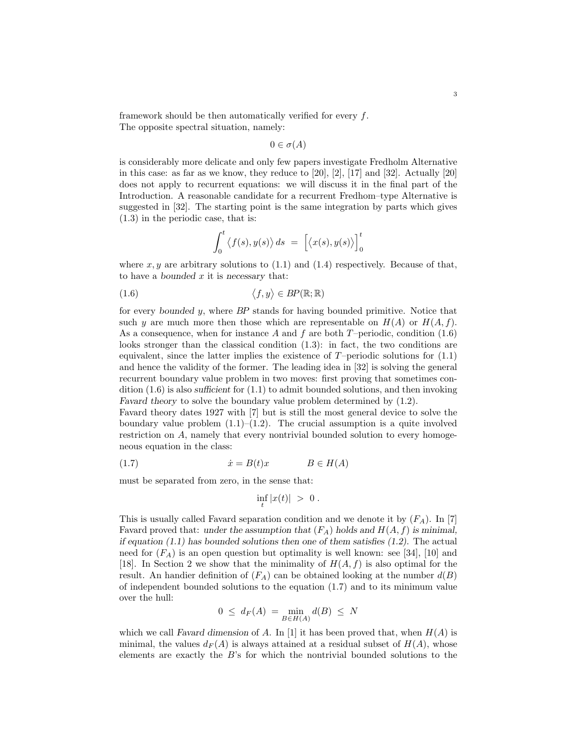framework should be then automatically verified for every $f$.
The opposite spectral situation, namely:

$$0 \in \sigma(A)$$

is considerably more delicate and only few papers investigate Fredholm Alternative in this case: as far as we know, they reduce to [20], [2], [17] and [32]. Actually [20] does not apply to recurrent equations: we will discuss it in the final part of the Introduction. A reasonable candidate for a recurrent Fredhom–type Alternative is suggested in [32]. The starting point is the same integration by parts which gives (1.3) in the periodic case, that is:

$$\int_0^t \big\langle f(s), y(s) \big\rangle \, ds \;=\; \Big[ \big\langle x(s), y(s) \big\rangle \Big]_0^t$$

where $x, y$ are arbitrary solutions to (1.1) and (1.4) respectively. Because of that, to have a *bounded* $x$ it is *necessary* that:

$$\big\langle f, y \big\rangle \in BP(\mathbb{R}; \mathbb{R}) \tag{1.6}$$

for every *bounded* $y$, where $BP$ stands for having bounded primitive. Notice that such $y$ are much more then those which are representable on $H(A)$ or $H(A, f)$. As a consequence, when for instance $A$ and $f$ are both $T$–periodic, condition (1.6) looks stronger than the classical condition (1.3): in fact, the two conditions are equivalent, since the latter implies the existence of $T$–periodic solutions for (1.1) and hence the validity of the former. The leading idea in [32] is solving the general recurrent boundary value problem in two moves: first proving that sometimes condition (1.6) is also *sufficient* for (1.1) to admit bounded solutions, and then invoking *Favard theory* to solve the boundary value problem determined by (1.2).
Favard theory dates 1927 with [7] but is still the most general device to solve the boundary value problem (1.1)–(1.2). The crucial assumption is a quite involved restriction on $A$, namely that every nontrivial bounded solution to every homogeneous equation in the class:

$$\dot{x} = B(t)x \qquad\qquad B \in H(A) \tag{1.7}$$

must be separated from zero, in the sense that:

$$\inf_t |x(t)| \;>\; 0 \,.$$

This is usually called Favard separation condition and we denote it by $(F_A)$. In [7] Favard proved that: *under the assumption that $(F_A)$ holds and $H(A, f)$ is minimal, if equation (1.1) has bounded solutions then one of them satisfies (1.2).* The actual need for $(F_A)$ is an open question but optimality is well known: see [34], [10] and [18]. In Section 2 we show that the minimality of $H(A, f)$ is also optimal for the result. An handier definition of $(F_A)$ can be obtained looking at the number $d(B)$ of independent bounded solutions to the equation (1.7) and to its minimum value over the hull:

$$0 \;\leq\; d_F(A) \;=\; \min_{B \in H(A)} d(B) \;\leq\; N$$

which we call *Favard dimension* of $A$. In [1] it has been proved that, when $H(A)$ is minimal, the values $d_F(A)$ is always attained at a residual subset of $H(A)$, whose elements are exactly the $B$'s for which the nontrivial bounded solutions to the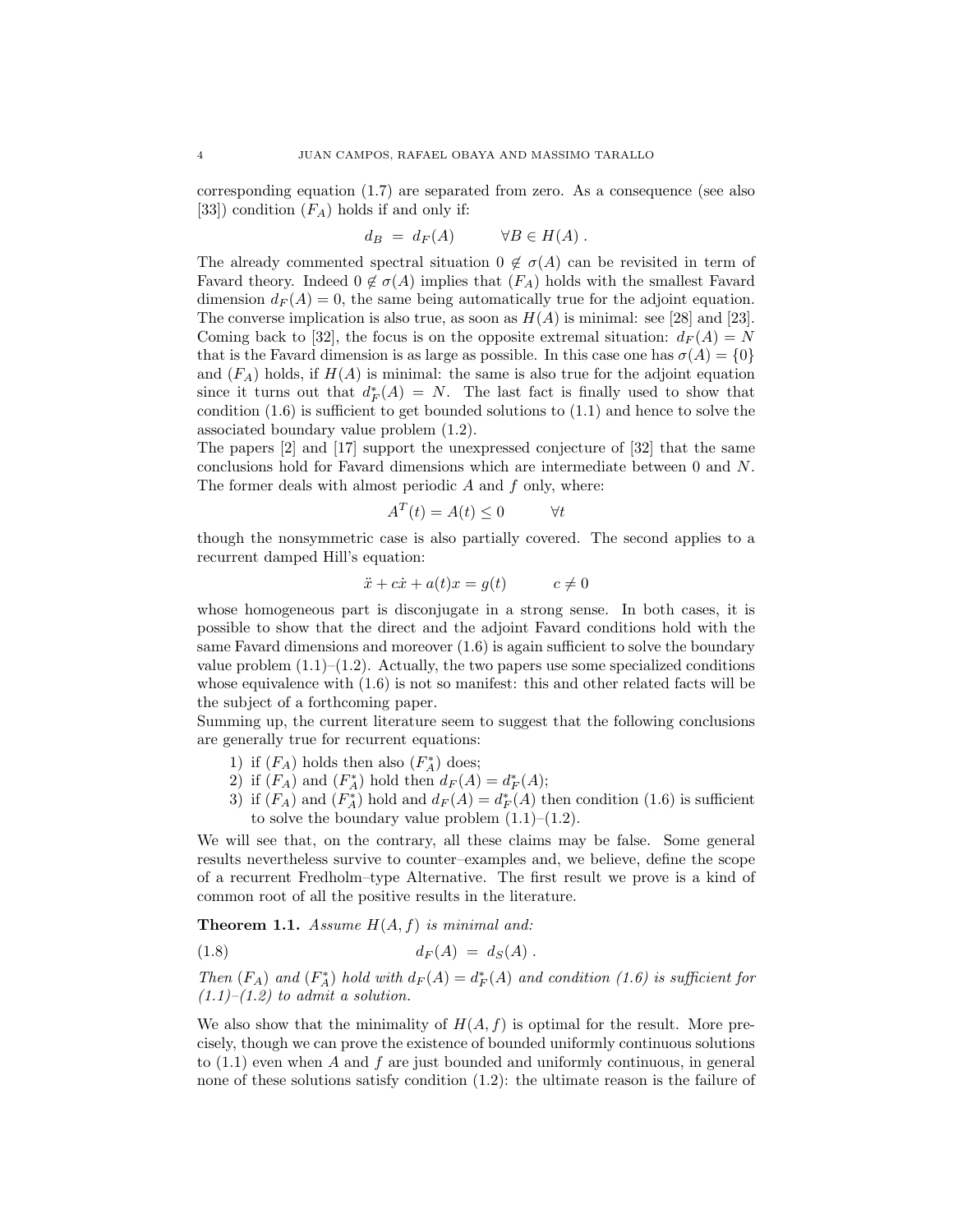corresponding equation (1.7) are separated from zero. As a consequence (see also [33]) condition $(F_A)$ holds if and only if:

$$d_B \;=\; d_F(A) \qquad \forall B \in H(A)\,.$$

The already commented spectral situation $0 \notin \sigma(A)$ can be revisited in term of Favard theory. Indeed $0 \notin \sigma(A)$ implies that $(F_A)$ holds with the smallest Favard dimension $d_F(A) = 0$, the same being automatically true for the adjoint equation. The converse implication is also true, as soon as $H(A)$ is minimal: see [28] and [23]. Coming back to [32], the focus is on the opposite extremal situation: $d_F(A) = N$ that is the Favard dimension is as large as possible. In this case one has $\sigma(A) = \{0\}$ and $(F_A)$ holds, if $H(A)$ is minimal: the same is also true for the adjoint equation since it turns out that $d_F^*(A) = N$. The last fact is finally used to show that condition (1.6) is sufficient to get bounded solutions to (1.1) and hence to solve the associated boundary value problem (1.2).

The papers [2] and [17] support the unexpressed conjecture of [32] that the same conclusions hold for Favard dimensions which are intermediate between 0 and $N$. The former deals with almost periodic $A$ and $f$ only, where:

$$A^T(t) = A(t) \leq 0 \qquad \forall t$$

though the nonsymmetric case is also partially covered. The second applies to a recurrent damped Hill's equation:

$$\ddot{x} + c\dot{x} + a(t)x = g(t) \qquad c \neq 0$$

whose homogeneous part is disconjugate in a strong sense. In both cases, it is possible to show that the direct and the adjoint Favard conditions hold with the same Favard dimensions and moreover (1.6) is again sufficient to solve the boundary value problem (1.1)–(1.2). Actually, the two papers use some specialized conditions whose equivalence with (1.6) is not so manifest: this and other related facts will be the subject of a forthcoming paper.

Summing up, the current literature seem to suggest that the following conclusions are generally true for recurrent equations:

1) if $(F_A)$ holds then also $(F_A^*)$ does;
2) if $(F_A)$ and $(F_A^*)$ hold then $d_F(A) = d_F^*(A)$;
3) if $(F_A)$ and $(F_A^*)$ hold and $d_F(A) = d_F^*(A)$ then condition (1.6) is sufficient to solve the boundary value problem (1.1)–(1.2).

We will see that, on the contrary, all these claims may be false. Some general results nevertheless survive to counter–examples and, we believe, define the scope of a recurrent Fredholm–type Alternative. The first result we prove is a kind of common root of all the positive results in the literature.

**Theorem 1.1.** *Assume $H(A, f)$ is minimal and:*

$$d_F(A) \;=\; d_S(A)\,. \tag{1.8}$$

*Then $(F_A)$ and $(F_A^*)$ hold with $d_F(A) = d_F^*(A)$ and condition (1.6) is sufficient for (1.1)–(1.2) to admit a solution.*

We also show that the minimality of $H(A, f)$ is optimal for the result. More precisely, though we can prove the existence of bounded uniformly continuous solutions to (1.1) even when $A$ and $f$ are just bounded and uniformly continuous, in general none of these solutions satisfy condition (1.2): the ultimate reason is the failure of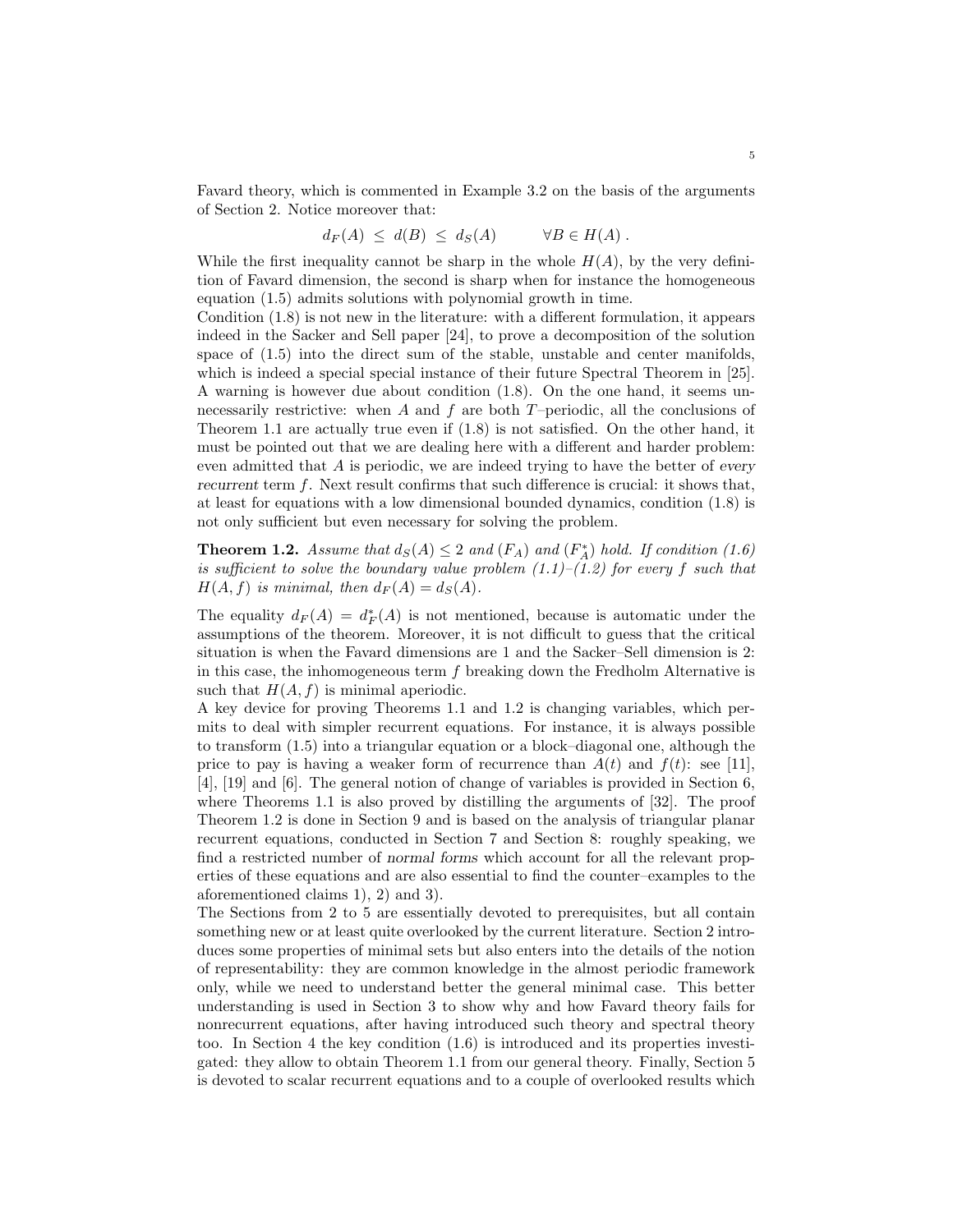Favard theory, which is commented in Example 3.2 on the basis of the arguments of Section 2. Notice moreover that:

$$d_F(A) \le d(B) \le d_S(A) \qquad \forall B \in H(A) .$$

While the first inequality cannot be sharp in the whole $H(A)$, by the very definition of Favard dimension, the second is sharp when for instance the homogeneous equation (1.5) admits solutions with polynomial growth in time.

Condition (1.8) is not new in the literature: with a different formulation, it appears indeed in the Sacker and Sell paper [24], to prove a decomposition of the solution space of (1.5) into the direct sum of the stable, unstable and center manifolds, which is indeed a special special instance of their future Spectral Theorem in [25]. A warning is however due about condition (1.8). On the one hand, it seems unnecessarily restrictive: when $A$ and $f$ are both $T$–periodic, all the conclusions of Theorem 1.1 are actually true even if (1.8) is not satisfied. On the other hand, it must be pointed out that we are dealing here with a different and harder problem: even admitted that $A$ is periodic, we are indeed trying to have the better of *every recurrent* term $f$. Next result confirms that such difference is crucial: it shows that, at least for equations with a low dimensional bounded dynamics, condition (1.8) is not only sufficient but even necessary for solving the problem.

**Theorem 1.2.** *Assume that $d_S(A) \le 2$ and $(F_A)$ and $(F_A^*)$ hold. If condition (1.6) is sufficient to solve the boundary value problem (1.1)–(1.2) for every $f$ such that $H(A, f)$ is minimal, then $d_F(A) = d_S(A)$.*

The equality $d_F(A) = d_F^*(A)$ is not mentioned, because is automatic under the assumptions of the theorem. Moreover, it is not difficult to guess that the critical situation is when the Favard dimensions are 1 and the Sacker–Sell dimension is 2: in this case, the inhomogeneous term $f$ breaking down the Fredholm Alternative is such that $H(A, f)$ is minimal aperiodic.

A key device for proving Theorems 1.1 and 1.2 is changing variables, which permits to deal with simpler recurrent equations. For instance, it is always possible to transform (1.5) into a triangular equation or a block–diagonal one, although the price to pay is having a weaker form of recurrence than $A(t)$ and $f(t)$: see [11], [4], [19] and [6]. The general notion of change of variables is provided in Section 6, where Theorems 1.1 is also proved by distilling the arguments of [32]. The proof Theorem 1.2 is done in Section 9 and is based on the analysis of triangular planar recurrent equations, conducted in Section 7 and Section 8: roughly speaking, we find a restricted number of *normal forms* which account for all the relevant properties of these equations and are also essential to find the counter–examples to the aforementioned claims 1), 2) and 3).

The Sections from 2 to 5 are essentially devoted to prerequisites, but all contain something new or at least quite overlooked by the current literature. Section 2 introduces some properties of minimal sets but also enters into the details of the notion of representability: they are common knowledge in the almost periodic framework only, while we need to understand better the general minimal case. This better understanding is used in Section 3 to show why and how Favard theory fails for nonrecurrent equations, after having introduced such theory and spectral theory too. In Section 4 the key condition (1.6) is introduced and its properties investigated: they allow to obtain Theorem 1.1 from our general theory. Finally, Section 5 is devoted to scalar recurrent equations and to a couple of overlooked results which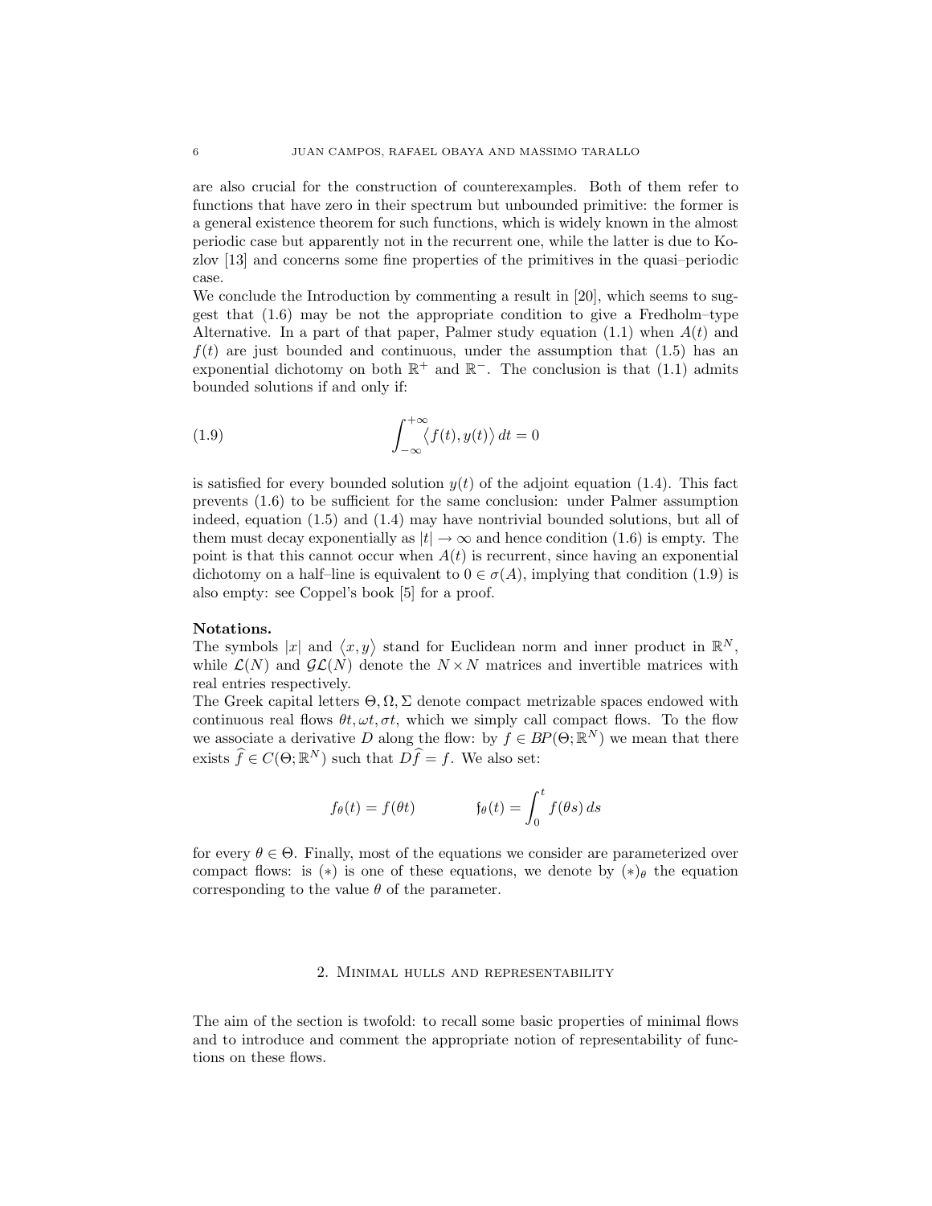are also crucial for the construction of counterexamples. Both of them refer to functions that have zero in their spectrum but unbounded primitive: the former is a general existence theorem for such functions, which is widely known in the almost periodic case but apparently not in the recurrent one, while the latter is due to Kozlov [13] and concerns some fine properties of the primitives in the quasi–periodic case.

We conclude the Introduction by commenting a result in [20], which seems to suggest that (1.6) may be not the appropriate condition to give a Fredholm–type Alternative. In a part of that paper, Palmer study equation (1.1) when $A(t)$ and $f(t)$ are just bounded and continuous, under the assumption that (1.5) has an exponential dichotomy on both $\mathbb{R}^+$ and $\mathbb{R}^-$. The conclusion is that (1.1) admits bounded solutions if and only if:

$$\int_{-\infty}^{+\infty} \big\langle f(t), y(t) \big\rangle \, dt = 0 \tag{1.9}$$

is satisfied for every bounded solution $y(t)$ of the adjoint equation (1.4). This fact prevents (1.6) to be sufficient for the same conclusion: under Palmer assumption indeed, equation (1.5) and (1.4) may have nontrivial bounded solutions, but all of them must decay exponentially as $|t| \to \infty$ and hence condition (1.6) is empty. The point is that this cannot occur when $A(t)$ is recurrent, since having an exponential dichotomy on a half–line is equivalent to $0 \in \sigma(A)$, implying that condition (1.9) is also empty: see Coppel's book [5] for a proof.

**Notations.**

The symbols $|x|$ and $\big\langle x, y \big\rangle$ stand for Euclidean norm and inner product in $\mathbb{R}^N$, while $\mathcal{L}(N)$ and $\mathcal{GL}(N)$ denote the $N \times N$ matrices and invertible matrices with real entries respectively.

The Greek capital letters $\Theta, \Omega, \Sigma$ denote compact metrizable spaces endowed with continuous real flows $\theta t, \omega t, \sigma t$, which we simply call compact flows. To the flow we associate a derivative $D$ along the flow: by $f \in BP(\Theta; \mathbb{R}^N)$ we mean that there exists $\widehat{f} \in C(\Theta; \mathbb{R}^N)$ such that $D\widehat{f} = f$. We also set:

$$f_\theta(t) = f(\theta t) \qquad\qquad \mathfrak{f}_\theta(t) = \int_0^t f(\theta s)\, ds$$

for every $\theta \in \Theta$. Finally, most of the equations we consider are parameterized over compact flows: is $(*)$ is one of these equations, we denote by $(*)_\theta$ the equation corresponding to the value $\theta$ of the parameter.

## 2. Minimal hulls and representability

The aim of the section is twofold: to recall some basic properties of minimal flows and to introduce and comment the appropriate notion of representability of functions on these flows.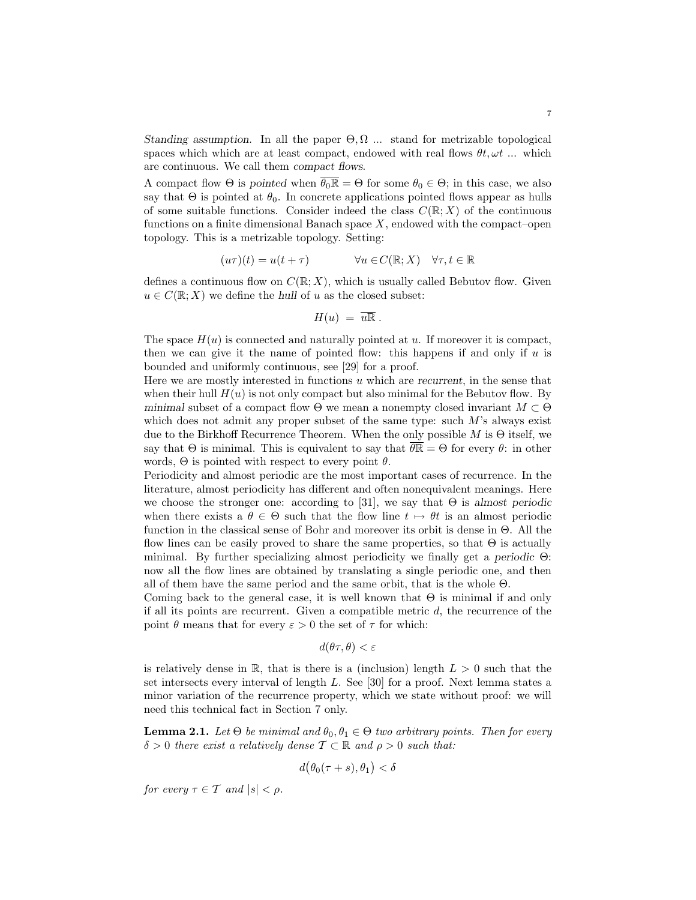*Standing assumption.* In all the paper $\Theta, \Omega$ ... stand for metrizable topological spaces which which are at least compact, endowed with real flows $\theta t, \omega t$ ... which are continuous. We call them *compact flows*.

A compact flow $\Theta$ is *pointed* when $\overline{\theta_0 \mathbb{R}} = \Theta$ for some $\theta_0 \in \Theta$; in this case, we also say that $\Theta$ is pointed at $\theta_0$. In concrete applications pointed flows appear as hulls of some suitable functions. Consider indeed the class $C(\mathbb{R}; X)$ of the continuous functions on a finite dimensional Banach space $X$, endowed with the compact–open topology. This is a metrizable topology. Setting:

$$(u\tau)(t) = u(t+\tau) \qquad\qquad \forall u \in C(\mathbb{R}; X) \quad \forall \tau, t \in \mathbb{R}$$

defines a continuous flow on $C(\mathbb{R}; X)$, which is usually called Bebutov flow. Given $u \in C(\mathbb{R}; X)$ we define the *hull* of $u$ as the closed subset:

$$H(u) \ = \ \overline{u\mathbb{R}}\,.$$

The space $H(u)$ is connected and naturally pointed at $u$. If moreover it is compact, then we can give it the name of pointed flow: this happens if and only if $u$ is bounded and uniformly continuous, see [29] for a proof.

Here we are mostly interested in functions $u$ which are *recurrent*, in the sense that when their hull $H(u)$ is not only compact but also minimal for the Bebutov flow. By *minimal* subset of a compact flow $\Theta$ we mean a nonempty closed invariant $M \subset \Theta$ which does not admit any proper subset of the same type: such $M$'s always exist due to the Birkhoff Recurrence Theorem. When the only possible $M$ is $\Theta$ itself, we say that $\Theta$ is minimal. This is equivalent to say that $\overline{\theta \mathbb{R}} = \Theta$ for every $\theta$: in other words, $\Theta$ is pointed with respect to every point $\theta$.

Periodicity and almost periodic are the most important cases of recurrence. In the literature, almost periodicity has different and often nonequivalent meanings. Here we choose the stronger one: according to [31], we say that $\Theta$ is *almost periodic* when there exists a $\theta \in \Theta$ such that the flow line $t \mapsto \theta t$ is an almost periodic function in the classical sense of Bohr and moreover its orbit is dense in $\Theta$. All the flow lines can be easily proved to share the same properties, so that $\Theta$ is actually minimal. By further specializing almost periodicity we finally get a *periodic* $\Theta$: now all the flow lines are obtained by translating a single periodic one, and then all of them have the same period and the same orbit, that is the whole $\Theta$.

Coming back to the general case, it is well known that $\Theta$ is minimal if and only if all its points are recurrent. Given a compatible metric $d$, the recurrence of the point $\theta$ means that for every $\varepsilon > 0$ the set of $\tau$ for which:

$$d(\theta\tau, \theta) < \varepsilon$$

is relatively dense in $\mathbb{R}$, that is there is a (inclusion) length $L > 0$ such that the set intersects every interval of length $L$. See [30] for a proof. Next lemma states a minor variation of the recurrence property, which we state without proof: we will need this technical fact in Section 7 only.

**Lemma 2.1.** *Let $\Theta$ be minimal and $\theta_0, \theta_1 \in \Theta$ two arbitrary points. Then for every $\delta > 0$ there exist a relatively dense $\mathcal{T} \subset \mathbb{R}$ and $\rho > 0$ such that:*

$$d\big(\theta_0(\tau + s), \theta_1\big) < \delta$$

*for every $\tau \in \mathcal{T}$ and $|s| < \rho$.*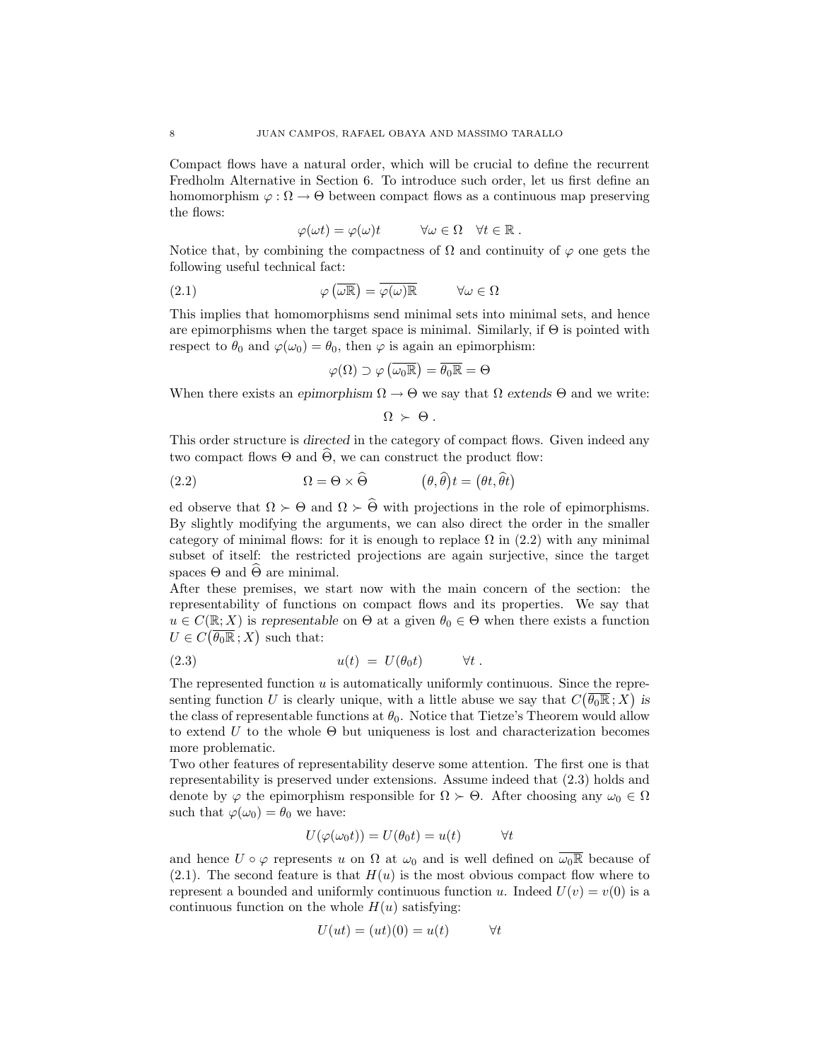Compact flows have a natural order, which will be crucial to define the recurrent Fredholm Alternative in Section 6. To introduce such order, let us first define an homomorphism $\varphi : \Omega \to \Theta$ between compact flows as a continuous map preserving the flows:

$$\varphi(\omega t) = \varphi(\omega)t \qquad \forall \omega \in \Omega \quad \forall t \in \mathbb{R} \, .$$

Notice that, by combining the compactness of $\Omega$ and continuity of $\varphi$ one gets the following useful technical fact:

$$\varphi\left(\overline{\omega\mathbb{R}}\right) = \overline{\varphi(\omega)\mathbb{R}} \qquad \forall \omega \in \Omega \tag{2.1}$$

This implies that homomorphisms send minimal sets into minimal sets, and hence are epimorphisms when the target space is minimal. Similarly, if $\Theta$ is pointed with respect to $\theta_0$ and $\varphi(\omega_0) = \theta_0$, then $\varphi$ is again an epimorphism:

$$\varphi(\Omega) \supset \varphi\left(\overline{\omega_0\mathbb{R}}\right) = \overline{\theta_0\mathbb{R}} = \Theta$$

When there exists an *epimorphism* $\Omega \to \Theta$ we say that $\Omega$ *extends* $\Theta$ and we write:

$$\Omega \succ \Theta \, .$$

This order structure is *directed* in the category of compact flows. Given indeed any two compact flows $\Theta$ and $\widehat{\Theta}$, we can construct the product flow:

$$\Omega = \Theta \times \widehat{\Theta} \qquad \big(\theta, \widehat{\theta}\big)t = \big(\theta t, \widehat{\theta} t\big) \tag{2.2}$$

ed observe that $\Omega \succ \Theta$ and $\Omega \succ \widehat{\Theta}$ with projections in the role of epimorphisms. By slightly modifying the arguments, we can also direct the order in the smaller category of minimal flows: for it is enough to replace $\Omega$ in (2.2) with any minimal subset of itself: the restricted projections are again surjective, since the target spaces $\Theta$ and $\widehat{\Theta}$ are minimal.

After these premises, we start now with the main concern of the section: the representability of functions on compact flows and its properties. We say that $u \in C(\mathbb{R}; X)$ is *representable* on $\Theta$ at a given $\theta_0 \in \Theta$ when there exists a function $U \in C\big(\overline{\theta_0\mathbb{R}}\,; X\big)$ such that:

$$u(t) \;=\; U(\theta_0 t) \qquad \forall t \, . \tag{2.3}$$

The represented function $u$ is automatically uniformly continuous. Since the representing function $U$ is clearly unique, with a little abuse we say that $C\big(\overline{\theta_0\mathbb{R}}\,; X\big)$ *is* the class of representable functions at $\theta_0$. Notice that Tietze's Theorem would allow to extend $U$ to the whole $\Theta$ but uniqueness is lost and characterization becomes more problematic.

Two other features of representability deserve some attention. The first one is that representability is preserved under extensions. Assume indeed that (2.3) holds and denote by $\varphi$ the epimorphism responsible for $\Omega \succ \Theta$. After choosing any $\omega_0 \in \Omega$ such that $\varphi(\omega_0) = \theta_0$ we have:

$$U(\varphi(\omega_0 t)) = U(\theta_0 t) = u(t) \qquad \forall t$$

and hence $U \circ \varphi$ represents $u$ on $\Omega$ at $\omega_0$ and is well defined on $\overline{\omega_0\mathbb{R}}$ because of (2.1). The second feature is that $H(u)$ is the most obvious compact flow where to represent a bounded and uniformly continuous function $u$. Indeed $U(v) = v(0)$ is a continuous function on the whole $H(u)$ satisfying:

$$U(ut) = (ut)(0) = u(t) \qquad \forall t$$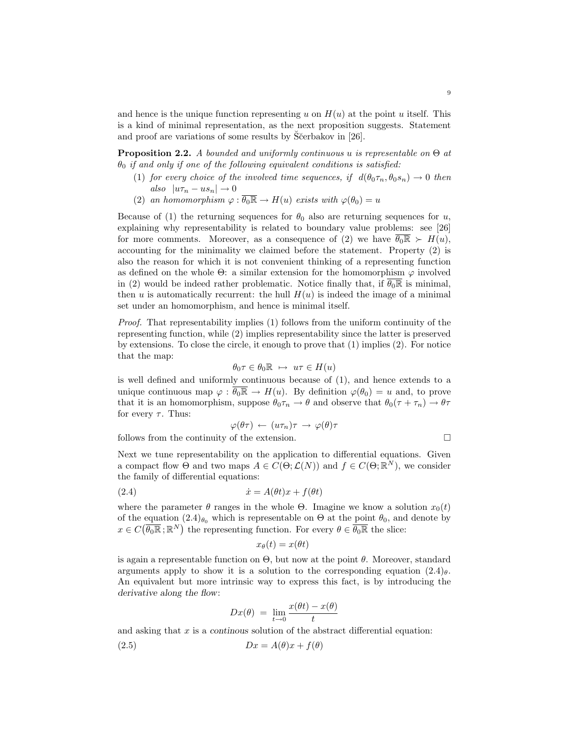and hence is the unique function representing $u$ on $H(u)$ at the point $u$ itself. This is a kind of minimal representation, as the next proposition suggests. Statement and proof are variations of some results by Šč̌erbakov in [26].

**Proposition 2.2.** *A bounded and uniformly continuous $u$ is representable on $\Theta$ at $\theta_0$ if and only if one of the following equivalent conditions is satisfied:*

1. *for every choice of the involved time sequences, if $d(\theta_0\tau_n, \theta_0 s_n) \to 0$ then also $|u\tau_n - us_n| \to 0$*
2. *an homomorphism $\varphi : \overline{\theta_0\mathbb{R}} \to H(u)$ exists with $\varphi(\theta_0) = u$*

Because of (1) the returning sequences for $\theta_0$ also are returning sequences for $u$, explaining why representability is related to boundary value problems: see [26] for more comments. Moreover, as a consequence of (2) we have $\overline{\theta_0\mathbb{R}} \succ H(u)$, accounting for the minimality we claimed before the statement. Property (2) is also the reason for which it is not convenient thinking of a representing function as defined on the whole $\Theta$: a similar extension for the homomorphism $\varphi$ involved in (2) would be indeed rather problematic. Notice finally that, if $\overline{\theta_0\mathbb{R}}$ is minimal, then $u$ is automatically recurrent: the hull $H(u)$ is indeed the image of a minimal set under an homomorphism, and hence is minimal itself.

*Proof.* That representability implies (1) follows from the uniform continuity of the representing function, while (2) implies representability since the latter is preserved by extensions. To close the circle, it enough to prove that (1) implies (2). For notice that the map:

$$\theta_0\tau \in \theta_0\mathbb{R} \ \mapsto \ u\tau \in H(u)$$

is well defined and uniformly continuous because of (1), and hence extends to a unique continuous map $\varphi : \overline{\theta_0\mathbb{R}} \to H(u)$. By definition $\varphi(\theta_0) = u$ and, to prove that it is an homomorphism, suppose $\theta_0\tau_n \to \theta$ and observe that $\theta_0(\tau + \tau_n) \to \theta\tau$ for every $\tau$. Thus:

$$\varphi(\theta\tau) \ \leftarrow \ (u\tau_n)\tau \ \to \ \varphi(\theta)\tau$$

follows from the continuity of the extension. $\square$

Next we tune representability on the application to differential equations. Given a compact flow $\Theta$ and two maps $A \in C(\Theta; \mathcal{L}(N))$ and $f \in C(\Theta; \mathbb{R}^N)$, we consider the family of differential equations:

$$\dot{x} = A(\theta t)x + f(\theta t) \tag{2.4}$$

where the parameter $\theta$ ranges in the whole $\Theta$. Imagine we know a solution $x_0(t)$ of the equation $(2.4)_{\theta_0}$ which is representable on $\Theta$ at the point $\theta_0$, and denote by $x \in C(\overline{\theta_0\mathbb{R}}; \mathbb{R}^N)$ the representing function. For every $\theta \in \overline{\theta_0\mathbb{R}}$ the slice:

$$x_\theta(t) = x(\theta t)$$

is again a representable function on $\Theta$, but now at the point $\theta$. Moreover, standard arguments apply to show it is a solution to the corresponding equation $(2.4)_\theta$. An equivalent but more intrinsic way to express this fact, is by introducing the *derivative along the flow*:

$$Dx(\theta) \ = \ \lim_{t \to 0} \frac{x(\theta t) - x(\theta)}{t}$$

and asking that $x$ is a *continous* solution of the abstract differential equation:

$$Dx = A(\theta)x + f(\theta) \tag{2.5}$$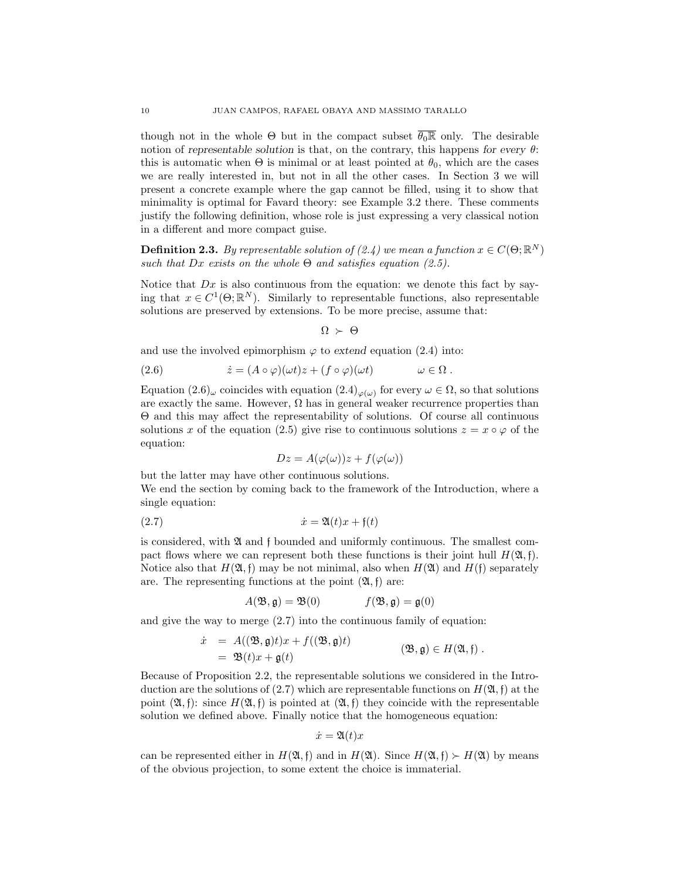though not in the whole $\Theta$ but in the compact subset $\overline{\theta_0\mathbb{R}}$ only. The desirable notion of *representable solution* is that, on the contrary, this happens *for every* $\theta$: this is automatic when $\Theta$ is minimal or at least pointed at $\theta_0$, which are the cases we are really interested in, but not in all the other cases. In Section 3 we will present a concrete example where the gap cannot be filled, using it to show that minimality is optimal for Favard theory: see Example 3.2 there. These comments justify the following definition, whose role is just expressing a very classical notion in a different and more compact guise.

**Definition 2.3.** *By representable solution of (2.4) we mean a function $x \in C(\Theta;\mathbb{R}^N)$ such that $Dx$ exists on the whole $\Theta$ and satisfies equation (2.5).*

Notice that $Dx$ is also continuous from the equation: we denote this fact by saying that $x \in C^1(\Theta;\mathbb{R}^N)$. Similarly to representable functions, also representable solutions are preserved by extensions. To be more precise, assume that:

$$\Omega \succ \Theta$$

and use the involved epimorphism $\varphi$ to *extend* equation (2.4) into:

$$\dot{z} = (A \circ \varphi)(\omega t) z + (f \circ \varphi)(\omega t) \qquad \omega \in \Omega\,. \tag{2.6}$$

Equation $(2.6)_\omega$ coincides with equation $(2.4)_{\varphi(\omega)}$ for every $\omega \in \Omega$, so that solutions are exactly the same. However, $\Omega$ has in general weaker recurrence properties than $\Theta$ and this may affect the representability of solutions. Of course all continuous solutions $x$ of the equation (2.5) give rise to continuous solutions $z = x \circ \varphi$ of the equation:

$$Dz = A(\varphi(\omega))z + f(\varphi(\omega))$$

but the latter may have other continuous solutions.
We end the section by coming back to the framework of the Introduction, where a single equation:

$$\dot{x} = \mathfrak{A}(t)x + \mathfrak{f}(t) \tag{2.7}$$

is considered, with $\mathfrak{A}$ and $\mathfrak{f}$ bounded and uniformly continuous. The smallest compact flows where we can represent both these functions is their joint hull $H(\mathfrak{A},\mathfrak{f})$. Notice also that $H(\mathfrak{A},\mathfrak{f})$ may be not minimal, also when $H(\mathfrak{A})$ and $H(\mathfrak{f})$ separately are. The representing functions at the point $(\mathfrak{A},\mathfrak{f})$ are:

$$A(\mathfrak{B},\mathfrak{g}) = \mathfrak{B}(0) \qquad\qquad f(\mathfrak{B},\mathfrak{g}) = \mathfrak{g}(0)$$

and give the way to merge (2.7) into the continuous family of equation:

$$\begin{aligned} \dot{x} &= A((\mathfrak{B},\mathfrak{g})t)x + f((\mathfrak{B},\mathfrak{g})t) \\ &= \mathfrak{B}(t)x + \mathfrak{g}(t) \end{aligned} \qquad\qquad (\mathfrak{B},\mathfrak{g}) \in H(\mathfrak{A},\mathfrak{f})\,.$$

Because of Proposition 2.2, the representable solutions we considered in the Introduction are the solutions of (2.7) which are representable functions on $H(\mathfrak{A},\mathfrak{f})$ at the point $(\mathfrak{A},\mathfrak{f})$: since $H(\mathfrak{A},\mathfrak{f})$ is pointed at $(\mathfrak{A},\mathfrak{f})$ they coincide with the representable solution we defined above. Finally notice that the homogeneous equation:

$$\dot{x} = \mathfrak{A}(t)x$$

can be represented either in $H(\mathfrak{A},\mathfrak{f})$ and in $H(\mathfrak{A})$. Since $H(\mathfrak{A},\mathfrak{f}) \succ H(\mathfrak{A})$ by means of the obvious projection, to some extent the choice is immaterial.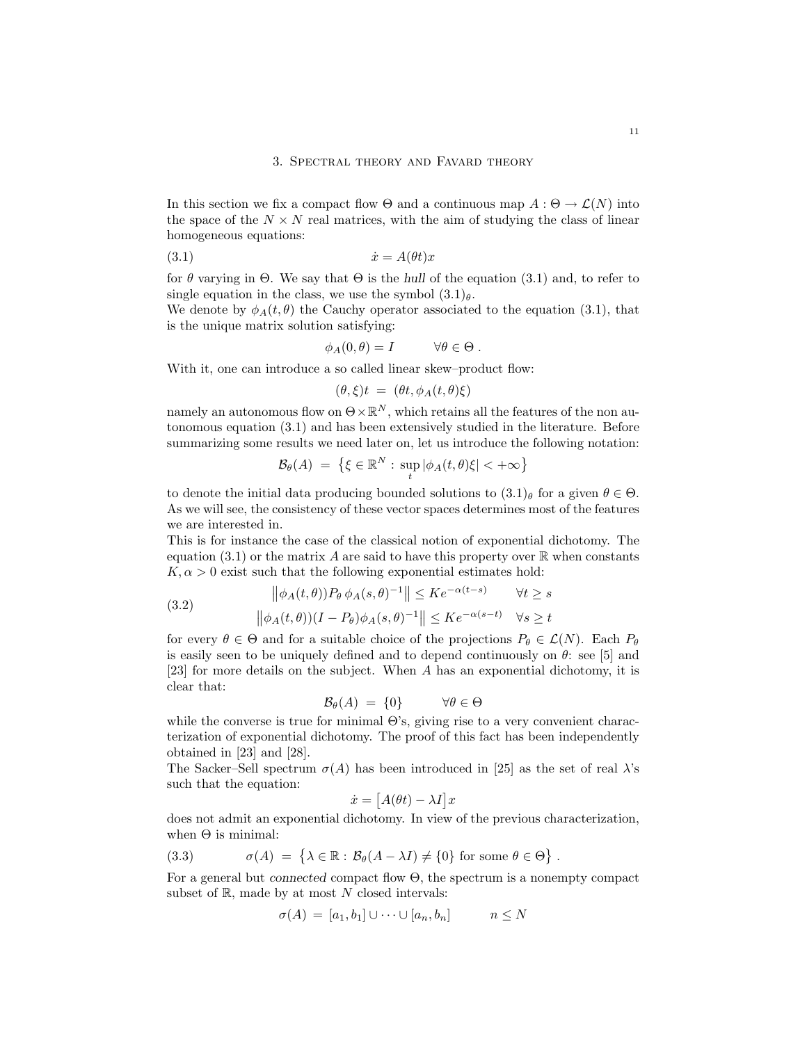## 3. Spectral theory and Favard theory

In this section we fix a compact flow $\Theta$ and a continuous map $A : \Theta \to \mathcal{L}(N)$ into the space of the $N \times N$ real matrices, with the aim of studying the class of linear homogeneous equations:

$$\dot{x} = A(\theta t)x \tag{3.1}$$

for $\theta$ varying in $\Theta$. We say that $\Theta$ is the *hull* of the equation (3.1) and, to refer to single equation in the class, we use the symbol $(3.1)_\theta$.

We denote by $\phi_A(t, \theta)$ the Cauchy operator associated to the equation (3.1), that is the unique matrix solution satisfying:

$$\phi_A(0, \theta) = I \qquad \forall \theta \in \Theta \,.$$

With it, one can introduce a so called linear skew–product flow:

$$(\theta, \xi)t \;=\; (\theta t, \phi_A(t, \theta)\xi)$$

namely an autonomous flow on $\Theta \times \mathbb{R}^N$, which retains all the features of the non autonomous equation (3.1) and has been extensively studied in the literature. Before summarizing some results we need later on, let us introduce the following notation:

$$\mathcal{B}_\theta(A) \;=\; \left\{ \xi \in \mathbb{R}^N : \sup_t |\phi_A(t, \theta)\xi| < +\infty \right\}$$

to denote the initial data producing bounded solutions to $(3.1)_\theta$ for a given $\theta \in \Theta$. As we will see, the consistency of these vector spaces determines most of the features we are interested in.

This is for instance the case of the classical notion of exponential dichotomy. The equation (3.1) or the matrix $A$ are said to have this property over $\mathbb{R}$ when constants $K, \alpha > 0$ exist such that the following exponential estimates hold:

$$\begin{aligned} \left\| \phi_A(t, \theta)) P_\theta \, \phi_A(s, \theta)^{-1} \right\| &\le K e^{-\alpha(t-s)} \qquad \forall t \ge s \\ \left\| \phi_A(t, \theta))(I - P_\theta) \phi_A(s, \theta)^{-1} \right\| &\le K e^{-\alpha(s-t)} \quad \forall s \ge t \end{aligned} \tag{3.2}$$

for every $\theta \in \Theta$ and for a suitable choice of the projections $P_\theta \in \mathcal{L}(N)$. Each $P_\theta$ is easily seen to be uniquely defined and to depend continuously on $\theta$: see [5] and [23] for more details on the subject. When $A$ has an exponential dichotomy, it is clear that:

$$\mathcal{B}_\theta(A) \;=\; \{0\} \qquad \forall \theta \in \Theta$$

while the converse is true for minimal $\Theta$'s, giving rise to a very convenient characterization of exponential dichotomy. The proof of this fact has been independently obtained in [23] and [28].

The Sacker–Sell spectrum $\sigma(A)$ has been introduced in [25] as the set of real $\lambda$'s such that the equation:

$$\dot{x} = \big[A(\theta t) - \lambda I\big]x$$

does not admit an exponential dichotomy. In view of the previous characterization, when $\Theta$ is minimal:

$$\sigma(A) \;=\; \left\{ \lambda \in \mathbb{R} : \mathcal{B}_\theta(A - \lambda I) \ne \{0\} \text{ for some } \theta \in \Theta \right\} . \tag{3.3}$$

For a general but *connected* compact flow $\Theta$, the spectrum is a nonempty compact subset of $\mathbb{R}$, made by at most $N$ closed intervals:

$$\sigma(A) \;=\; [a_1, b_1] \cup \cdots \cup [a_n, b_n] \qquad n \le N$$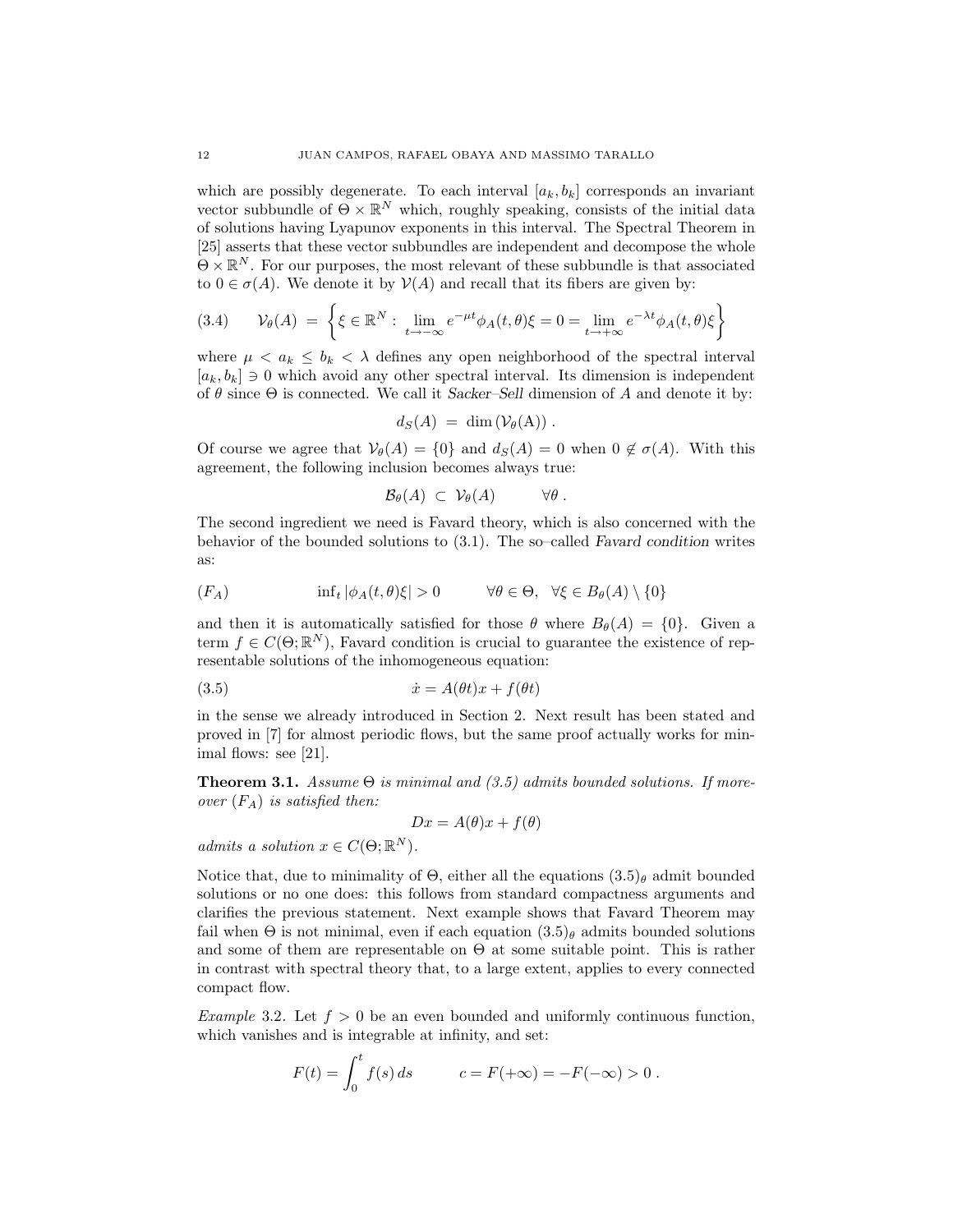which are possibly degenerate. To each interval $[a_k, b_k]$ corresponds an invariant vector subbundle of $\Theta \times \mathbb{R}^N$ which, roughly speaking, consists of the initial data of solutions having Lyapunov exponents in this interval. The Spectral Theorem in [25] asserts that these vector subbundles are independent and decompose the whole $\Theta \times \mathbb{R}^N$. For our purposes, the most relevant of these subbundle is that associated to $0 \in \sigma(A)$. We denote it by $\mathcal{V}(A)$ and recall that its fibers are given by:

$$\mathcal{V}_\theta(A) \;=\; \left\{ \xi \in \mathbb{R}^N : \lim_{t \to -\infty} e^{-\mu t} \phi_A(t,\theta)\xi = 0 = \lim_{t \to +\infty} e^{-\lambda t} \phi_A(t,\theta)\xi \right\} \tag{3.4}$$

where $\mu < a_k \le b_k < \lambda$ defines any open neighborhood of the spectral interval $[a_k, b_k] \ni 0$ which avoid any other spectral interval. Its dimension is independent of $\theta$ since $\Theta$ is connected. We call it *Sacker–Sell* dimension of $A$ and denote it by:

$$d_S(A) \;=\; \dim\left(\mathcal{V}_\theta(\mathrm{A})\right).$$

Of course we agree that $\mathcal{V}_\theta(A) = \{0\}$ and $d_S(A) = 0$ when $0 \notin \sigma(A)$. With this agreement, the following inclusion becomes always true:

$$\mathcal{B}_\theta(A) \;\subset\; \mathcal{V}_\theta(A) \qquad \forall \theta\,.$$

The second ingredient we need is Favard theory, which is also concerned with the behavior of the bounded solutions to (3.1). The so–called *Favard condition* writes as:

$$\inf\nolimits_t |\phi_A(t,\theta)\xi| > 0 \qquad \forall \theta \in \Theta, \;\; \forall \xi \in B_\theta(A) \setminus \{0\} \tag{$F_A$}$$

and then it is automatically satisfied for those $\theta$ where $B_\theta(A) = \{0\}$. Given a term $f \in C(\Theta; \mathbb{R}^N)$, Favard condition is crucial to guarantee the existence of representable solutions of the inhomogeneous equation:

$$\dot{x} = A(\theta t)x + f(\theta t) \tag{3.5}$$

in the sense we already introduced in Section 2. Next result has been stated and proved in [7] for almost periodic flows, but the same proof actually works for minimal flows: see [21].

**Theorem 3.1.** *Assume $\Theta$ is minimal and (3.5) admits bounded solutions. If moreover $(F_A)$ is satisfied then:*

$$Dx = A(\theta)x + f(\theta)$$

*admits a solution $x \in C(\Theta; \mathbb{R}^N)$.*

Notice that, due to minimality of $\Theta$, either all the equations $(3.5)_\theta$ admit bounded solutions or no one does: this follows from standard compactness arguments and clarifies the previous statement. Next example shows that Favard Theorem may fail when $\Theta$ is not minimal, even if each equation $(3.5)_\theta$ admits bounded solutions and some of them are representable on $\Theta$ at some suitable point. This is rather in contrast with spectral theory that, to a large extent, applies to every connected compact flow.

*Example* 3.2. Let $f > 0$ be an even bounded and uniformly continuous function, which vanishes and is integrable at infinity, and set:

$$F(t) = \int_0^t f(s)\,ds \qquad c = F(+\infty) = -F(-\infty) > 0\,.$$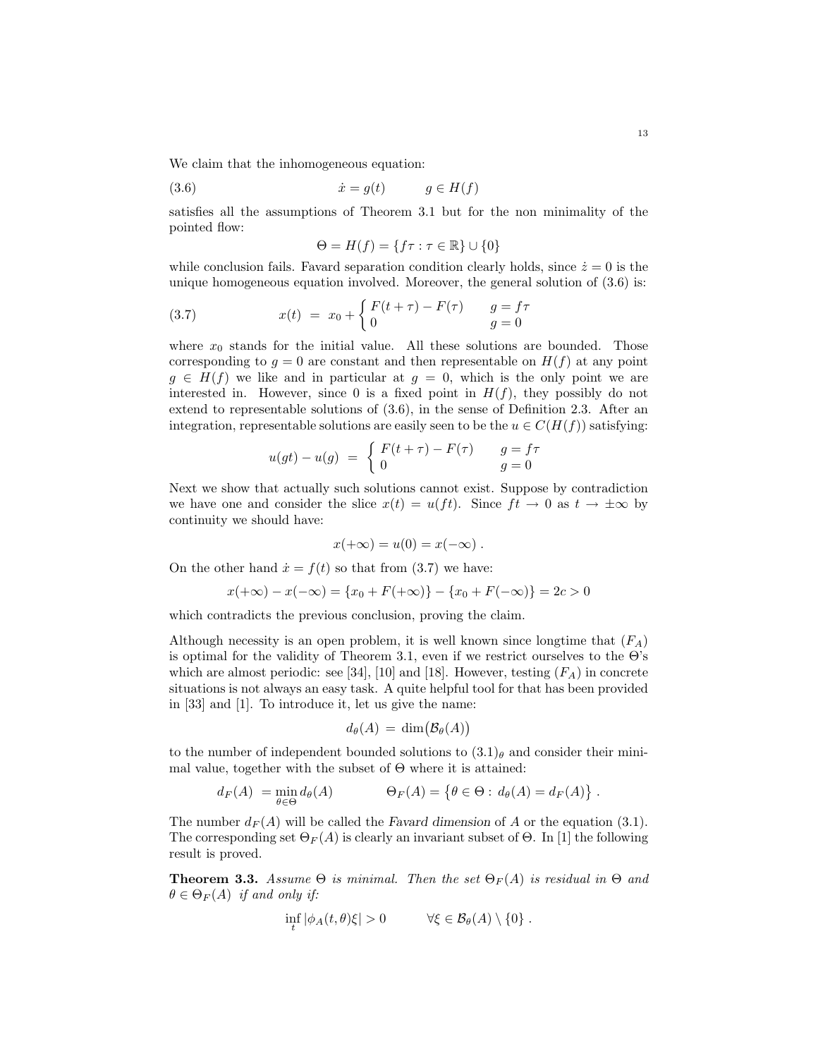We claim that the inhomogeneous equation:

$$\dot{x} = g(t) \qquad g \in H(f) \tag{3.6}$$

satisfies all the assumptions of Theorem 3.1 but for the non minimality of the pointed flow:

$$\Theta = H(f) = \{f\tau : \tau \in \mathbb{R}\} \cup \{0\}$$

while conclusion fails. Favard separation condition clearly holds, since $\dot{z} = 0$ is the unique homogeneous equation involved. Moreover, the general solution of (3.6) is:

$$x(t) \ = \ x_0 + \begin{cases} F(t+\tau) - F(\tau) & g = f\tau \\ 0 & g = 0 \end{cases} \tag{3.7}$$

where $x_0$ stands for the initial value. All these solutions are bounded. Those corresponding to $g = 0$ are constant and then representable on $H(f)$ at any point $g \in H(f)$ we like and in particular at $g = 0$, which is the only point we are interested in. However, since 0 is a fixed point in $H(f)$, they possibly do not extend to representable solutions of (3.6), in the sense of Definition 2.3. After an integration, representable solutions are easily seen to be the $u \in C(H(f))$ satisfying:

$$u(gt) - u(g) \ = \ \begin{cases} F(t+\tau) - F(\tau) & g = f\tau \\ 0 & g = 0 \end{cases}$$

Next we show that actually such solutions cannot exist. Suppose by contradiction we have one and consider the slice $x(t) = u(ft)$. Since $ft \to 0$ as $t \to \pm\infty$ by continuity we should have:

$$x(+\infty) = u(0) = x(-\infty) \ .$$

On the other hand $\dot{x} = f(t)$ so that from (3.7) we have:

$$x(+\infty) - x(-\infty) = \{x_0 + F(+\infty)\} - \{x_0 + F(-\infty)\} = 2c > 0$$

which contradicts the previous conclusion, proving the claim.

Although necessity is an open problem, it is well known since longtime that $(F_A)$ is optimal for the validity of Theorem 3.1, even if we restrict ourselves to the $\Theta$'s which are almost periodic: see [34], [10] and [18]. However, testing $(F_A)$ in concrete situations is not always an easy task. A quite helpful tool for that has been provided in [33] and [1]. To introduce it, let us give the name:

$$d_\theta(A) \ = \ \dim\bigl(\mathcal{B}_\theta(A)\bigr)$$

to the number of independent bounded solutions to $(3.1)_\theta$ and consider their minimal value, together with the subset of $\Theta$ where it is attained:

$$d_F(A) \ = \min_{\theta \in \Theta} d_\theta(A) \qquad\qquad \Theta_F(A) = \bigl\{\theta \in \Theta : \, d_\theta(A) = d_F(A)\bigr\} \ .$$

The number $d_F(A)$ will be called the *Favard dimension* of $A$ or the equation (3.1). The corresponding set $\Theta_F(A)$ is clearly an invariant subset of $\Theta$. In [1] the following result is proved.

**Theorem 3.3.** *Assume $\Theta$ is minimal. Then the set $\Theta_F(A)$ is residual in $\Theta$ and $\theta \in \Theta_F(A)$ if and only if:*

$$\inf_t |\phi_A(t,\theta)\xi| > 0 \qquad\qquad \forall \xi \in \mathcal{B}_\theta(A) \setminus \{0\} \ .$$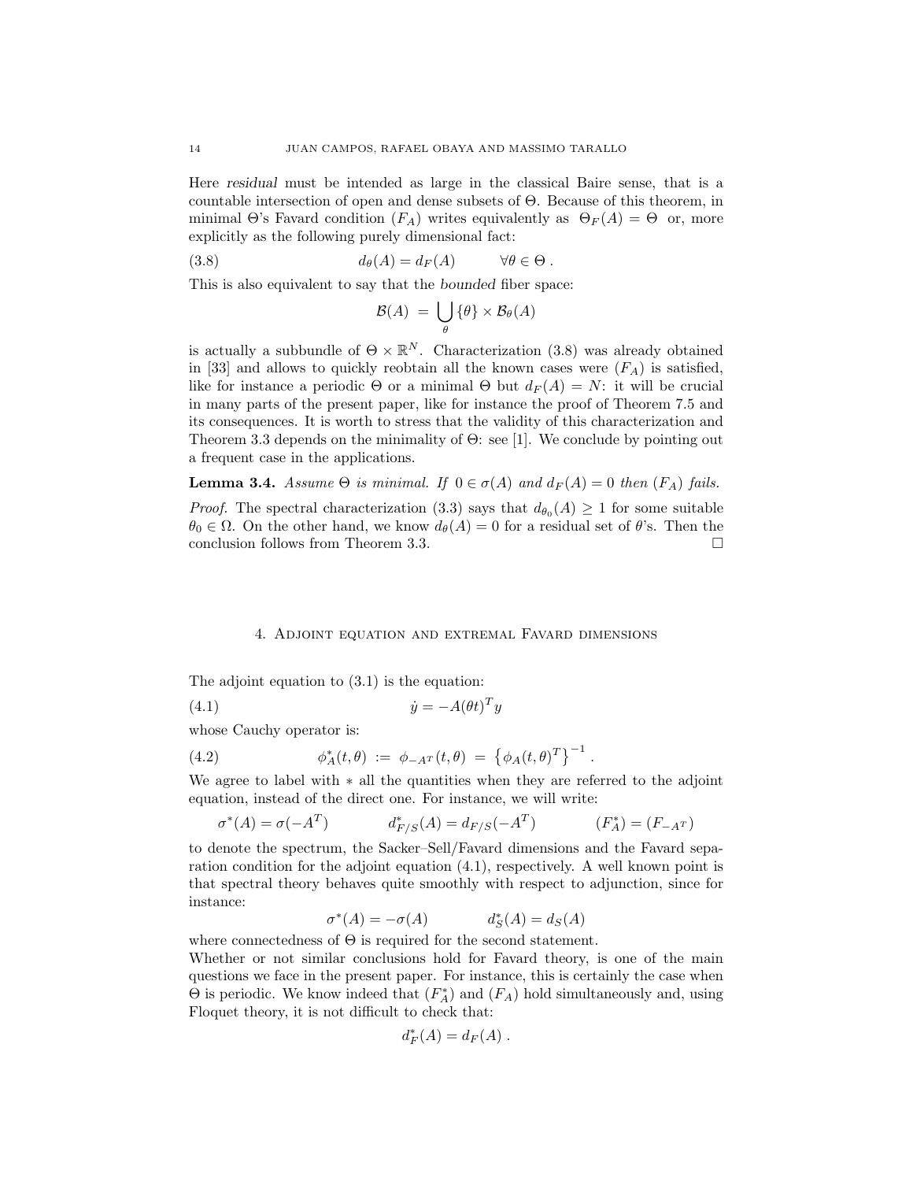Here *residual* must be intended as large in the classical Baire sense, that is a countable intersection of open and dense subsets of $\Theta$. Because of this theorem, in minimal $\Theta$'s Favard condition $(F_A)$ writes equivalently as $\Theta_F(A) = \Theta$ or, more explicitly as the following purely dimensional fact:

$$d_\theta(A) = d_F(A) \qquad \forall \theta \in \Theta \,. \tag{3.8}$$

This is also equivalent to say that the *bounded* fiber space:

$$\mathcal{B}(A) \;=\; \bigcup_\theta \{\theta\} \times \mathcal{B}_\theta(A)$$

is actually a subbundle of $\Theta \times \mathbb{R}^N$. Characterization (3.8) was already obtained in [33] and allows to quickly reobtain all the known cases were $(F_A)$ is satisfied, like for instance a periodic $\Theta$ or a minimal $\Theta$ but $d_F(A) = N$: it will be crucial in many parts of the present paper, like for instance the proof of Theorem 7.5 and its consequences. It is worth to stress that the validity of this characterization and Theorem 3.3 depends on the minimality of $\Theta$: see [1]. We conclude by pointing out a frequent case in the applications.

**Lemma 3.4.** *Assume $\Theta$ is minimal. If $0 \in \sigma(A)$ and $d_F(A) = 0$ then $(F_A)$ fails.*

*Proof.* The spectral characterization (3.3) says that $d_{\theta_0}(A) \geq 1$ for some suitable $\theta_0 \in \Omega$. On the other hand, we know $d_\theta(A) = 0$ for a residual set of $\theta$'s. Then the conclusion follows from Theorem 3.3. $\square$

## 4. Adjoint equation and extremal Favard dimensions

The adjoint equation to (3.1) is the equation:

$$\dot{y} = -A(\theta t)^T y \tag{4.1}$$

whose Cauchy operator is:

$$\phi^*_A(t,\theta) \;:=\; \phi_{-A^T}(t,\theta) \;=\; \left\{\phi_A(t,\theta)^T\right\}^{-1} . \tag{4.2}$$

We agree to label with $*$ all the quantities when they are referred to the adjoint equation, instead of the direct one. For instance, we will write:

$$\sigma^*(A) = \sigma(-A^T) \qquad\qquad d^*_{F/S}(A) = d_{F/S}(-A^T) \qquad\qquad (F^*_A) = (F_{-A^T})$$

to denote the spectrum, the Sacker–Sell/Favard dimensions and the Favard separation condition for the adjoint equation (4.1), respectively. A well known point is that spectral theory behaves quite smoothly with respect to adjunction, since for instance:

$$\sigma^*(A) = -\sigma(A) \qquad\qquad d^*_S(A) = d_S(A)$$

where connectedness of $\Theta$ is required for the second statement.

Whether or not similar conclusions hold for Favard theory, is one of the main questions we face in the present paper. For instance, this is certainly the case when $\Theta$ is periodic. We know indeed that $(F^*_A)$ and $(F_A)$ hold simultaneously and, using Floquet theory, it is not difficult to check that:

$$d^*_F(A) = d_F(A) \,.$$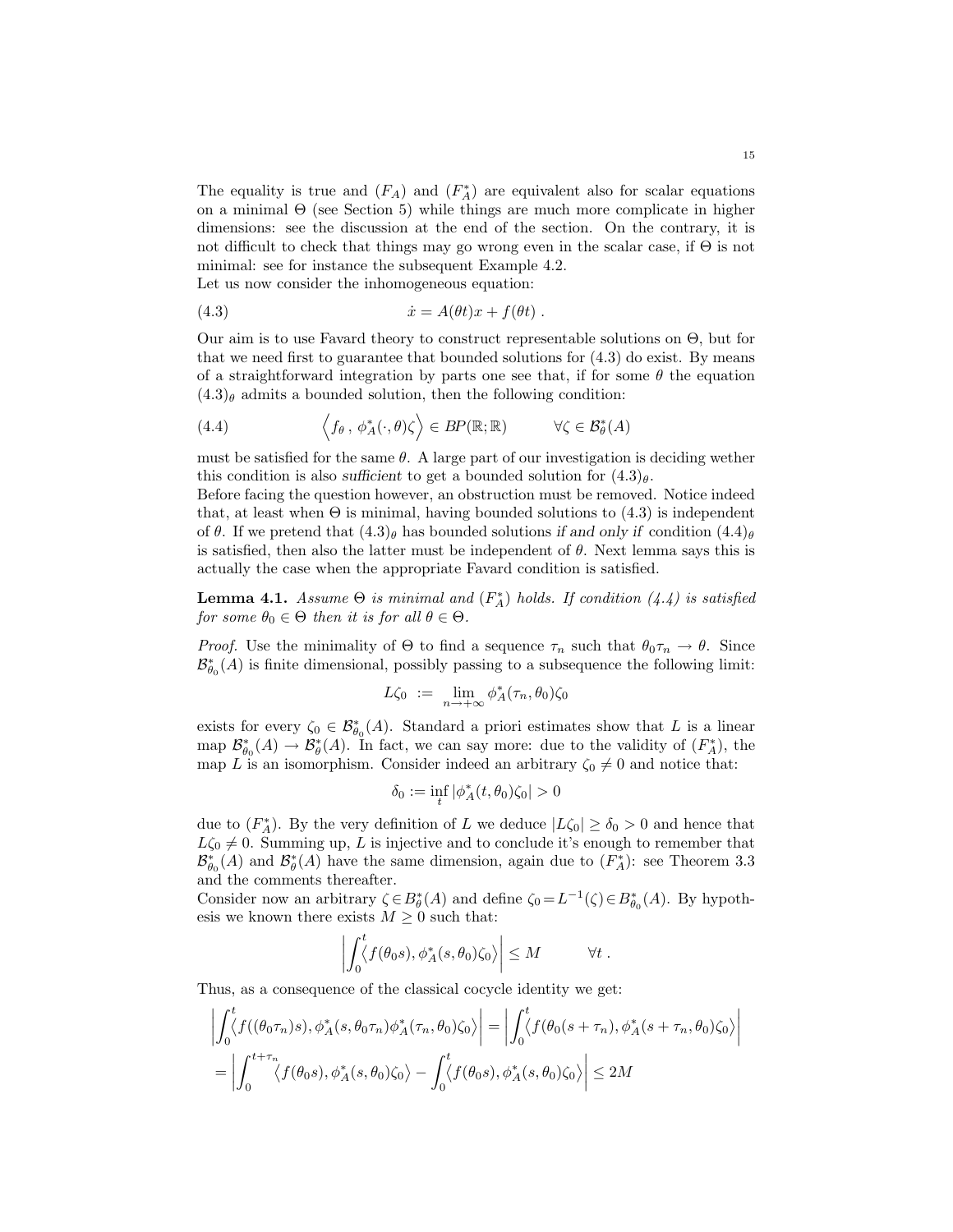The equality is true and $(F_A)$ and $(F_A^*)$ are equivalent also for scalar equations on a minimal $\Theta$ (see Section 5) while things are much more complicate in higher dimensions: see the discussion at the end of the section. On the contrary, it is not difficult to check that things may go wrong even in the scalar case, if $\Theta$ is not minimal: see for instance the subsequent Example 4.2.

Let us now consider the inhomogeneous equation:

$$\dot{x} = A(\theta t)x + f(\theta t) \ . \tag{4.3}$$

Our aim is to use Favard theory to construct representable solutions on $\Theta$, but for that we need first to guarantee that bounded solutions for (4.3) do exist. By means of a straightforward integration by parts one see that, if for some $\theta$ the equation $(4.3)_\theta$ admits a bounded solution, then the following condition:

$$\Big\langle f_\theta \, , \, \phi_A^*(\cdot, \theta)\zeta \Big\rangle \in BP(\mathbb{R}; \mathbb{R}) \qquad \forall \zeta \in \mathcal{B}_\theta^*(A) \tag{4.4}$$

must be satisfied for the same $\theta$. A large part of our investigation is deciding wether this condition is also *sufficient* to get a bounded solution for $(4.3)_\theta$.

Before facing the question however, an obstruction must be removed. Notice indeed that, at least when $\Theta$ is minimal, having bounded solutions to (4.3) is independent of $\theta$. If we pretend that $(4.3)_\theta$ has bounded solutions *if and only if* condition $(4.4)_\theta$ is satisfied, then also the latter must be independent of $\theta$. Next lemma says this is actually the case when the appropriate Favard condition is satisfied.

**Lemma 4.1.** *Assume $\Theta$ is minimal and $(F_A^*)$ holds. If condition (4.4) is satisfied for some $\theta_0 \in \Theta$ then it is for all $\theta \in \Theta$.*

*Proof.* Use the minimality of $\Theta$ to find a sequence $\tau_n$ such that $\theta_0\tau_n \to \theta$. Since $\mathcal{B}_{\theta_0}^*(A)$ is finite dimensional, possibly passing to a subsequence the following limit:

$$L\zeta_0 \ := \ \lim_{n \to +\infty} \phi_A^*(\tau_n, \theta_0)\zeta_0$$

exists for every $\zeta_0 \in \mathcal{B}_{\theta_0}^*(A)$. Standard a priori estimates show that $L$ is a linear map $\mathcal{B}_{\theta_0}^*(A) \to \mathcal{B}_\theta^*(A)$. In fact, we can say more: due to the validity of $(F_A^*)$, the map $L$ is an isomorphism. Consider indeed an arbitrary $\zeta_0 \neq 0$ and notice that:

$$\delta_0 := \inf_t |\phi_A^*(t, \theta_0)\zeta_0| > 0$$

due to $(F_A^*)$. By the very definition of $L$ we deduce $|L\zeta_0| \geq \delta_0 > 0$ and hence that $L\zeta_0 \neq 0$. Summing up, $L$ is injective and to conclude it's enough to remember that $\mathcal{B}_{\theta_0}^*(A)$ and $\mathcal{B}_\theta^*(A)$ have the same dimension, again due to $(F_A^*)$: see Theorem 3.3 and the comments thereafter.

Consider now an arbitrary $\zeta \in B_\theta^*(A)$ and define $\zeta_0 = L^{-1}(\zeta) \in B_{\theta_0}^*(A)$. By hypothesis we known there exists $M \geq 0$ such that:

$$\left| \int_0^t \Big\langle f(\theta_0 s), \phi_A^*(s, \theta_0)\zeta_0 \Big\rangle \right| \leq M \qquad \forall t \ .$$

Thus, as a consequence of the classical cocycle identity we get:

$$\left| \int_0^t \Big\langle f((\theta_0\tau_n)s), \phi_A^*(s, \theta_0\tau_n)\phi_A^*(\tau_n, \theta_0)\zeta_0 \Big\rangle \right| = \left| \int_0^t \Big\langle f(\theta_0(s+\tau_n), \phi_A^*(s+\tau_n, \theta_0)\zeta_0 \Big\rangle \right|$$

$$= \left| \int_0^{t+\tau_n} \Big\langle f(\theta_0 s), \phi_A^*(s, \theta_0)\zeta_0 \Big\rangle - \int_0^t \Big\langle f(\theta_0 s), \phi_A^*(s, \theta_0)\zeta_0 \Big\rangle \right| \leq 2M$$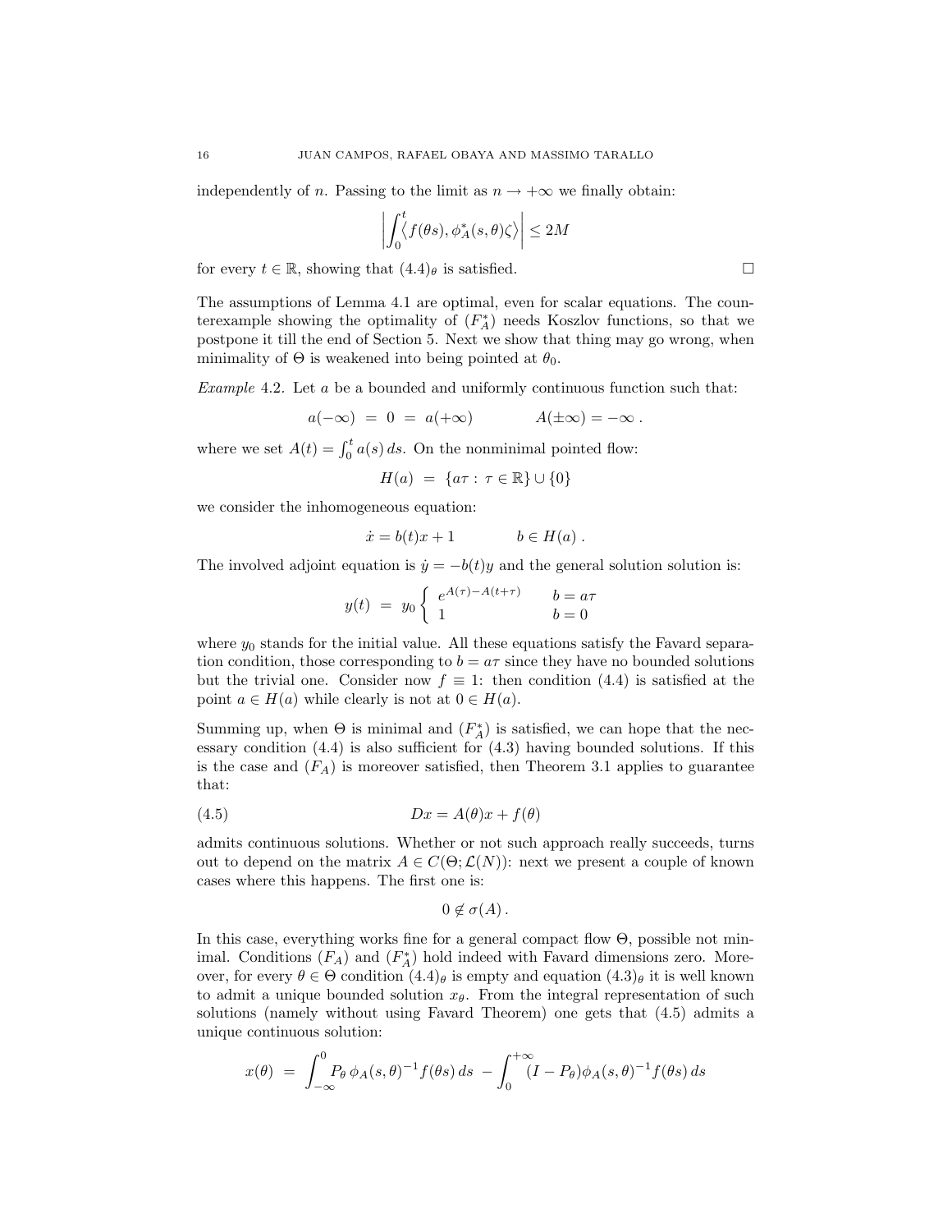independently of $n$. Passing to the limit as $n \to +\infty$ we finally obtain:

$$\left| \int_0^t \langle f(\theta s), \phi_A^*(s,\theta)\zeta \rangle \right| \leq 2M$$

for every $t \in \mathbb{R}$, showing that $(4.4)_\theta$ is satisfied. □

The assumptions of Lemma 4.1 are optimal, even for scalar equations. The counterexample showing the optimality of $(F_A^*)$ needs Koszlov functions, so that we postpone it till the end of Section 5. Next we show that thing may go wrong, when minimality of $\Theta$ is weakened into being pointed at $\theta_0$.

*Example* 4.2. Let $a$ be a bounded and uniformly continuous function such that:

$$a(-\infty) \;=\; 0 \;=\; a(+\infty) \qquad\qquad A(\pm\infty) = -\infty\,.$$

where we set $A(t) = \int_0^t a(s)\,ds$. On the nonminimal pointed flow:

$$H(a) \;=\; \{a\tau \,:\, \tau \in \mathbb{R}\} \cup \{0\}$$

we consider the inhomogeneous equation:

$$\dot{x} = b(t)x + 1 \qquad\qquad b \in H(a)\,.$$

The involved adjoint equation is $\dot{y} = -b(t)y$ and the general solution solution is:

$$y(t) \;=\; y_0 \begin{cases} e^{A(\tau)-A(t+\tau)} & b = a\tau \\ 1 & b = 0 \end{cases}$$

where $y_0$ stands for the initial value. All these equations satisfy the Favard separation condition, those corresponding to $b = a\tau$ since they have no bounded solutions but the trivial one. Consider now $f \equiv 1$: then condition (4.4) is satisfied at the point $a \in H(a)$ while clearly is not at $0 \in H(a)$.

Summing up, when $\Theta$ is minimal and $(F_A^*)$ is satisfied, we can hope that the necessary condition (4.4) is also sufficient for (4.3) having bounded solutions. If this is the case and $(F_A)$ is moreover satisfied, then Theorem 3.1 applies to guarantee that:

$$Dx = A(\theta)x + f(\theta) \tag{4.5}$$

admits continuous solutions. Whether or not such approach really succeeds, turns out to depend on the matrix $A \in C(\Theta; \mathcal{L}(N))$: next we present a couple of known cases where this happens. The first one is:

$$0 \notin \sigma(A)\,.$$

In this case, everything works fine for a general compact flow $\Theta$, possible not minimal. Conditions $(F_A)$ and $(F_A^*)$ hold indeed with Favard dimensions zero. Moreover, for every $\theta \in \Theta$ condition $(4.4)_\theta$ is empty and equation $(4.3)_\theta$ it is well known to admit a unique bounded solution $x_\theta$. From the integral representation of such solutions (namely without using Favard Theorem) one gets that (4.5) admits a unique continuous solution:

$$x(\theta) \;=\; \int_{-\infty}^0 P_\theta\, \phi_A(s,\theta)^{-1} f(\theta s)\,ds \;-\; \int_0^{+\infty} (I - P_\theta)\phi_A(s,\theta)^{-1} f(\theta s)\,ds$$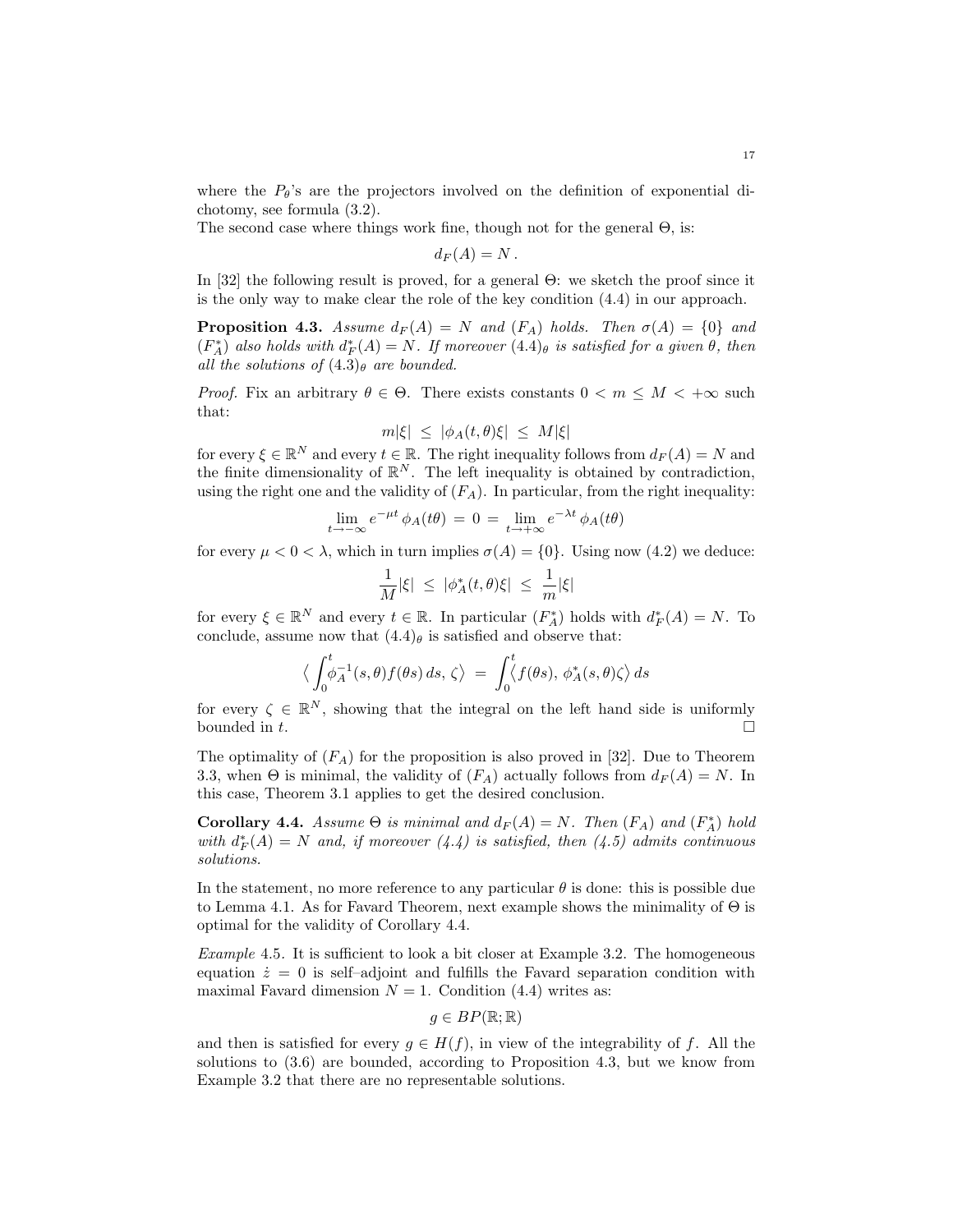where the $P_\theta$'s are the projectors involved on the definition of exponential dichotomy, see formula (3.2).
The second case where things work fine, though not for the general $\Theta$, is:

$$d_F(A) = N\,.$$

In [32] the following result is proved, for a general $\Theta$: we sketch the proof since it is the only way to make clear the role of the key condition (4.4) in our approach.

**Proposition 4.3.** *Assume $d_F(A) = N$ and $(F_A)$ holds. Then $\sigma(A) = \{0\}$ and $(F_A^*)$ also holds with $d_F^*(A) = N$. If moreover $(4.4)_\theta$ is satisfied for a given $\theta$, then all the solutions of $(4.3)_\theta$ are bounded.*

*Proof.* Fix an arbitrary $\theta \in \Theta$. There exists constants $0 < m \leq M < +\infty$ such that:

$$m|\xi| \;\leq\; |\phi_A(t,\theta)\xi| \;\leq\; M|\xi|$$

for every $\xi \in \mathbb{R}^N$ and every $t \in \mathbb{R}$. The right inequality follows from $d_F(A) = N$ and the finite dimensionality of $\mathbb{R}^N$. The left inequality is obtained by contradiction, using the right one and the validity of $(F_A)$. In particular, from the right inequality:

$$\lim_{t\to-\infty} e^{-\mu t}\,\phi_A(t\theta) \;=\; 0 \;=\; \lim_{t\to+\infty} e^{-\lambda t}\,\phi_A(t\theta)$$

for every $\mu < 0 < \lambda$, which in turn implies $\sigma(A) = \{0\}$. Using now (4.2) we deduce:

$$\frac{1}{M}|\xi| \;\leq\; |\phi_A^*(t,\theta)\xi| \;\leq\; \frac{1}{m}|\xi|$$

for every $\xi \in \mathbb{R}^N$ and every $t \in \mathbb{R}$. In particular $(F_A^*)$ holds with $d_F^*(A) = N$. To conclude, assume now that $(4.4)_\theta$ is satisfied and observe that:

$$\Big\langle \int_0^t \phi_A^{-1}(s,\theta) f(\theta s)\,ds,\; \zeta\Big\rangle \;=\; \int_0^t \Big\langle f(\theta s),\; \phi_A^*(s,\theta)\zeta\Big\rangle\,ds$$

for every $\zeta \in \mathbb{R}^N$, showing that the integral on the left hand side is uniformly bounded in $t$. □

The optimality of $(F_A)$ for the proposition is also proved in [32]. Due to Theorem 3.3, when $\Theta$ is minimal, the validity of $(F_A)$ actually follows from $d_F(A) = N$. In this case, Theorem 3.1 applies to get the desired conclusion.

**Corollary 4.4.** *Assume $\Theta$ is minimal and $d_F(A) = N$. Then $(F_A)$ and $(F_A^*)$ hold with $d_F^*(A) = N$ and, if moreover (4.4) is satisfied, then (4.5) admits continuous solutions.*

In the statement, no more reference to any particular $\theta$ is done: this is possible due to Lemma 4.1. As for Favard Theorem, next example shows the minimality of $\Theta$ is optimal for the validity of Corollary 4.4.

*Example* 4.5. It is sufficient to look a bit closer at Example 3.2. The homogeneous equation $\dot{z} = 0$ is self–adjoint and fulfills the Favard separation condition with maximal Favard dimension $N = 1$. Condition (4.4) writes as:

$$g \in BP(\mathbb{R};\mathbb{R})$$

and then is satisfied for every $g \in H(f)$, in view of the integrability of $f$. All the solutions to (3.6) are bounded, according to Proposition 4.3, but we know from Example 3.2 that there are no representable solutions.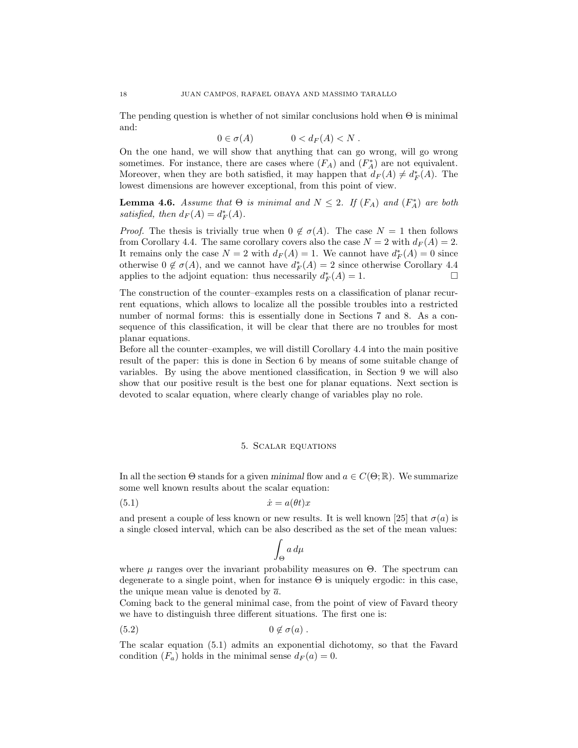The pending question is whether of not similar conclusions hold when $\Theta$ is minimal and:

$$0 \in \sigma(A) \qquad\qquad 0 < d_F(A) < N\ .$$

On the one hand, we will show that anything that can go wrong, will go wrong sometimes. For instance, there are cases where $(F_A)$ and $(F_A^*)$ are not equivalent. Moreover, when they are both satisfied, it may happen that $d_F(A) \neq d_F^*(A)$. The lowest dimensions are however exceptional, from this point of view.

**Lemma 4.6.** *Assume that $\Theta$ is minimal and $N \leq 2$. If $(F_A)$ and $(F_A^*)$ are both satisfied, then $d_F(A) = d_F^*(A)$.*

*Proof.* The thesis is trivially true when $0 \notin \sigma(A)$. The case $N = 1$ then follows from Corollary 4.4. The same corollary covers also the case $N = 2$ with $d_F(A) = 2$. It remains only the case $N = 2$ with $d_F(A) = 1$. We cannot have $d_F^*(A) = 0$ since otherwise $0 \notin \sigma(A)$, and we cannot have $d_F^*(A) = 2$ since otherwise Corollary 4.4 applies to the adjoint equation: thus necessarily $d_F^*(A) = 1$. $\square$

The construction of the counter–examples rests on a classification of planar recurrent equations, which allows to localize all the possible troubles into a restricted number of normal forms: this is essentially done in Sections 7 and 8. As a consequence of this classification, it will be clear that there are no troubles for most planar equations.

Before all the counter–examples, we will distill Corollary 4.4 into the main positive result of the paper: this is done in Section 6 by means of some suitable change of variables. By using the above mentioned classification, in Section 9 we will also show that our positive result is the best one for planar equations. Next section is devoted to scalar equation, where clearly change of variables play no role.

## 5. Scalar equations

In all the section $\Theta$ stands for a given *minimal* flow and $a \in C(\Theta; \mathbb{R})$. We summarize some well known results about the scalar equation:

$$\dot{x} = a(\theta t)x \tag{5.1}$$

and present a couple of less known or new results. It is well known [25] that $\sigma(a)$ is a single closed interval, which can be also described as the set of the mean values:

$$\int_\Theta a\, d\mu$$

where $\mu$ ranges over the invariant probability measures on $\Theta$. The spectrum can degenerate to a single point, when for instance $\Theta$ is uniquely ergodic: in this case, the unique mean value is denoted by $\overline{a}$.

Coming back to the general minimal case, from the point of view of Favard theory we have to distinguish three different situations. The first one is:

$$0 \notin \sigma(a)\ . \tag{5.2}$$

The scalar equation (5.1) admits an exponential dichotomy, so that the Favard condition $(F_a)$ holds in the minimal sense $d_F(a) = 0$.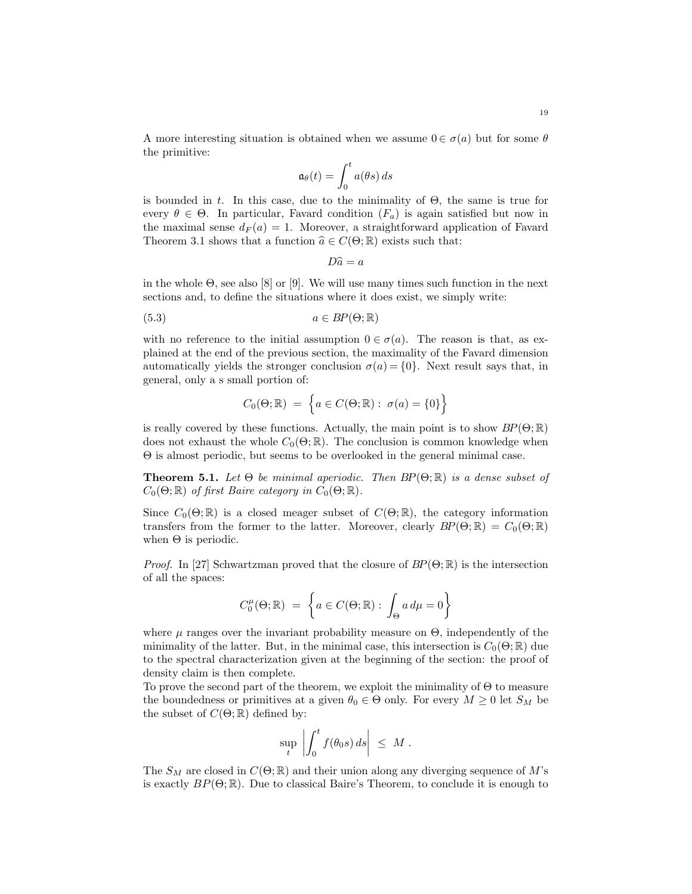A more interesting situation is obtained when we assume $0 \in \sigma(a)$ but for some $\theta$ the primitive:

$$\mathfrak{a}_\theta(t) = \int_0^t a(\theta s)\, ds$$

is bounded in $t$. In this case, due to the minimality of $\Theta$, the same is true for every $\theta \in \Theta$. In particular, Favard condition $(F_a)$ is again satisfied but now in the maximal sense $d_F(a) = 1$. Moreover, a straightforward application of Favard Theorem 3.1 shows that a function $\widehat{a} \in C(\Theta; \mathbb{R})$ exists such that:

$$D\widehat{a} = a$$

in the whole $\Theta$, see also [8] or [9]. We will use many times such function in the next sections and, to define the situations where it does exist, we simply write:

$$a \in BP(\Theta; \mathbb{R}) \tag{5.3}$$

with no reference to the initial assumption $0 \in \sigma(a)$. The reason is that, as explained at the end of the previous section, the maximality of the Favard dimension automatically yields the stronger conclusion $\sigma(a) = \{0\}$. Next result says that, in general, only a s small portion of:

$$C_0(\Theta; \mathbb{R}) \; = \; \Big\{ a \in C(\Theta; \mathbb{R}) : \; \sigma(a) = \{0\} \Big\}$$

is really covered by these functions. Actually, the main point is to show $BP(\Theta; \mathbb{R})$ does not exhaust the whole $C_0(\Theta; \mathbb{R})$. The conclusion is common knowledge when $\Theta$ is almost periodic, but seems to be overlooked in the general minimal case.

**Theorem 5.1.** *Let $\Theta$ be minimal aperiodic. Then $BP(\Theta; \mathbb{R})$ is a dense subset of $C_0(\Theta; \mathbb{R})$ of first Baire category in $C_0(\Theta; \mathbb{R})$.*

Since $C_0(\Theta; \mathbb{R})$ is a closed meager subset of $C(\Theta; \mathbb{R})$, the category information transfers from the former to the latter. Moreover, clearly $BP(\Theta; \mathbb{R}) = C_0(\Theta; \mathbb{R})$ when $\Theta$ is periodic.

*Proof.* In [27] Schwartzman proved that the closure of $BP(\Theta; \mathbb{R})$ is the intersection of all the spaces:

$$C_0^\mu(\Theta; \mathbb{R}) \; = \; \Big\{ a \in C(\Theta; \mathbb{R}) : \; \int_\Theta a \, d\mu = 0 \Big\}$$

where $\mu$ ranges over the invariant probability measure on $\Theta$, independently of the minimality of the latter. But, in the minimal case, this intersection is $C_0(\Theta; \mathbb{R})$ due to the spectral characterization given at the beginning of the section: the proof of density claim is then complete.

To prove the second part of the theorem, we exploit the minimality of $\Theta$ to measure the boundedness or primitives at a given $\theta_0 \in \Theta$ only. For every $M \geq 0$ let $S_M$ be the subset of $C(\Theta; \mathbb{R})$ defined by:

$$\sup_t \left| \int_0^t f(\theta_0 s)\, ds \right| \; \leq \; M \; .$$

The $S_M$ are closed in $C(\Theta; \mathbb{R})$ and their union along any diverging sequence of $M$'s is exactly $BP(\Theta; \mathbb{R})$. Due to classical Baire's Theorem, to conclude it is enough to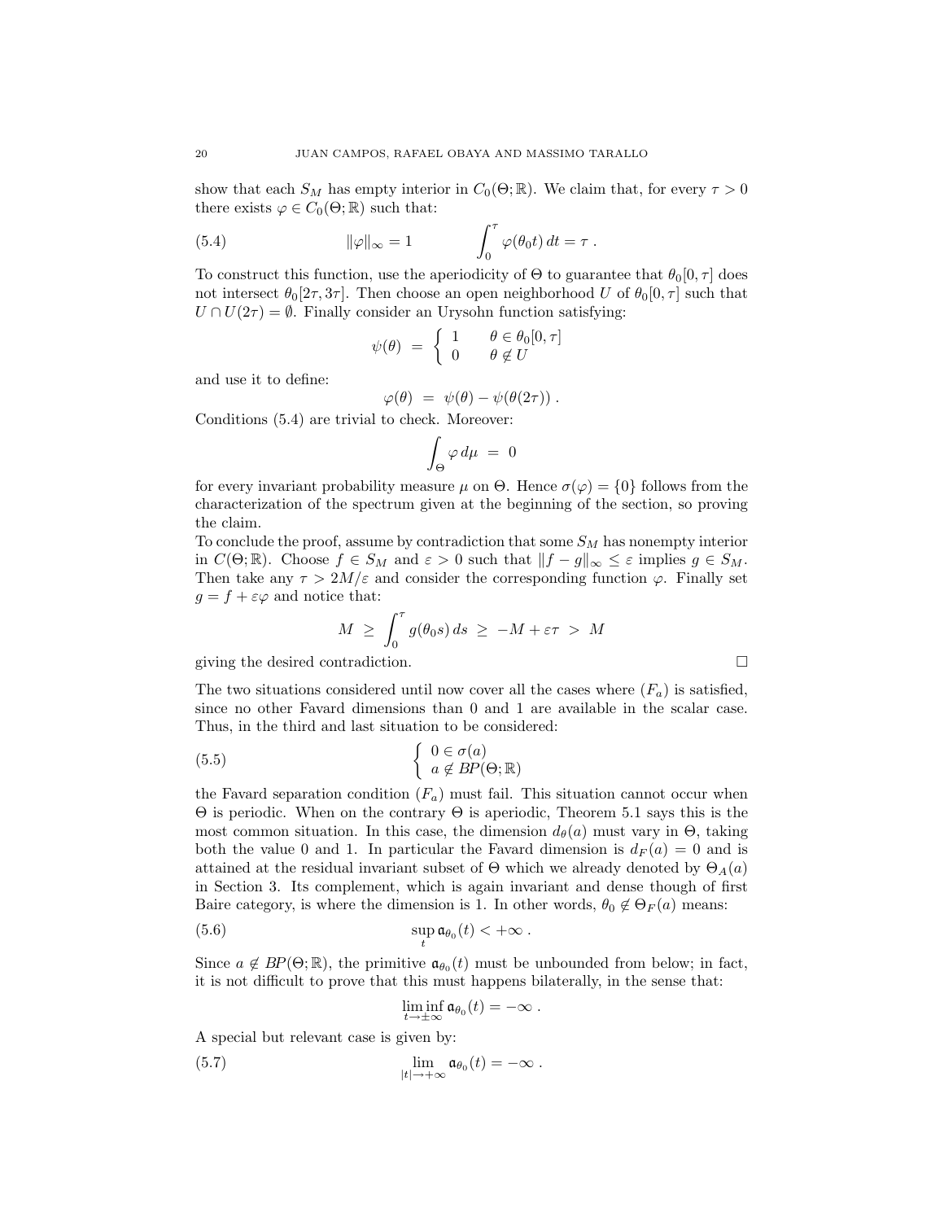show that each $S_M$ has empty interior in $C_0(\Theta;\mathbb{R})$. We claim that, for every $\tau > 0$ there exists $\varphi \in C_0(\Theta;\mathbb{R})$ such that:

$$\|\varphi\|_\infty = 1 \qquad\qquad \int_0^\tau \varphi(\theta_0 t)\, dt = \tau\ . \tag{5.4}$$

To construct this function, use the aperiodicity of $\Theta$ to guarantee that $\theta_0[0,\tau]$ does not intersect $\theta_0[2\tau, 3\tau]$. Then choose an open neighborhood $U$ of $\theta_0[0,\tau]$ such that $U \cap U(2\tau) = \emptyset$. Finally consider an Urysohn function satisfying:

$$\psi(\theta) \;=\; \begin{cases} 1 & \theta \in \theta_0[0,\tau] \\ 0 & \theta \notin U \end{cases}$$

and use it to define:

$$\varphi(\theta) \;=\; \psi(\theta) - \psi(\theta(2\tau))\ .$$

Conditions (5.4) are trivial to check. Moreover:

$$\int_\Theta \varphi\, d\mu \;=\; 0$$

for every invariant probability measure $\mu$ on $\Theta$. Hence $\sigma(\varphi) = \{0\}$ follows from the characterization of the spectrum given at the beginning of the section, so proving the claim.

To conclude the proof, assume by contradiction that some $S_M$ has nonempty interior in $C(\Theta;\mathbb{R})$. Choose $f \in S_M$ and $\varepsilon > 0$ such that $\|f - g\|_\infty \le \varepsilon$ implies $g \in S_M$. Then take any $\tau > 2M/\varepsilon$ and consider the corresponding function $\varphi$. Finally set $g = f + \varepsilon\varphi$ and notice that:

$$M \;\ge\; \int_0^\tau g(\theta_0 s)\, ds \;\ge\; -M + \varepsilon\tau \;>\; M$$

giving the desired contradiction. □

The two situations considered until now cover all the cases where $(F_a)$ is satisfied, since no other Favard dimensions than 0 and 1 are available in the scalar case. Thus, in the third and last situation to be considered:

$$\begin{cases} 0 \in \sigma(a) \\ a \notin BP(\Theta;\mathbb{R}) \end{cases} \tag{5.5}$$

the Favard separation condition $(F_a)$ must fail. This situation cannot occur when $\Theta$ is periodic. When on the contrary $\Theta$ is aperiodic, Theorem 5.1 says this is the most common situation. In this case, the dimension $d_\theta(a)$ must vary in $\Theta$, taking both the value 0 and 1. In particular the Favard dimension is $d_F(a) = 0$ and is attained at the residual invariant subset of $\Theta$ which we already denoted by $\Theta_A(a)$ in Section 3. Its complement, which is again invariant and dense though of first Baire category, is where the dimension is 1. In other words, $\theta_0 \notin \Theta_F(a)$ means:

$$\sup_t \mathfrak{a}_{\theta_0}(t) < +\infty\ . \tag{5.6}$$

Since $a \notin BP(\Theta;\mathbb{R})$, the primitive $\mathfrak{a}_{\theta_0}(t)$ must be unbounded from below; in fact, it is not difficult to prove that this must happens bilaterally, in the sense that:

$$\liminf_{t\to\pm\infty} \mathfrak{a}_{\theta_0}(t) = -\infty\ .$$

A special but relevant case is given by:

$$\lim_{|t|\to+\infty} \mathfrak{a}_{\theta_0}(t) = -\infty\ . \tag{5.7}$$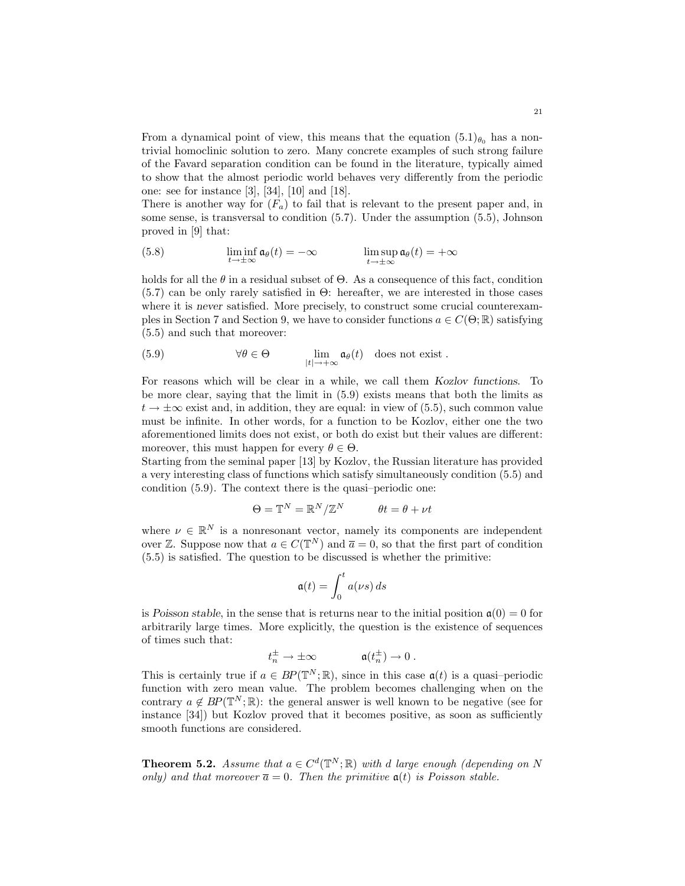From a dynamical point of view, this means that the equation $(5.1)_{\theta_0}$ has a nontrivial homoclinic solution to zero. Many concrete examples of such strong failure of the Favard separation condition can be found in the literature, typically aimed to show that the almost periodic world behaves very differently from the periodic one: see for instance [3], [34], [10] and [18].
There is another way for $(F_a)$ to fail that is relevant to the present paper and, in some sense, is transversal to condition (5.7). Under the assumption (5.5), Johnson proved in [9] that:

$$\liminf_{t\to\pm\infty} \mathfrak{a}_\theta(t) = -\infty \qquad\qquad \limsup_{t\to\pm\infty} \mathfrak{a}_\theta(t) = +\infty \tag{5.8}$$

holds for all the $\theta$ in a residual subset of $\Theta$. As a consequence of this fact, condition (5.7) can be only rarely satisfied in $\Theta$: hereafter, we are interested in those cases where it is *never* satisfied. More precisely, to construct some crucial counterexamples in Section 7 and Section 9, we have to consider functions $a \in C(\Theta;\mathbb{R})$ satisfying (5.5) and such that moreover:

$$\forall \theta \in \Theta \qquad \lim_{|t|\to+\infty} \mathfrak{a}_\theta(t) \quad \text{does not exist} . \tag{5.9}$$

For reasons which will be clear in a while, we call them *Kozlov functions*. To be more clear, saying that the limit in (5.9) exists means that both the limits as $t \to \pm\infty$ exist and, in addition, they are equal: in view of (5.5), such common value must be infinite. In other words, for a function to be Kozlov, either one the two aforementioned limits does not exist, or both do exist but their values are different: moreover, this must happen for every $\theta \in \Theta$.
Starting from the seminal paper [13] by Kozlov, the Russian literature has provided a very interesting class of functions which satisfy simultaneously condition (5.5) and condition (5.9). The context there is the quasi–periodic one:

$$\Theta = \mathbb{T}^N = \mathbb{R}^N/\mathbb{Z}^N \qquad\qquad \theta t = \theta + \nu t$$

where $\nu \in \mathbb{R}^N$ is a nonresonant vector, namely its components are independent over $\mathbb{Z}$. Suppose now that $a \in C(\mathbb{T}^N)$ and $\overline{a} = 0$, so that the first part of condition (5.5) is satisfied. The question to be discussed is whether the primitive:

$$\mathfrak{a}(t) = \int_0^t a(\nu s)\, ds$$

is *Poisson stable*, in the sense that is returns near to the initial position $\mathfrak{a}(0) = 0$ for arbitrarily large times. More explicitly, the question is the existence of sequences of times such that:

$$t_n^\pm \to \pm\infty \qquad\qquad \mathfrak{a}(t_n^\pm) \to 0 \,.$$

This is certainly true if $a \in BP(\mathbb{T}^N;\mathbb{R})$, since in this case $\mathfrak{a}(t)$ is a quasi–periodic function with zero mean value. The problem becomes challenging when on the contrary $a \notin BP(\mathbb{T}^N;\mathbb{R})$: the general answer is well known to be negative (see for instance [34]) but Kozlov proved that it becomes positive, as soon as sufficiently smooth functions are considered.

**Theorem 5.2.** *Assume that $a \in C^d(\mathbb{T}^N;\mathbb{R})$ with $d$ large enough (depending on $N$ only) and that moreover $\overline{a} = 0$. Then the primitive $\mathfrak{a}(t)$ is Poisson stable.*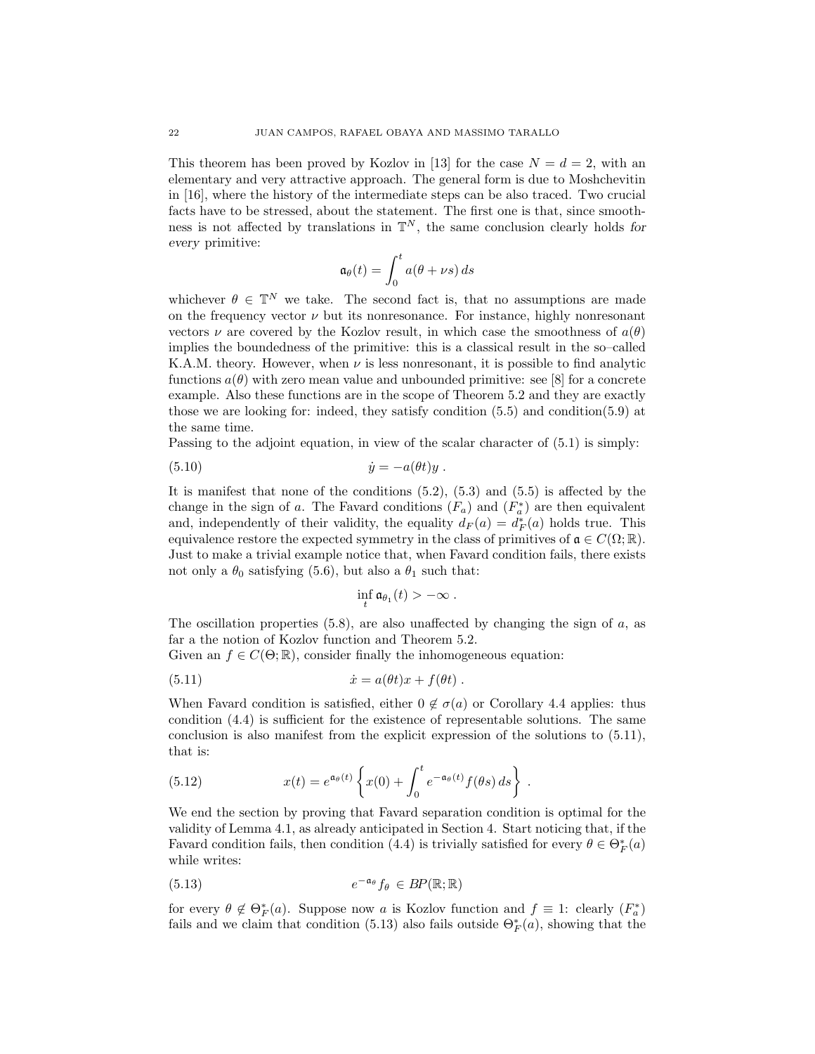This theorem has been proved by Kozlov in [13] for the case $N = d = 2$, with an elementary and very attractive approach. The general form is due to Moshchevitin in [16], where the history of the intermediate steps can be also traced. Two crucial facts have to be stressed, about the statement. The first one is that, since smoothness is not affected by translations in $\mathbb{T}^N$, the same conclusion clearly holds *for every* primitive:

$$\mathfrak{a}_\theta(t) = \int_0^t a(\theta + \nu s)\, ds$$

whichever $\theta \in \mathbb{T}^N$ we take. The second fact is, that no assumptions are made on the frequency vector $\nu$ but its nonresonance. For instance, highly nonresonant vectors $\nu$ are covered by the Kozlov result, in which case the smoothness of $a(\theta)$ implies the boundedness of the primitive: this is a classical result in the so–called K.A.M. theory. However, when $\nu$ is less nonresonant, it is possible to find analytic functions $a(\theta)$ with zero mean value and unbounded primitive: see [8] for a concrete example. Also these functions are in the scope of Theorem 5.2 and they are exactly those we are looking for: indeed, they satisfy condition (5.5) and condition(5.9) at the same time.

Passing to the adjoint equation, in view of the scalar character of (5.1) is simply:

$$\dot{y} = -a(\theta t) y \; . \tag{5.10}$$

It is manifest that none of the conditions (5.2), (5.3) and (5.5) is affected by the change in the sign of $a$. The Favard conditions $(F_a)$ and $(F^*_a)$ are then equivalent and, independently of their validity, the equality $d_F(a) = d^*_F(a)$ holds true. This equivalence restore the expected symmetry in the class of primitives of $\mathfrak{a} \in C(\Omega; \mathbb{R})$. Just to make a trivial example notice that, when Favard condition fails, there exists not only a $\theta_0$ satisfying (5.6), but also a $\theta_1$ such that:

$$\inf_t \mathfrak{a}_{\theta_1}(t) > -\infty \; .$$

The oscillation properties (5.8), are also unaffected by changing the sign of $a$, as far a the notion of Kozlov function and Theorem 5.2.

Given an $f \in C(\Theta; \mathbb{R})$, consider finally the inhomogeneous equation:

$$\dot{x} = a(\theta t) x + f(\theta t) \; . \tag{5.11}$$

When Favard condition is satisfied, either $0 \notin \sigma(a)$ or Corollary 4.4 applies: thus condition (4.4) is sufficient for the existence of representable solutions. The same conclusion is also manifest from the explicit expression of the solutions to (5.11), that is:

$$x(t) = e^{\mathfrak{a}_\theta(t)} \left\{ x(0) + \int_0^t e^{-\mathfrak{a}_\theta(t)} f(\theta s)\, ds \right\} \; . \tag{5.12}$$

We end the section by proving that Favard separation condition is optimal for the validity of Lemma 4.1, as already anticipated in Section 4. Start noticing that, if the Favard condition fails, then condition (4.4) is trivially satisfied for every $\theta \in \Theta^*_F(a)$ while writes:

$$e^{-\mathfrak{a}_\theta} f_\theta \in BP(\mathbb{R}; \mathbb{R}) \tag{5.13}$$

for every $\theta \notin \Theta^*_F(a)$. Suppose now $a$ is Kozlov function and $f \equiv 1$: clearly $(F^*_a)$ fails and we claim that condition (5.13) also fails outside $\Theta^*_F(a)$, showing that the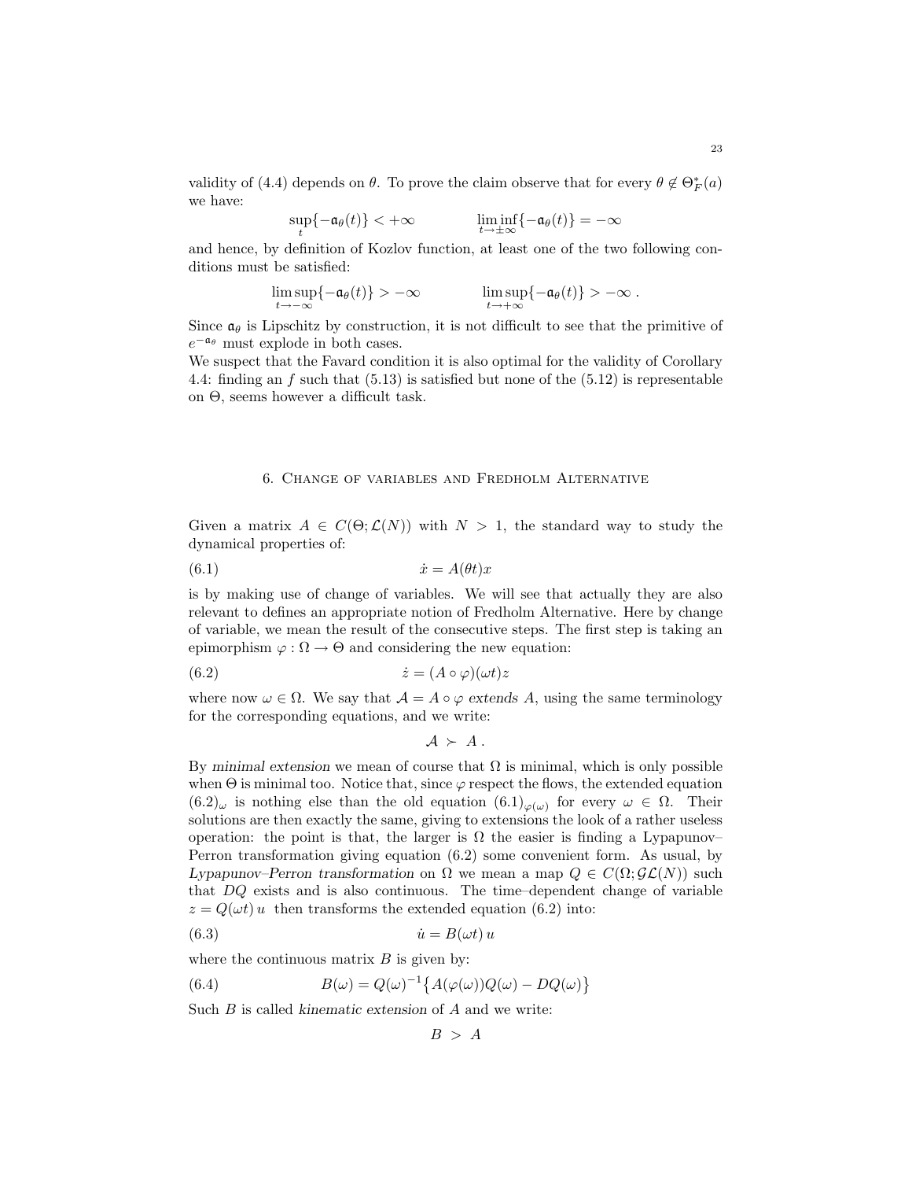validity of (4.4) depends on $\theta$. To prove the claim observe that for every $\theta \notin \Theta^*_F(a)$ we have:

$$\sup_t\{-\mathfrak{a}_\theta(t)\} < +\infty \qquad\qquad \liminf_{t\to\pm\infty}\{-\mathfrak{a}_\theta(t)\} = -\infty$$

and hence, by definition of Kozlov function, at least one of the two following conditions must be satisfied:

$$\limsup_{t\to-\infty}\{-\mathfrak{a}_\theta(t)\} > -\infty \qquad\qquad \limsup_{t\to+\infty}\{-\mathfrak{a}_\theta(t)\} > -\infty\ .$$

Since $\mathfrak{a}_\theta$ is Lipschitz by construction, it is not difficult to see that the primitive of $e^{-\mathfrak{a}_\theta}$ must explode in both cases.
We suspect that the Favard condition it is also optimal for the validity of Corollary 4.4: finding an $f$ such that (5.13) is satisfied but none of the (5.12) is representable on $\Theta$, seems however a difficult task.

## 6. Change of variables and Fredholm Alternative

Given a matrix $A \in C(\Theta;\mathcal{L}(N))$ with $N > 1$, the standard way to study the dynamical properties of:

$$\dot{x} = A(\theta t)x \tag{6.1}$$

is by making use of change of variables. We will see that actually they are also relevant to defines an appropriate notion of Fredholm Alternative. Here by change of variable, we mean the result of the consecutive steps. The first step is taking an epimorphism $\varphi : \Omega \to \Theta$ and considering the new equation:

$$\dot{z} = (A\circ\varphi)(\omega t)z \tag{6.2}$$

where now $\omega \in \Omega$. We say that $\mathcal{A} = A\circ\varphi$ *extends* $A$, using the same terminology for the corresponding equations, and we write:

$$\mathcal{A} \succ A\ .$$

By *minimal extension* we mean of course that $\Omega$ is minimal, which is only possible when $\Theta$ is minimal too. Notice that, since $\varphi$ respect the flows, the extended equation $(6.2)_\omega$ is nothing else than the old equation $(6.1)_{\varphi(\omega)}$ for every $\omega \in \Omega$. Their solutions are then exactly the same, giving to extensions the look of a rather useless operation: the point is that, the larger is $\Omega$ the easier is finding a Lypapunov–Perron transformation giving equation (6.2) some convenient form. As usual, by *Lypapunov–Perron transformation* on $\Omega$ we mean a map $Q \in C(\Omega;\mathcal{GL}(N))$ such that $DQ$ exists and is also continuous. The time–dependent change of variable $z = Q(\omega t)\,u$ then transforms the extended equation (6.2) into:

$$\dot{u} = B(\omega t)\,u \tag{6.3}$$

where the continuous matrix $B$ is given by:

$$B(\omega) = Q(\omega)^{-1}\big\{A(\varphi(\omega))Q(\omega) - DQ(\omega)\big\} \tag{6.4}$$

Such $B$ is called *kinematic extension* of $A$ and we write:

$$B\ >\ A$$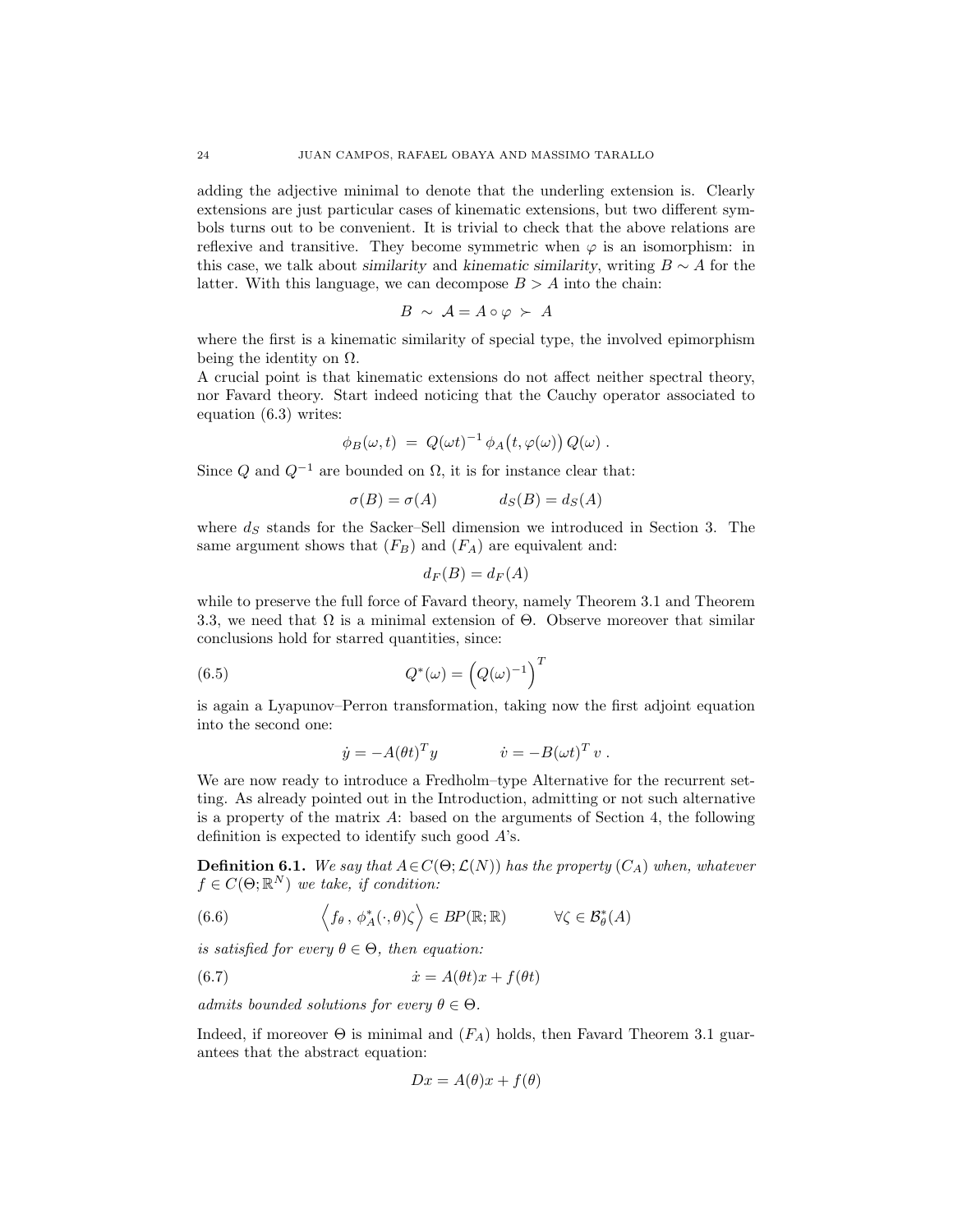adding the adjective minimal to denote that the underling extension is. Clearly extensions are just particular cases of kinematic extensions, but two different symbols turns out to be convenient. It is trivial to check that the above relations are reflexive and transitive. They become symmetric when $\varphi$ is an isomorphism: in this case, we talk about *similarity* and *kinematic similarity*, writing $B \sim A$ for the latter. With this language, we can decompose $B > A$ into the chain:

$$B \;\sim\; \mathcal{A} = A \circ \varphi \;\succ\; A$$

where the first is a kinematic similarity of special type, the involved epimorphism being the identity on $\Omega$.

A crucial point is that kinematic extensions do not affect neither spectral theory, nor Favard theory. Start indeed noticing that the Cauchy operator associated to equation (6.3) writes:

$$\phi_B(\omega, t) \;=\; Q(\omega t)^{-1}\, \phi_A\big(t, \varphi(\omega)\big)\, Q(\omega)\;.$$

Since $Q$ and $Q^{-1}$ are bounded on $\Omega$, it is for instance clear that:

$$\sigma(B) = \sigma(A) \qquad\qquad d_S(B) = d_S(A)$$

where $d_S$ stands for the Sacker–Sell dimension we introduced in Section 3. The same argument shows that $(F_B)$ and $(F_A)$ are equivalent and:

$$d_F(B) = d_F(A)$$

while to preserve the full force of Favard theory, namely Theorem 3.1 and Theorem 3.3, we need that $\Omega$ is a minimal extension of $\Theta$. Observe moreover that similar conclusions hold for starred quantities, since:

$$Q^*(\omega) = \Big(Q(\omega)^{-1}\Big)^T \tag{6.5}$$

is again a Lyapunov–Perron transformation, taking now the first adjoint equation into the second one:

$$\dot y = -A(\theta t)^T y \qquad\qquad \dot v = -B(\omega t)^T\, v\;.$$

We are now ready to introduce a Fredholm–type Alternative for the recurrent setting. As already pointed out in the Introduction, admitting or not such alternative is a property of the matrix $A$: based on the arguments of Section 4, the following definition is expected to identify such good $A$'s.

**Definition 6.1.** *We say that $A \in C(\Theta; \mathcal{L}(N))$ has the property $(C_A)$ when, whatever $f \in C(\Theta; \mathbb{R}^N)$ we take, if condition:*

$$\Big\langle f_\theta\,,\, \phi_A^*(\cdot,\theta)\zeta \Big\rangle \in BP(\mathbb{R};\mathbb{R}) \qquad\qquad \forall \zeta \in \mathcal{B}_\theta^*(A) \tag{6.6}$$

*is satisfied for every $\theta \in \Theta$, then equation:*

$$\dot x = A(\theta t)x + f(\theta t) \tag{6.7}$$

*admits bounded solutions for every $\theta \in \Theta$.*

Indeed, if moreover $\Theta$ is minimal and $(F_A)$ holds, then Favard Theorem 3.1 guarantees that the abstract equation:

$$Dx = A(\theta)x + f(\theta)$$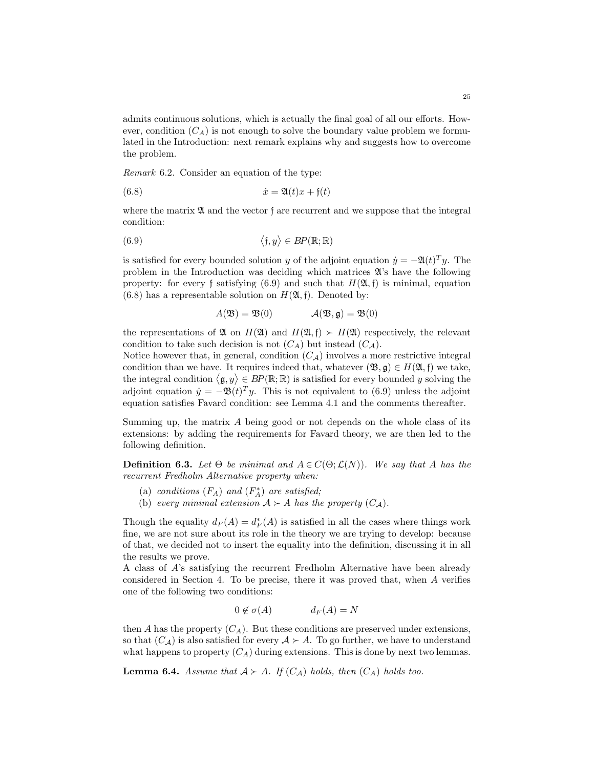admits continuous solutions, which is actually the final goal of all our efforts. However, condition $(C_A)$ is not enough to solve the boundary value problem we formulated in the Introduction: next remark explains why and suggests how to overcome the problem.

*Remark* 6.2. Consider an equation of the type:

$$\dot{x} = \mathfrak{A}(t)x + \mathfrak{f}(t) \tag{6.8}$$

where the matrix $\mathfrak{A}$ and the vector $\mathfrak{f}$ are recurrent and we suppose that the integral condition:

$$\langle \mathfrak{f}, y \rangle \in BP(\mathbb{R};\mathbb{R}) \tag{6.9}$$

is satisfied for every bounded solution $y$ of the adjoint equation $\dot{y} = -\mathfrak{A}(t)^T y$. The problem in the Introduction was deciding which matrices $\mathfrak{A}$'s have the following property: for every $\mathfrak{f}$ satisfying (6.9) and such that $H(\mathfrak{A}, \mathfrak{f})$ is minimal, equation (6.8) has a representable solution on $H(\mathfrak{A}, \mathfrak{f})$. Denoted by:

$$A(\mathfrak{B}) = \mathfrak{B}(0) \qquad\qquad \mathcal{A}(\mathfrak{B}, \mathfrak{g}) = \mathfrak{B}(0)$$

the representations of $\mathfrak{A}$ on $H(\mathfrak{A})$ and $H(\mathfrak{A}, \mathfrak{f}) \succ H(\mathfrak{A})$ respectively, the relevant condition to take such decision is not $(C_A)$ but instead $(C_{\mathcal{A}})$.
Notice however that, in general, condition $(C_{\mathcal{A}})$ involves a more restrictive integral condition than we have. It requires indeed that, whatever $(\mathfrak{B}, \mathfrak{g}) \in H(\mathfrak{A}, \mathfrak{f})$ we take, the integral condition $\langle \mathfrak{g}, y \rangle \in BP(\mathbb{R};\mathbb{R})$ is satisfied for every bounded $y$ solving the adjoint equation $\dot{y} = -\mathfrak{B}(t)^T y$. This is not equivalent to (6.9) unless the adjoint equation satisfies Favard condition: see Lemma 4.1 and the comments thereafter.

Summing up, the matrix $A$ being good or not depends on the whole class of its extensions: by adding the requirements for Favard theory, we are then led to the following definition.

**Definition 6.3.** *Let $\Theta$ be minimal and $A \in C(\Theta; \mathcal{L}(N))$. We say that $A$ has the recurrent Fredholm Alternative property when:*

(a) *conditions $(F_A)$ and $(F^*_A)$ are satisfied;*
(b) *every minimal extension $\mathcal{A} \succ A$ has the property $(C_{\mathcal{A}})$.*

Though the equality $d_F(A) = d^*_F(A)$ is satisfied in all the cases where things work fine, we are not sure about its role in the theory we are trying to develop: because of that, we decided not to insert the equality into the definition, discussing it in all the results we prove.
A class of $A$'s satisfying the recurrent Fredholm Alternative have been already considered in Section 4. To be precise, there it was proved that, when $A$ verifies one of the following two conditions:

$$0 \notin \sigma(A) \qquad\qquad d_F(A) = N$$

then $A$ has the property $(C_A)$. But these conditions are preserved under extensions, so that $(C_{\mathcal{A}})$ is also satisfied for every $\mathcal{A} \succ A$. To go further, we have to understand what happens to property $(C_A)$ during extensions. This is done by next two lemmas.

**Lemma 6.4.** *Assume that $\mathcal{A} \succ A$. If $(C_{\mathcal{A}})$ holds, then $(C_A)$ holds too.*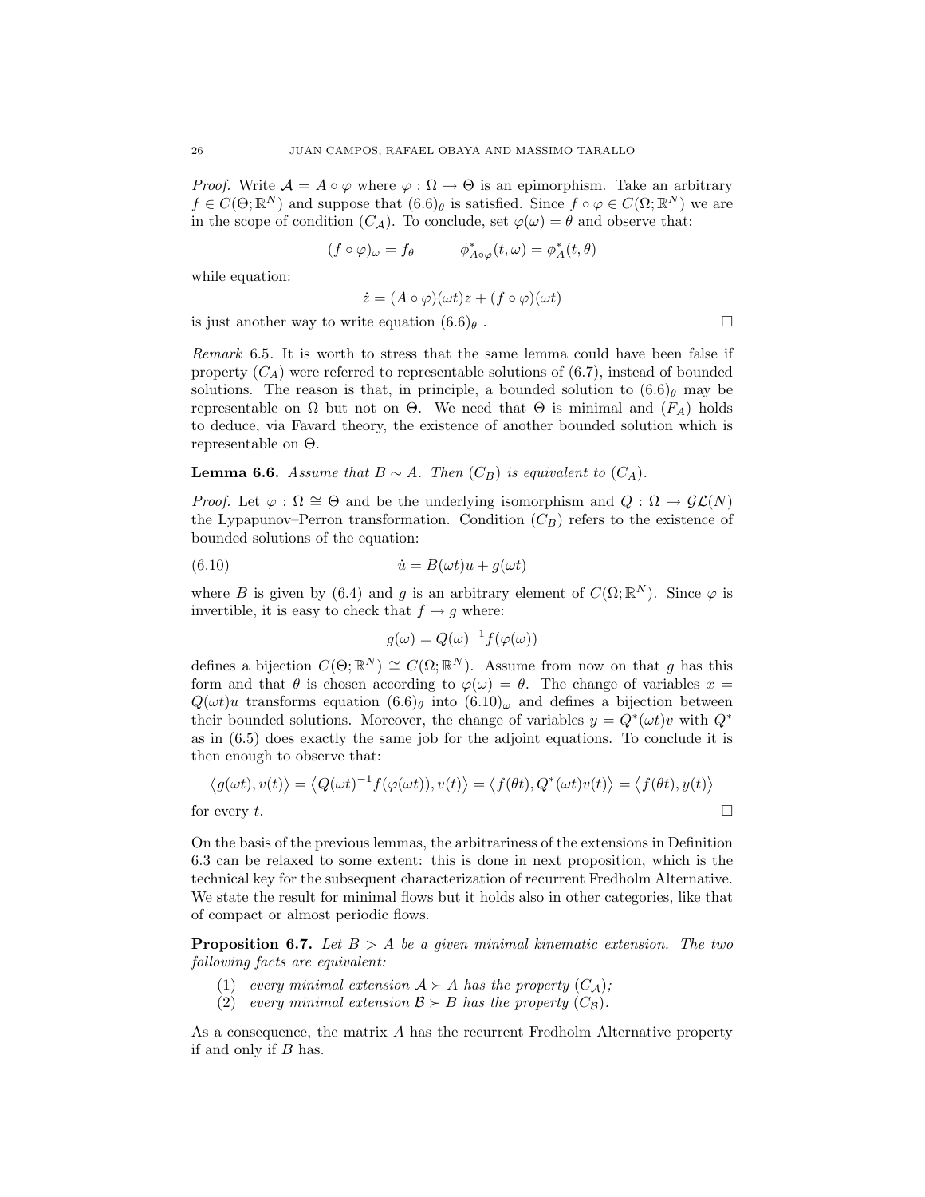*Proof.* Write $\mathcal{A} = A \circ \varphi$ where $\varphi : \Omega \to \Theta$ is an epimorphism. Take an arbitrary $f \in C(\Theta; \mathbb{R}^N)$ and suppose that $(6.6)_\theta$ is satisfied. Since $f \circ \varphi \in C(\Omega; \mathbb{R}^N)$ we are in the scope of condition $(C_\mathcal{A})$. To conclude, set $\varphi(\omega) = \theta$ and observe that:

$$(f \circ \varphi)_\omega = f_\theta \qquad \phi^*_{A\circ\varphi}(t,\omega) = \phi^*_A(t,\theta)$$

while equation:

$$\dot{z} = (A \circ \varphi)(\omega t) z + (f \circ \varphi)(\omega t)$$

is just another way to write equation $(6.6)_\theta$ . □

*Remark* 6.5. It is worth to stress that the same lemma could have been false if property $(C_A)$ were referred to representable solutions of (6.7), instead of bounded solutions. The reason is that, in principle, a bounded solution to $(6.6)_\theta$ may be representable on $\Omega$ but not on $\Theta$. We need that $\Theta$ is minimal and $(F_A)$ holds to deduce, via Favard theory, the existence of another bounded solution which is representable on $\Theta$.

**Lemma 6.6.** *Assume that $B \sim A$. Then $(C_B)$ is equivalent to $(C_A)$.*

*Proof.* Let $\varphi : \Omega \cong \Theta$ and be the underlying isomorphism and $Q : \Omega \to \mathcal{GL}(N)$ the Lypapunov–Perron transformation. Condition $(C_B)$ refers to the existence of bounded solutions of the equation:

$$\dot{u} = B(\omega t) u + g(\omega t) \tag{6.10}$$

where $B$ is given by (6.4) and $g$ is an arbitrary element of $C(\Omega; \mathbb{R}^N)$. Since $\varphi$ is invertible, it is easy to check that $f \mapsto g$ where:

$$g(\omega) = Q(\omega)^{-1} f(\varphi(\omega))$$

defines a bijection $C(\Theta; \mathbb{R}^N) \cong C(\Omega; \mathbb{R}^N)$. Assume from now on that $g$ has this form and that $\theta$ is chosen according to $\varphi(\omega) = \theta$. The change of variables $x = Q(\omega t) u$ transforms equation $(6.6)_\theta$ into $(6.10)_\omega$ and defines a bijection between their bounded solutions. Moreover, the change of variables $y = Q^*(\omega t) v$ with $Q^*$ as in (6.5) does exactly the same job for the adjoint equations. To conclude it is then enough to observe that:

$$\big\langle g(\omega t), v(t) \big\rangle = \big\langle Q(\omega t)^{-1} f(\varphi(\omega t)), v(t) \big\rangle = \big\langle f(\theta t), Q^*(\omega t) v(t) \big\rangle = \big\langle f(\theta t), y(t) \big\rangle$$

for every $t$. □

On the basis of the previous lemmas, the arbitrariness of the extensions in Definition 6.3 can be relaxed to some extent: this is done in next proposition, which is the technical key for the subsequent characterization of recurrent Fredholm Alternative. We state the result for minimal flows but it holds also in other categories, like that of compact or almost periodic flows.

**Proposition 6.7.** *Let $B > A$ be a given minimal kinematic extension. The two following facts are equivalent:*

1. *every minimal extension $\mathcal{A} \succ A$ has the property $(C_\mathcal{A})$;*
2. *every minimal extension $\mathcal{B} \succ B$ has the property $(C_\mathcal{B})$.*

As a consequence, the matrix $A$ has the recurrent Fredholm Alternative property if and only if $B$ has.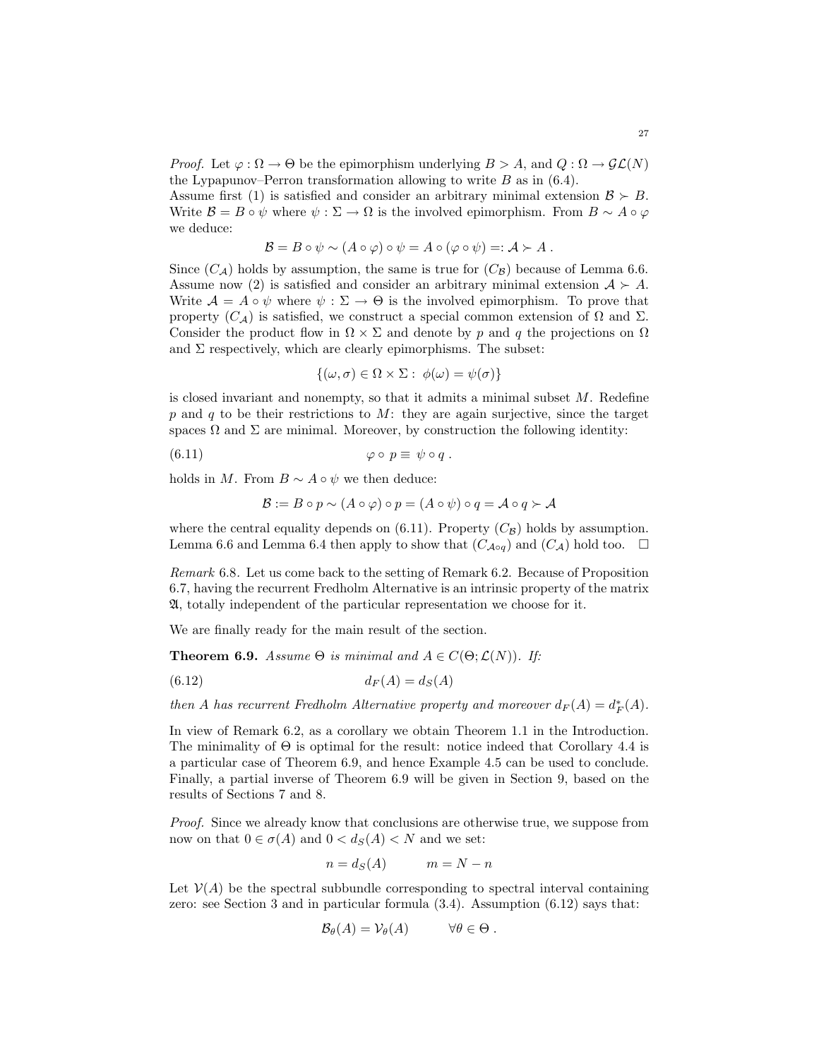*Proof.* Let $\varphi : \Omega \to \Theta$ be the epimorphism underlying $B > A$, and $Q : \Omega \to \mathcal{GL}(N)$ the Lypapunov–Perron transformation allowing to write $B$ as in (6.4).
Assume first (1) is satisfied and consider an arbitrary minimal extension $\mathcal{B} \succ B$. Write $\mathcal{B} = B \circ \psi$ where $\psi : \Sigma \to \Omega$ is the involved epimorphism. From $B \sim A \circ \varphi$ we deduce:

$$\mathcal{B} = B \circ \psi \sim (A \circ \varphi) \circ \psi = A \circ (\varphi \circ \psi) =: \mathcal{A} \succ A \ .$$

Since $(C_{\mathcal{A}})$ holds by assumption, the same is true for $(C_{\mathcal{B}})$ because of Lemma 6.6.
Assume now (2) is satisfied and consider an arbitrary minimal extension $\mathcal{A} \succ A$. Write $\mathcal{A} = A \circ \psi$ where $\psi : \Sigma \to \Theta$ is the involved epimorphism. To prove that property $(C_{\mathcal{A}})$ is satisfied, we construct a special common extension of $\Omega$ and $\Sigma$. Consider the product flow in $\Omega \times \Sigma$ and denote by $p$ and $q$ the projections on $\Omega$ and $\Sigma$ respectively, which are clearly epimorphisms. The subset:

$$\{(\omega, \sigma) \in \Omega \times \Sigma : \ \phi(\omega) = \psi(\sigma)\}$$

is closed invariant and nonempty, so that it admits a minimal subset $M$. Redefine $p$ and $q$ to be their restrictions to $M$: they are again surjective, since the target spaces $\Omega$ and $\Sigma$ are minimal. Moreover, by construction the following identity:

$$\varphi \circ p \equiv \psi \circ q \ . \tag{6.11}$$

holds in $M$. From $B \sim A \circ \psi$ we then deduce:

$$\mathcal{B} := B \circ p \sim (A \circ \varphi) \circ p = (A \circ \psi) \circ q = \mathcal{A} \circ q \succ \mathcal{A}$$

where the central equality depends on (6.11). Property $(C_{\mathcal{B}})$ holds by assumption. Lemma 6.6 and Lemma 6.4 then apply to show that $(C_{\mathcal{A} \circ q})$ and $(C_{\mathcal{A}})$ hold too. $\square$

*Remark* 6.8. Let us come back to the setting of Remark 6.2. Because of Proposition 6.7, having the recurrent Fredholm Alternative is an intrinsic property of the matrix $\mathfrak{A}$, totally independent of the particular representation we choose for it.

We are finally ready for the main result of the section.

**Theorem 6.9.** *Assume $\Theta$ is minimal and $A \in C(\Theta; \mathcal{L}(N))$. If:*

$$d_F(A) = d_S(A) \tag{6.12}$$

*then $A$ has recurrent Fredholm Alternative property and moreover $d_F(A) = d_F^*(A)$.*

In view of Remark 6.2, as a corollary we obtain Theorem 1.1 in the Introduction. The minimality of $\Theta$ is optimal for the result: notice indeed that Corollary 4.4 is a particular case of Theorem 6.9, and hence Example 4.5 can be used to conclude. Finally, a partial inverse of Theorem 6.9 will be given in Section 9, based on the results of Sections 7 and 8.

*Proof.* Since we already know that conclusions are otherwise true, we suppose from now on that $0 \in \sigma(A)$ and $0 < d_S(A) < N$ and we set:

$$n = d_S(A) \qquad m = N - n$$

Let $\mathcal{V}(A)$ be the spectral subbundle corresponding to spectral interval containing zero: see Section 3 and in particular formula (3.4). Assumption (6.12) says that:

$$\mathcal{B}_\theta(A) = \mathcal{V}_\theta(A) \qquad \forall \theta \in \Theta \ .$$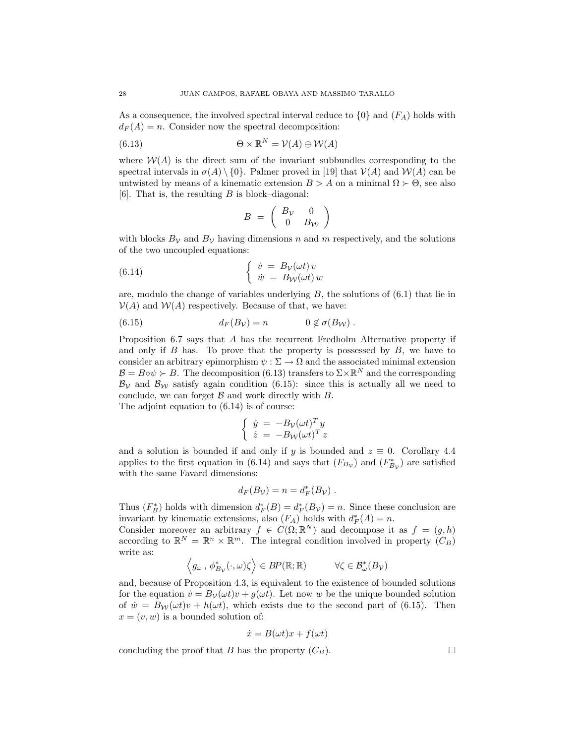As a consequence, the involved spectral interval reduce to $\{0\}$ and $(F_A)$ holds with $d_F(A) = n$. Consider now the spectral decomposition:

$$\Theta \times \mathbb{R}^N = \mathcal{V}(A) \oplus \mathcal{W}(A) \tag{6.13}$$

where $\mathcal{W}(A)$ is the direct sum of the invariant subbundles corresponding to the spectral intervals in $\sigma(A) \setminus \{0\}$. Palmer proved in [19] that $\mathcal{V}(A)$ and $\mathcal{W}(A)$ can be untwisted by means of a kinematic extension $B > A$ on a minimal $\Omega \succ \Theta$, see also [6]. That is, the resulting $B$ is block–diagonal:

$$B \;=\; \begin{pmatrix} B_{\mathcal{V}} & 0 \\ 0 & B_{\mathcal{W}} \end{pmatrix}$$

with blocks $B_{\mathcal{V}}$ and $B_{\mathcal{V}}$ having dimensions $n$ and $m$ respectively, and the solutions of the two uncoupled equations:

$$\begin{cases} \dot{v} \;=\; B_{\mathcal{V}}(\omega t)\, v \\ \dot{w} \;=\; B_{\mathcal{W}}(\omega t)\, w \end{cases} \tag{6.14}$$

are, modulo the change of variables underlying $B$, the solutions of (6.1) that lie in $\mathcal{V}(A)$ and $\mathcal{W}(A)$ respectively. Because of that, we have:

$$d_F(B_{\mathcal{V}}) = n \qquad\qquad 0 \notin \sigma(B_{\mathcal{W}})\ . \tag{6.15}$$

Proposition 6.7 says that $A$ has the recurrent Fredholm Alternative property if and only if $B$ has. To prove that the property is possessed by $B$, we have to consider an arbitrary epimorphism $\psi : \Sigma \to \Omega$ and the associated minimal extension $\mathcal{B} = B \circ \psi \succ B$. The decomposition (6.13) transfers to $\Sigma \times \mathbb{R}^N$ and the corresponding $\mathcal{B}_{\mathcal{V}}$ and $\mathcal{B}_{\mathcal{W}}$ satisfy again condition (6.15): since this is actually all we need to conclude, we can forget $\mathcal{B}$ and work directly with $B$.
The adjoint equation to (6.14) is of course:

$$\begin{cases} \dot{y} \;=\; -B_{\mathcal{V}}(\omega t)^T\, y \\ \dot{z} \;=\; -B_{\mathcal{W}}(\omega t)^T\, z \end{cases}$$

and a solution is bounded if and only if $y$ is bounded and $z \equiv 0$. Corollary 4.4 applies to the first equation in (6.14) and says that $(F_{B_{\mathcal{V}}})$ and $(F^*_{B_{\mathcal{V}}})$ are satisfied with the same Favard dimensions:

$$d_F(B_{\mathcal{V}}) = n = d^*_F(B_{\mathcal{V}})\ .$$

Thus $(F^*_B)$ holds with dimension $d^*_F(B) = d^*_F(B_{\mathcal{V}}) = n$. Since these conclusion are invariant by kinematic extensions, also $(F_A)$ holds with $d^*_F(A) = n$.
Consider moreover an arbitrary $f \in C(\Omega; \mathbb{R}^N)$ and decompose it as $f = (g, h)$ according to $\mathbb{R}^N = \mathbb{R}^n \times \mathbb{R}^m$. The integral condition involved in property $(C_B)$ write as:

$$\Big\langle g_\omega\,,\, \phi^*_{B_{\mathcal{V}}}(\cdot, \omega)\zeta \Big\rangle \in BP(\mathbb{R};\mathbb{R}) \qquad\quad \forall \zeta \in \mathcal{B}^*_\omega(B_{\mathcal{V}})$$

and, because of Proposition 4.3, is equivalent to the existence of bounded solutions for the equation $\dot{v} = B_{\mathcal{V}}(\omega t)v + g(\omega t)$. Let now $w$ be the unique bounded solution of $\dot{w} = B_{\mathcal{W}}(\omega t)v + h(\omega t)$, which exists due to the second part of (6.15). Then $x = (v, w)$ is a bounded solution of:

$$\dot{x} = B(\omega t)x + f(\omega t)$$

concluding the proof that $B$ has the property $(C_B)$. $\square$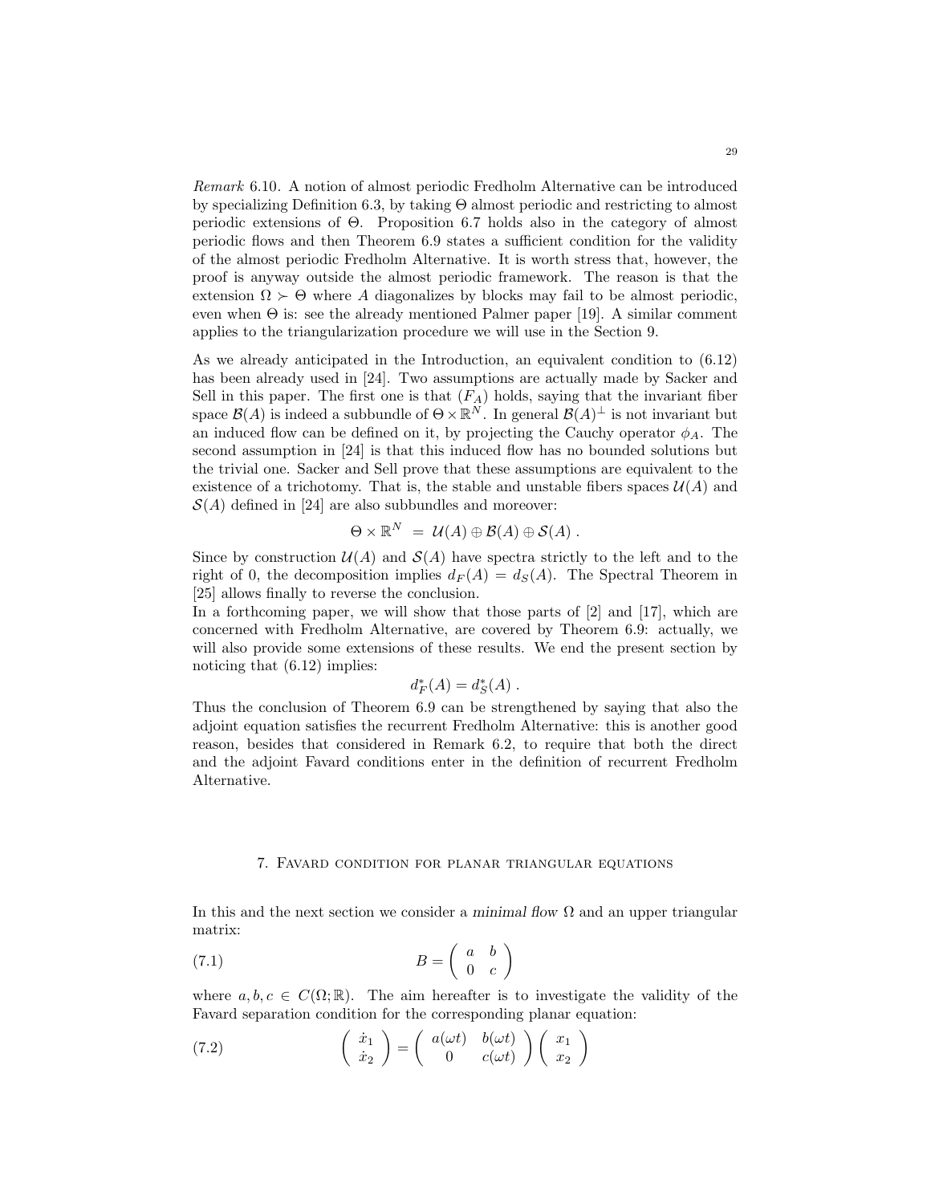*Remark* 6.10. A notion of almost periodic Fredholm Alternative can be introduced by specializing Definition 6.3, by taking $\Theta$ almost periodic and restricting to almost periodic extensions of $\Theta$. Proposition 6.7 holds also in the category of almost periodic flows and then Theorem 6.9 states a sufficient condition for the validity of the almost periodic Fredholm Alternative. It is worth stress that, however, the proof is anyway outside the almost periodic framework. The reason is that the extension $\Omega \succ \Theta$ where $A$ diagonalizes by blocks may fail to be almost periodic, even when $\Theta$ is: see the already mentioned Palmer paper [19]. A similar comment applies to the triangularization procedure we will use in the Section 9.

As we already anticipated in the Introduction, an equivalent condition to (6.12) has been already used in [24]. Two assumptions are actually made by Sacker and Sell in this paper. The first one is that $(F_A)$ holds, saying that the invariant fiber space $\mathcal{B}(A)$ is indeed a subbundle of $\Theta \times \mathbb{R}^N$. In general $\mathcal{B}(A)^{\perp}$ is not invariant but an induced flow can be defined on it, by projecting the Cauchy operator $\phi_A$. The second assumption in [24] is that this induced flow has no bounded solutions but the trivial one. Sacker and Sell prove that these assumptions are equivalent to the existence of a trichotomy. That is, the stable and unstable fibers spaces $\mathcal{U}(A)$ and $\mathcal{S}(A)$ defined in [24] are also subbundles and moreover:

$$\Theta \times \mathbb{R}^N \ = \ \mathcal{U}(A) \oplus \mathcal{B}(A) \oplus \mathcal{S}(A) \ .$$

Since by construction $\mathcal{U}(A)$ and $\mathcal{S}(A)$ have spectra strictly to the left and to the right of 0, the decomposition implies $d_F(A) = d_S(A)$. The Spectral Theorem in [25] allows finally to reverse the conclusion.

In a forthcoming paper, we will show that those parts of [2] and [17], which are concerned with Fredholm Alternative, are covered by Theorem 6.9: actually, we will also provide some extensions of these results. We end the present section by noticing that (6.12) implies:

$$d^*_F(A) = d^*_S(A) \ .$$

Thus the conclusion of Theorem 6.9 can be strengthened by saying that also the adjoint equation satisfies the recurrent Fredholm Alternative: this is another good reason, besides that considered in Remark 6.2, to require that both the direct and the adjoint Favard conditions enter in the definition of recurrent Fredholm Alternative.

## 7. Favard condition for planar triangular equations

In this and the next section we consider a *minimal flow* $\Omega$ and an upper triangular matrix:

$$B = \begin{pmatrix} a & b \\ 0 & c \end{pmatrix} \tag{7.1}$$

where $a, b, c \in C(\Omega; \mathbb{R})$. The aim hereafter is to investigate the validity of the Favard separation condition for the corresponding planar equation:

$$\begin{pmatrix} \dot{x}_1 \\ \dot{x}_2 \end{pmatrix} = \begin{pmatrix} a(\omega t) & b(\omega t) \\ 0 & c(\omega t) \end{pmatrix} \begin{pmatrix} x_1 \\ x_2 \end{pmatrix} \tag{7.2}$$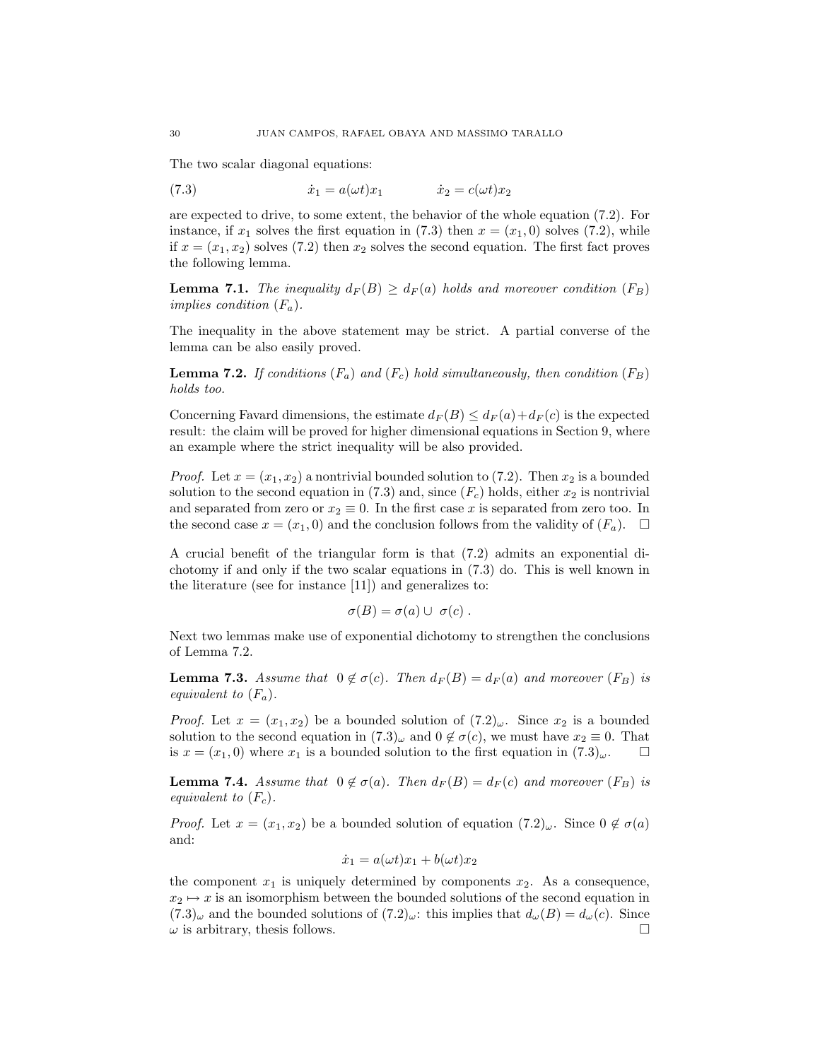The two scalar diagonal equations:

$$\dot{x}_1 = a(\omega t)x_1 \qquad\qquad \dot{x}_2 = c(\omega t)x_2 \tag{7.3}$$

are expected to drive, to some extent, the behavior of the whole equation (7.2). For instance, if $x_1$ solves the first equation in (7.3) then $x = (x_1, 0)$ solves (7.2), while if $x = (x_1, x_2)$ solves (7.2) then $x_2$ solves the second equation. The first fact proves the following lemma.

**Lemma 7.1.** *The inequality $d_F(B) \geq d_F(a)$ holds and moreover condition $(F_B)$ implies condition $(F_a)$.*

The inequality in the above statement may be strict. A partial converse of the lemma can be also easily proved.

**Lemma 7.2.** *If conditions $(F_a)$ and $(F_c)$ hold simultaneously, then condition $(F_B)$ holds too.*

Concerning Favard dimensions, the estimate $d_F(B) \leq d_F(a) + d_F(c)$ is the expected result: the claim will be proved for higher dimensional equations in Section 9, where an example where the strict inequality will be also provided.

*Proof.* Let $x = (x_1, x_2)$ a nontrivial bounded solution to (7.2). Then $x_2$ is a bounded solution to the second equation in (7.3) and, since $(F_c)$ holds, either $x_2$ is nontrivial and separated from zero or $x_2 \equiv 0$. In the first case $x$ is separated from zero too. In the second case $x = (x_1, 0)$ and the conclusion follows from the validity of $(F_a)$. $\square$

A crucial benefit of the triangular form is that (7.2) admits an exponential dichotomy if and only if the two scalar equations in (7.3) do. This is well known in the literature (see for instance [11]) and generalizes to:

$$\sigma(B) = \sigma(a) \cup \sigma(c) .$$

Next two lemmas make use of exponential dichotomy to strengthen the conclusions of Lemma 7.2.

**Lemma 7.3.** *Assume that $0 \notin \sigma(c)$. Then $d_F(B) = d_F(a)$ and moreover $(F_B)$ is equivalent to $(F_a)$.*

*Proof.* Let $x = (x_1, x_2)$ be a bounded solution of $(7.2)_\omega$. Since $x_2$ is a bounded solution to the second equation in $(7.3)_\omega$ and $0 \notin \sigma(c)$, we must have $x_2 \equiv 0$. That is $x = (x_1, 0)$ where $x_1$ is a bounded solution to the first equation in $(7.3)_\omega$. $\square$

**Lemma 7.4.** *Assume that $0 \notin \sigma(a)$. Then $d_F(B) = d_F(c)$ and moreover $(F_B)$ is equivalent to $(F_c)$.*

*Proof.* Let $x = (x_1, x_2)$ be a bounded solution of equation $(7.2)_\omega$. Since $0 \notin \sigma(a)$ and:

$$\dot{x}_1 = a(\omega t)x_1 + b(\omega t)x_2$$

the component $x_1$ is uniquely determined by components $x_2$. As a consequence, $x_2 \mapsto x$ is an isomorphism between the bounded solutions of the second equation in $(7.3)_\omega$ and the bounded solutions of $(7.2)_\omega$: this implies that $d_\omega(B) = d_\omega(c)$. Since $\omega$ is arbitrary, thesis follows. $\square$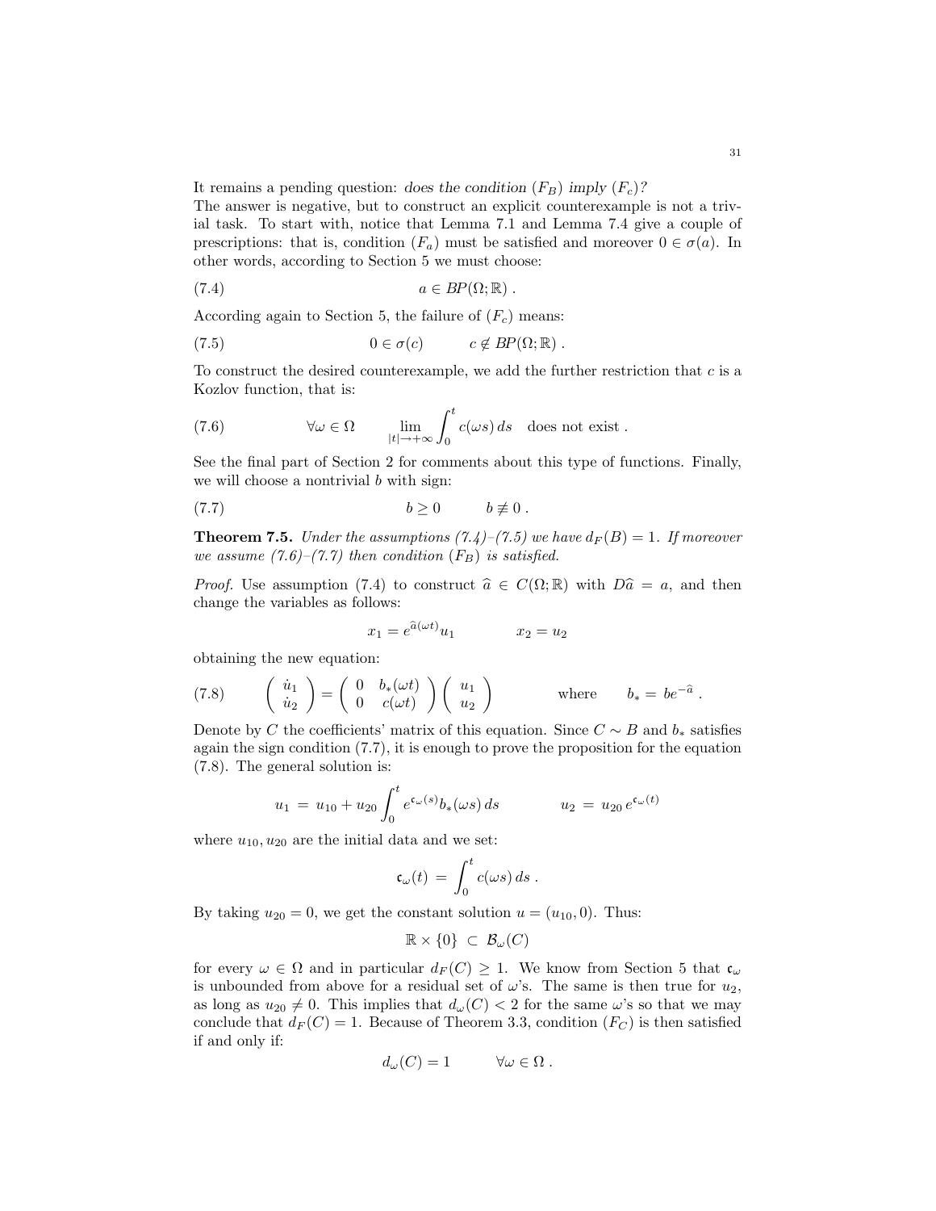It remains a pending question: *does the condition $(F_B)$ imply $(F_c)$?*
The answer is negative, but to construct an explicit counterexample is not a trivial task. To start with, notice that Lemma 7.1 and Lemma 7.4 give a couple of prescriptions: that is, condition $(F_a)$ must be satisfied and moreover $0 \in \sigma(a)$. In other words, according to Section 5 we must choose:

$$a \in BP(\Omega;\mathbb{R}) \; . \tag{7.4}$$

According again to Section 5, the failure of $(F_c)$ means:

$$0 \in \sigma(c) \qquad c \notin BP(\Omega;\mathbb{R}) \; . \tag{7.5}$$

To construct the desired counterexample, we add the further restriction that $c$ is a Kozlov function, that is:

$$\forall \omega \in \Omega \qquad \lim_{|t|\to+\infty} \int_0^t c(\omega s)\, ds \quad \text{does not exist} \; . \tag{7.6}$$

See the final part of Section 2 for comments about this type of functions. Finally, we will choose a nontrivial $b$ with sign:

$$b \geq 0 \qquad b \not\equiv 0 \; . \tag{7.7}$$

**Theorem 7.5.** *Under the assumptions (7.4)–(7.5) we have $d_F(B) = 1$. If moreover we assume (7.6)–(7.7) then condition $(F_B)$ is satisfied.*

*Proof.* Use assumption (7.4) to construct $\widehat{a} \in C(\Omega;\mathbb{R})$ with $D\widehat{a} = a$, and then change the variables as follows:

$$x_1 = e^{\widehat{a}(\omega t)} u_1 \qquad\qquad x_2 = u_2$$

obtaining the new equation:

$$\begin{pmatrix} \dot{u}_1 \\ \dot{u}_2 \end{pmatrix} = \begin{pmatrix} 0 & b_*(\omega t) \\ 0 & c(\omega t) \end{pmatrix} \begin{pmatrix} u_1 \\ u_2 \end{pmatrix} \qquad\qquad \text{where} \qquad b_* = b e^{-\widehat{a}} \; . \tag{7.8}$$

Denote by $C$ the coefficients' matrix of this equation. Since $C \sim B$ and $b_*$ satisfies again the sign condition (7.7), it is enough to prove the proposition for the equation (7.8). The general solution is:

$$u_1 \,=\, u_{10} + u_{20} \int_0^t e^{\mathfrak{c}_\omega(s)} b_*(\omega s)\, ds \qquad\qquad u_2 \,=\, u_{20}\, e^{\mathfrak{c}_\omega(t)}$$

where $u_{10}, u_{20}$ are the initial data and we set:

$$\mathfrak{c}_\omega(t) \,=\, \int_0^t c(\omega s)\, ds \; .$$

By taking $u_{20} = 0$, we get the constant solution $u = (u_{10}, 0)$. Thus:

$$\mathbb{R} \times \{0\} \,\subset\, \mathcal{B}_\omega(C)$$

for every $\omega \in \Omega$ and in particular $d_F(C) \geq 1$. We know from Section 5 that $\mathfrak{c}_\omega$ is unbounded from above for a residual set of $\omega$'s. The same is then true for $u_2$, as long as $u_{20} \neq 0$. This implies that $d_\omega(C) < 2$ for the same $\omega$'s so that we may conclude that $d_F(C) = 1$. Because of Theorem 3.3, condition $(F_C)$ is then satisfied if and only if:

$$d_\omega(C) = 1 \qquad\quad \forall \omega \in \Omega \; .$$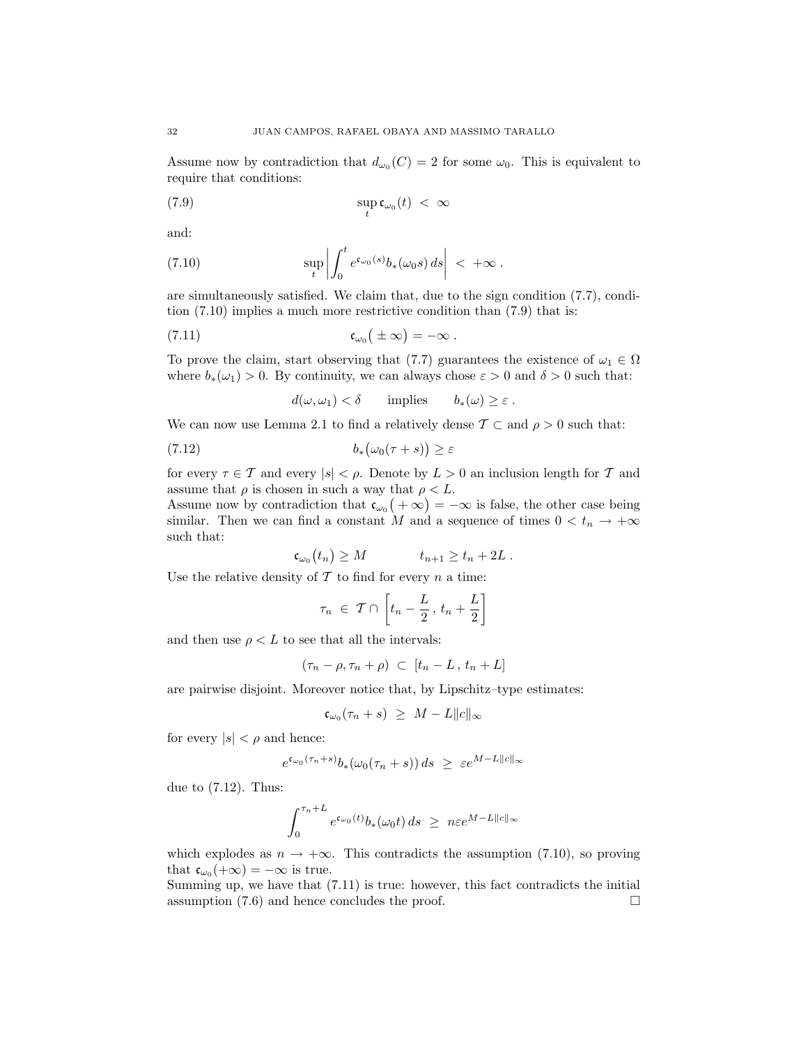Assume now by contradiction that $d_{\omega_0}(C) = 2$ for some $\omega_0$. This is equivalent to require that conditions:

$$\sup_t \mathfrak{c}_{\omega_0}(t) \ < \ \infty \tag{7.9}$$

and:

$$\sup_t \left| \int_0^t e^{\mathfrak{c}_{\omega_0}(s)} b_*(\omega_0 s)\, ds \right| \ < \ +\infty \ . \tag{7.10}$$

are simultaneously satisfied. We claim that, due to the sign condition (7.7), condition (7.10) implies a much more restrictive condition than (7.9) that is:

$$\mathfrak{c}_{\omega_0}\big( \pm \infty \big) = -\infty \ . \tag{7.11}$$

To prove the claim, start observing that (7.7) guarantees the existence of $\omega_1 \in \Omega$ where $b_*(\omega_1) > 0$. By continuity, we can always chose $\varepsilon > 0$ and $\delta > 0$ such that:

$$d(\omega, \omega_1) < \delta \qquad \text{implies} \qquad b_*(\omega) \geq \varepsilon \ .$$

We can now use Lemma 2.1 to find a relatively dense $\mathcal{T} \subset$ and $\rho > 0$ such that:

$$b_*\big(\omega_0(\tau + s)\big) \geq \varepsilon \tag{7.12}$$

for every $\tau \in \mathcal{T}$ and every $|s| < \rho$. Denote by $L > 0$ an inclusion length for $\mathcal{T}$ and assume that $\rho$ is chosen in such a way that $\rho < L$.
Assume now by contradiction that $\mathfrak{c}_{\omega_0}\big( +\infty \big) = -\infty$ is false, the other case being similar. Then we can find a constant $M$ and a sequence of times $0 < t_n \to +\infty$ such that:

$$\mathfrak{c}_{\omega_0}\big(t_n\big) \geq M \qquad\qquad t_{n+1} \geq t_n + 2L \ .$$

Use the relative density of $\mathcal{T}$ to find for every $n$ a time:

$$\tau_n \ \in \ \mathcal{T} \cap \left[ t_n - \frac{L}{2} \, , \, t_n + \frac{L}{2} \right]$$

and then use $\rho < L$ to see that all the intervals:

$$(\tau_n - \rho, \tau_n + \rho) \ \subset \ [t_n - L \, , \, t_n + L]$$

are pairwise disjoint. Moreover notice that, by Lipschitz–type estimates:

$$\mathfrak{c}_{\omega_0}(\tau_n + s) \ \geq \ M - L\|c\|_\infty$$

for every $|s| < \rho$ and hence:

$$e^{\mathfrak{c}_{\omega_0}(\tau_n + s)} b_*(\omega_0(\tau_n + s))\, ds \ \geq \ \varepsilon e^{M - L\|c\|_\infty}$$

due to (7.12). Thus:

$$\int_0^{\tau_n + L} e^{\mathfrak{c}_{\omega_0}(t)} b_*(\omega_0 t)\, ds \ \geq \ n\varepsilon e^{M - L\|c\|_\infty}$$

which explodes as $n \to +\infty$. This contradicts the assumption (7.10), so proving that $\mathfrak{c}_{\omega_0}(+\infty) = -\infty$ is true.
Summing up, we have that (7.11) is true: however, this fact contradicts the initial assumption (7.6) and hence concludes the proof. $\square$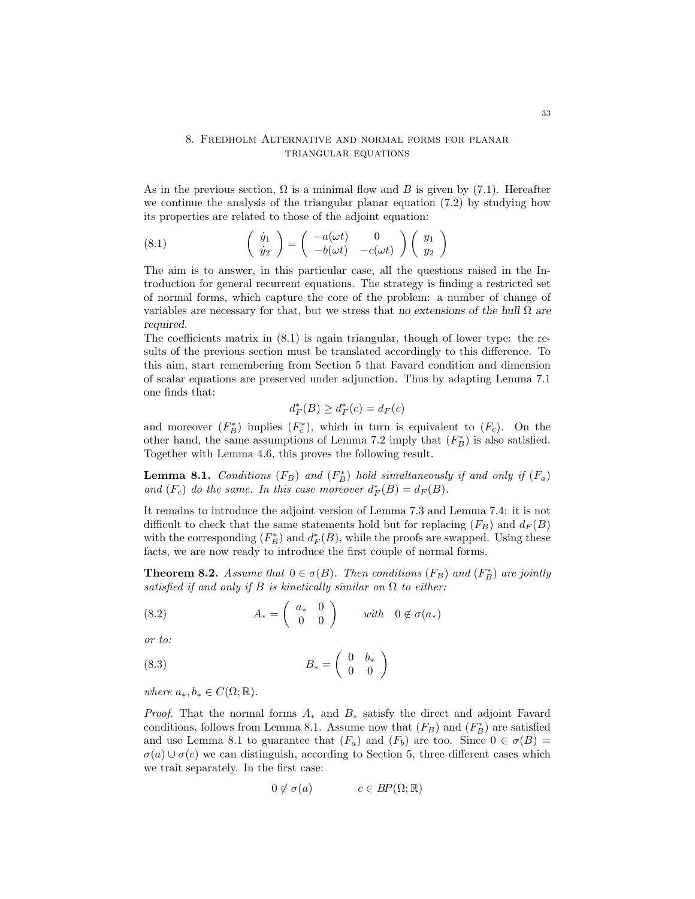## 8. Fredholm Alternative and normal forms for planar triangular equations

As in the previous section, $\Omega$ is a minimal flow and $B$ is given by (7.1). Hereafter we continue the analysis of the triangular planar equation (7.2) by studying how its properties are related to those of the adjoint equation:

$$\begin{pmatrix} \dot{y}_1 \\ \dot{y}_2 \end{pmatrix} = \begin{pmatrix} -a(\omega t) & 0 \\ -b(\omega t) & -c(\omega t) \end{pmatrix} \begin{pmatrix} y_1 \\ y_2 \end{pmatrix} \tag{8.1}$$

The aim is to answer, in this particular case, all the questions raised in the Introduction for general recurrent equations. The strategy is finding a restricted set of normal forms, which capture the core of the problem: a number of change of variables are necessary for that, but we stress that *no extensions of the hull $\Omega$ are required.*

The coefficients matrix in (8.1) is again triangular, though of lower type: the results of the previous section must be translated accordingly to this difference. To this aim, start remembering from Section 5 that Favard condition and dimension of scalar equations are preserved under adjunction. Thus by adapting Lemma 7.1 one finds that:

$$d_F^*(B) \geq d_F^*(c) = d_F(c)$$

and moreover $(F_B^*)$ implies $(F_c^*)$, which in turn is equivalent to $(F_c)$. On the other hand, the same assumptions of Lemma 7.2 imply that $(F_B^*)$ is also satisfied. Together with Lemma 4.6, this proves the following result.

**Lemma 8.1.** *Conditions $(F_B)$ and $(F_B^*)$ hold simultaneously if and only if $(F_a)$ and $(F_c)$ do the same. In this case moreover $d_F^*(B) = d_F(B)$.*

It remains to introduce the adjoint version of Lemma 7.3 and Lemma 7.4: it is not difficult to check that the same statements hold but for replacing $(F_B)$ and $d_F(B)$ with the corresponding $(F_B^*)$ and $d_F^*(B)$, while the proofs are swapped. Using these facts, we are now ready to introduce the first couple of normal forms.

**Theorem 8.2.** *Assume that $0 \in \sigma(B)$. Then conditions $(F_B)$ and $(F_B^*)$ are jointly satisfied if and only if $B$ is kinetically similar on $\Omega$ to either:*

$$A_* = \begin{pmatrix} a_* & 0 \\ 0 & 0 \end{pmatrix} \qquad \text{with} \quad 0 \notin \sigma(a_*) \tag{8.2}$$

*or to:*

$$B_* = \begin{pmatrix} 0 & b_* \\ 0 & 0 \end{pmatrix} \tag{8.3}$$

*where $a_*, b_* \in C(\Omega; \mathbb{R})$.*

*Proof.* That the normal forms $A_*$ and $B_*$ satisfy the direct and adjoint Favard conditions, follows from Lemma 8.1. Assume now that $(F_B)$ and $(F_B^*)$ are satisfied and use Lemma 8.1 to guarantee that $(F_a)$ and $(F_b)$ are too. Since $0 \in \sigma(B) = \sigma(a) \cup \sigma(c)$ we can distinguish, according to Section 5, three different cases which we trait separately. In the first case:

$$0 \notin \sigma(a) \qquad\qquad c \in BP(\Omega; \mathbb{R})$$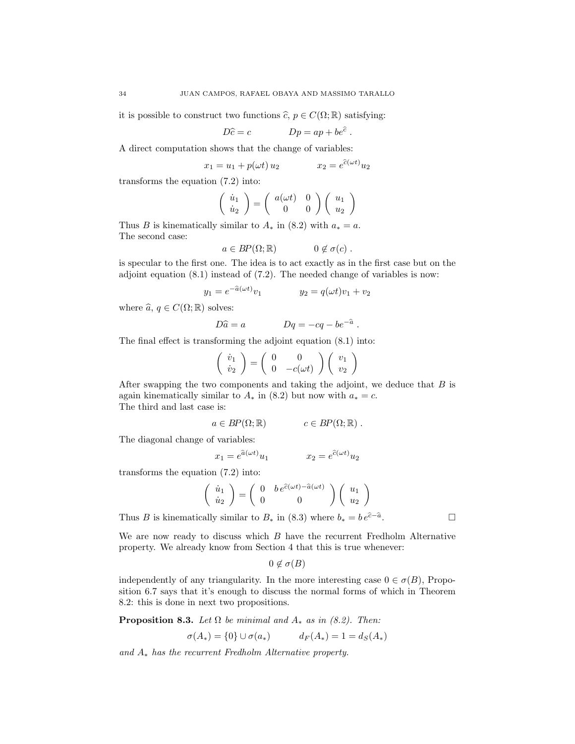it is possible to construct two functions $\widehat{c}$, $p \in C(\Omega;\mathbb{R})$ satisfying:

$$D\widehat{c} = c \qquad\qquad Dp = ap + be^{\widehat{c}} \ .$$

A direct computation shows that the change of variables:

$$x_1 = u_1 + p(\omega t)\, u_2 \qquad\qquad x_2 = e^{\widehat{c}(\omega t)} u_2$$

transforms the equation (7.2) into:

$$\begin{pmatrix} \dot{u}_1 \\ \dot{u}_2 \end{pmatrix} = \begin{pmatrix} a(\omega t) & 0 \\ 0 & 0 \end{pmatrix} \begin{pmatrix} u_1 \\ u_2 \end{pmatrix}$$

Thus $B$ is kinematically similar to $A_*$ in (8.2) with $a_* = a$.
The second case:

$$a \in BP(\Omega;\mathbb{R}) \qquad\qquad 0 \notin \sigma(c) \ .$$

is specular to the first one. The idea is to act exactly as in the first case but on the adjoint equation (8.1) instead of (7.2). The needed change of variables is now:

$$y_1 = e^{-\widehat{a}(\omega t)} v_1 \qquad\qquad y_2 = q(\omega t) v_1 + v_2$$

where $\widehat{a}$, $q \in C(\Omega;\mathbb{R})$ solves:

$$D\widehat{a} = a \qquad\qquad Dq = -cq - be^{-\widehat{a}} \ .$$

The final effect is transforming the adjoint equation (8.1) into:

$$\begin{pmatrix} \dot{v}_1 \\ \dot{v}_2 \end{pmatrix} = \begin{pmatrix} 0 & 0 \\ 0 & -c(\omega t) \end{pmatrix} \begin{pmatrix} v_1 \\ v_2 \end{pmatrix}$$

After swapping the two components and taking the adjoint, we deduce that $B$ is again kinematically similar to $A_*$ in (8.2) but now with $a_* = c$.
The third and last case is:

$$a \in BP(\Omega;\mathbb{R}) \qquad\qquad c \in BP(\Omega;\mathbb{R}) \ .$$

The diagonal change of variables:

$$x_1 = e^{\widehat{a}(\omega t)} u_1 \qquad\qquad x_2 = e^{\widehat{c}(\omega t)} u_2$$

transforms the equation (7.2) into:

$$\begin{pmatrix} \dot{u}_1 \\ \dot{u}_2 \end{pmatrix} = \begin{pmatrix} 0 & b\, e^{\widehat{c}(\omega t) - \widehat{a}(\omega t)} \\ 0 & 0 \end{pmatrix} \begin{pmatrix} u_1 \\ u_2 \end{pmatrix}$$

Thus $B$ is kinematically similar to $B_*$ in (8.3) where $b_* = b\, e^{\widehat{c} - \widehat{a}}$. □

We are now ready to discuss which $B$ have the recurrent Fredholm Alternative property. We already know from Section 4 that this is true whenever:

$$0 \notin \sigma(B)$$

independently of any triangularity. In the more interesting case $0 \in \sigma(B)$, Proposition 6.7 says that it's enough to discuss the normal forms of which in Theorem 8.2: this is done in next two propositions.

**Proposition 8.3.** *Let $\Omega$ be minimal and $A_*$ as in (8.2). Then:*

$$\sigma(A_*) = \{0\} \cup \sigma(a_*) \qquad\qquad d_F(A_*) = 1 = d_S(A_*)$$

*and $A_*$ has the recurrent Fredholm Alternative property.*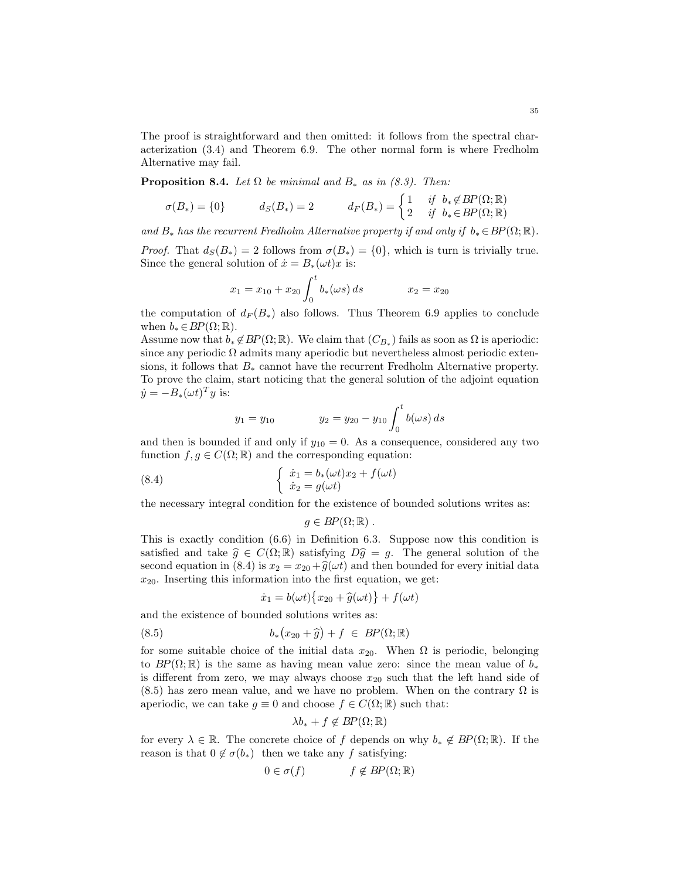The proof is straightforward and then omitted: it follows from the spectral characterization (3.4) and Theorem 6.9. The other normal form is where Fredholm Alternative may fail.

**Proposition 8.4.** *Let $\Omega$ be minimal and $B_*$ as in (8.3). Then:*

$$\sigma(B_*) = \{0\} \qquad d_S(B_*) = 2 \qquad d_F(B_*) = \begin{cases} 1 & \text{if } b_* \notin BP(\Omega;\mathbb{R}) \\ 2 & \text{if } b_* \in BP(\Omega;\mathbb{R}) \end{cases}$$

*and $B_*$ has the recurrent Fredholm Alternative property if and only if $b_* \in BP(\Omega;\mathbb{R})$.*

*Proof.* That $d_S(B_*) = 2$ follows from $\sigma(B_*) = \{0\}$, which is turn is trivially true. Since the general solution of $\dot{x} = B_*(\omega t)x$ is:

$$x_1 = x_{10} + x_{20}\int_0^t b_*(\omega s)\,ds \qquad\qquad x_2 = x_{20}$$

the computation of $d_F(B_*)$ also follows. Thus Theorem 6.9 applies to conclude when $b_* \in BP(\Omega;\mathbb{R})$.
Assume now that $b_* \notin BP(\Omega;\mathbb{R})$. We claim that $(C_{B_*})$ fails as soon as $\Omega$ is aperiodic: since any periodic $\Omega$ admits many aperiodic but nevertheless almost periodic extensions, it follows that $B_*$ cannot have the recurrent Fredholm Alternative property. To prove the claim, start noticing that the general solution of the adjoint equation $\dot{y} = -B_*(\omega t)^T y$ is:

$$y_1 = y_{10} \qquad\qquad y_2 = y_{20} - y_{10}\int_0^t b(\omega s)\,ds$$

and then is bounded if and only if $y_{10} = 0$. As a consequence, considered any two function $f, g \in C(\Omega;\mathbb{R})$ and the corresponding equation:

$$\begin{cases} \dot{x}_1 = b_*(\omega t)x_2 + f(\omega t) \\ \dot{x}_2 = g(\omega t) \end{cases} \tag{8.4}$$

the necessary integral condition for the existence of bounded solutions writes as:

$$g \in BP(\Omega;\mathbb{R})\ .$$

This is exactly condition (6.6) in Definition 6.3. Suppose now this condition is satisfied and take $\widehat{g} \in C(\Omega;\mathbb{R})$ satisfying $D\widehat{g} = g$. The general solution of the second equation in (8.4) is $x_2 = x_{20} + \widehat{g}(\omega t)$ and then bounded for every initial data $x_{20}$. Inserting this information into the first equation, we get:

$$\dot{x}_1 = b(\omega t)\big\{x_{20} + \widehat{g}(\omega t)\big\} + f(\omega t)$$

and the existence of bounded solutions writes as:

$$b_*\big(x_{20} + \widehat{g}\big) + f \ \in\ BP(\Omega;\mathbb{R}) \tag{8.5}$$

for some suitable choice of the initial data $x_{20}$. When $\Omega$ is periodic, belonging to $BP(\Omega;\mathbb{R})$ is the same as having mean value zero: since the mean value of $b_*$ is different from zero, we may always choose $x_{20}$ such that the left hand side of (8.5) has zero mean value, and we have no problem. When on the contrary $\Omega$ is aperiodic, we can take $g \equiv 0$ and choose $f \in C(\Omega;\mathbb{R})$ such that:

$$\lambda b_* + f \notin BP(\Omega;\mathbb{R})$$

for every $\lambda \in \mathbb{R}$. The concrete choice of $f$ depends on why $b_* \notin BP(\Omega;\mathbb{R})$. If the reason is that $0 \notin \sigma(b_*)$ then we take any $f$ satisfying:

$$0 \in \sigma(f) \qquad\qquad f \notin BP(\Omega;\mathbb{R})$$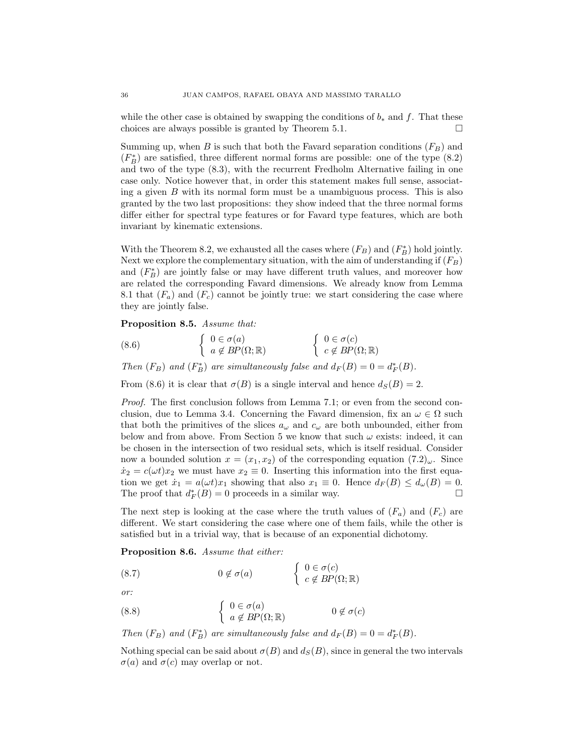while the other case is obtained by swapping the conditions of $b_*$ and $f$. That these choices are always possible is granted by Theorem 5.1. □

Summing up, when $B$ is such that both the Favard separation conditions $(F_B)$ and $(F_B^*)$ are satisfied, three different normal forms are possible: one of the type (8.2) and two of the type (8.3), with the recurrent Fredholm Alternative failing in one case only. Notice however that, in order this statement makes full sense, associating a given $B$ with its normal form must be a unambiguous process. This is also granted by the two last propositions: they show indeed that the three normal forms differ either for spectral type features or for Favard type features, which are both invariant by kinematic extensions.

With the Theorem 8.2, we exhausted all the cases where $(F_B)$ and $(F_B^*)$ hold jointly. Next we explore the complementary situation, with the aim of understanding if $(F_B)$ and $(F_B^*)$ are jointly false or may have different truth values, and moreover how are related the corresponding Favard dimensions. We already know from Lemma 8.1 that $(F_a)$ and $(F_c)$ cannot be jointly true: we start considering the case where they are jointly false.

**Proposition 8.5.** *Assume that:*

$$\begin{cases} 0 \in \sigma(a) \\ a \notin BP(\Omega;\mathbb{R}) \end{cases} \qquad \begin{cases} 0 \in \sigma(c) \\ c \notin BP(\Omega;\mathbb{R}) \end{cases} \tag{8.6}$$

*Then $(F_B)$ and $(F_B^*)$ are simultaneously false and $d_F(B) = 0 = d_F^*(B)$.*

From (8.6) it is clear that $\sigma(B)$ is a single interval and hence $d_S(B) = 2$.

*Proof.* The first conclusion follows from Lemma 7.1; or even from the second conclusion, due to Lemma 3.4. Concerning the Favard dimension, fix an $\omega \in \Omega$ such that both the primitives of the slices $a_\omega$ and $c_\omega$ are both unbounded, either from below and from above. From Section 5 we know that such $\omega$ exists: indeed, it can be chosen in the intersection of two residual sets, which is itself residual. Consider now a bounded solution $x = (x_1, x_2)$ of the corresponding equation $(7.2)_\omega$. Since $\dot{x}_2 = c(\omega t)x_2$ we must have $x_2 \equiv 0$. Inserting this information into the first equation we get $\dot{x}_1 = a(\omega t)x_1$ showing that also $x_1 \equiv 0$. Hence $d_F(B) \le d_\omega(B) = 0$. The proof that $d_F^*(B) = 0$ proceeds in a similar way. □

The next step is looking at the case where the truth values of $(F_a)$ and $(F_c)$ are different. We start considering the case where one of them fails, while the other is satisfied but in a trivial way, that is because of an exponential dichotomy.

**Proposition 8.6.** *Assume that either:*

$$0 \notin \sigma(a) \qquad \begin{cases} 0 \in \sigma(c) \\ c \notin BP(\Omega;\mathbb{R}) \end{cases} \tag{8.7}$$

*or:*

$$\begin{cases} 0 \in \sigma(a) \\ a \notin BP(\Omega;\mathbb{R}) \end{cases} \qquad 0 \notin \sigma(c) \tag{8.8}$$

*Then $(F_B)$ and $(F_B^*)$ are simultaneously false and $d_F(B) = 0 = d_F^*(B)$.*

Nothing special can be said about $\sigma(B)$ and $d_S(B)$, since in general the two intervals $\sigma(a)$ and $\sigma(c)$ may overlap or not.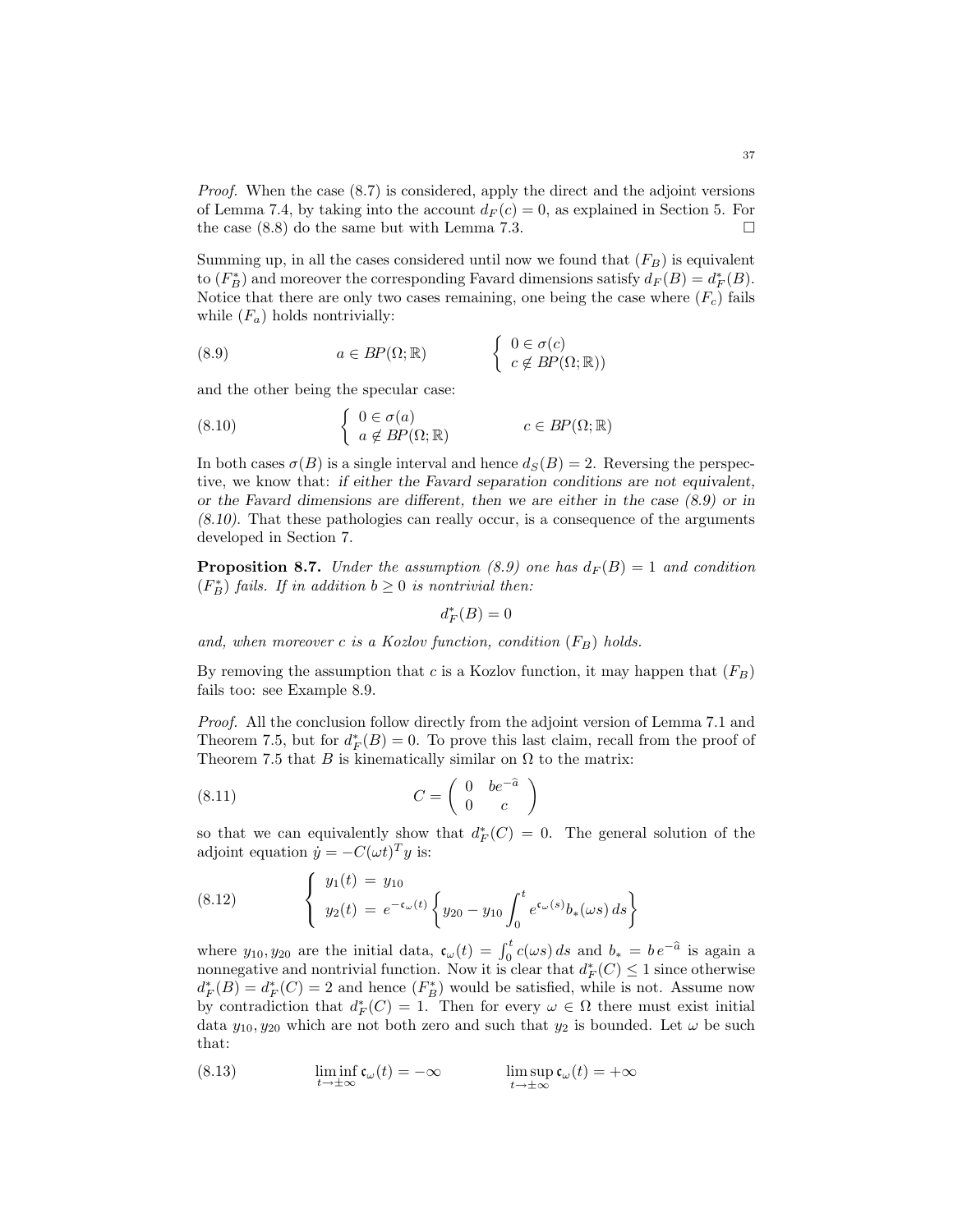*Proof.* When the case (8.7) is considered, apply the direct and the adjoint versions of Lemma 7.4, by taking into the account $d_F(c) = 0$, as explained in Section 5. For the case (8.8) do the same but with Lemma 7.3. $\square$

Summing up, in all the cases considered until now we found that $(F_B)$ is equivalent to $(F_B^*)$ and moreover the corresponding Favard dimensions satisfy $d_F(B) = d_F^*(B)$. Notice that there are only two cases remaining, one being the case where $(F_c)$ fails while $(F_a)$ holds nontrivially:

$$
a \in BP(\Omega;\mathbb{R}) \qquad \left\{ \begin{array}{l} 0 \in \sigma(c) \\ c \notin BP(\Omega;\mathbb{R})) \end{array} \right. \tag{8.9}
$$

and the other being the specular case:

$$
\left\{ \begin{array}{l} 0 \in \sigma(a) \\ a \notin BP(\Omega;\mathbb{R}) \end{array} \right. \qquad c \in BP(\Omega;\mathbb{R}) \tag{8.10}
$$

In both cases $\sigma(B)$ is a single interval and hence $d_S(B) = 2$. Reversing the perspective, we know that: *if either the Favard separation conditions are not equivalent, or the Favard dimensions are different, then we are either in the case (8.9) or in (8.10).* That these pathologies can really occur, is a consequence of the arguments developed in Section 7.

**Proposition 8.7.** *Under the assumption (8.9) one has $d_F(B) = 1$ and condition $(F_B^*)$ fails. If in addition $b \geq 0$ is nontrivial then:*

$$
d_F^*(B) = 0
$$

*and, when moreover $c$ is a Kozlov function, condition $(F_B)$ holds.*

By removing the assumption that $c$ is a Kozlov function, it may happen that $(F_B)$ fails too: see Example 8.9.

*Proof.* All the conclusion follow directly from the adjoint version of Lemma 7.1 and Theorem 7.5, but for $d_F^*(B) = 0$. To prove this last claim, recall from the proof of Theorem 7.5 that $B$ is kinematically similar on $\Omega$ to the matrix:

$$
C = \left( \begin{array}{cc} 0 & be^{-\widehat{a}} \\ 0 & c \end{array} \right) \tag{8.11}
$$

so that we can equivalently show that $d_F^*(C) = 0$. The general solution of the adjoint equation $\dot{y} = -C(\omega t)^T y$ is:

$$
\left\{ \begin{array}{l} y_1(t) \;=\; y_{10} \\ y_2(t) \;=\; e^{-\mathfrak{c}_\omega(t)} \left\{ y_{20} - y_{10} \displaystyle\int_0^t e^{\mathfrak{c}_\omega(s)} b_*(\omega s)\, ds \right\} \end{array} \right. \tag{8.12}
$$

where $y_{10}, y_{20}$ are the initial data, $\mathfrak{c}_\omega(t) = \int_0^t c(\omega s)\, ds$ and $b_* = b\, e^{-\widehat{a}}$ is again a nonnegative and nontrivial function. Now it is clear that $d_F^*(C) \leq 1$ since otherwise $d_F^*(B) = d_F^*(C) = 2$ and hence $(F_B^*)$ would be satisfied, while is not. Assume now by contradiction that $d_F^*(C) = 1$. Then for every $\omega \in \Omega$ there must exist initial data $y_{10}, y_{20}$ which are not both zero and such that $y_2$ is bounded. Let $\omega$ be such that:

$$
\liminf_{t\to\pm\infty} \mathfrak{c}_\omega(t) = -\infty \qquad \limsup_{t\to\pm\infty} \mathfrak{c}_\omega(t) = +\infty \tag{8.13}
$$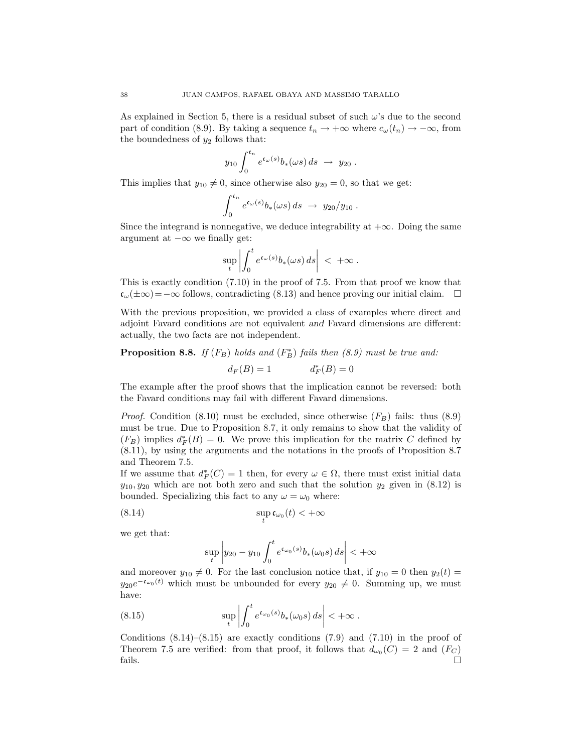As explained in Section 5, there is a residual subset of such $\omega$'s due to the second part of condition (8.9). By taking a sequence $t_n \to +\infty$ where $c_\omega(t_n) \to -\infty$, from the boundedness of $y_2$ follows that:

$$y_{10} \int_0^{t_n} e^{\mathfrak{c}_\omega(s)} b_*(\omega s)\, ds \;\to\; y_{20} \;.$$

This implies that $y_{10} \neq 0$, since otherwise also $y_{20} = 0$, so that we get:

$$\int_0^{t_n} e^{\mathfrak{c}_\omega(s)} b_*(\omega s)\, ds \;\to\; y_{20}/y_{10} \;.$$

Since the integrand is nonnegative, we deduce integrability at $+\infty$. Doing the same argument at $-\infty$ we finally get:

$$\sup_t \left| \int_0^t e^{\mathfrak{c}_\omega(s)} b_*(\omega s)\, ds \right| \;<\; +\infty \;.$$

This is exactly condition (7.10) in the proof of 7.5. From that proof we know that $\mathfrak{c}_\omega(\pm\infty) = -\infty$ follows, contradicting (8.13) and hence proving our initial claim. $\square$

With the previous proposition, we provided a class of examples where direct and adjoint Favard conditions are not equivalent *and* Favard dimensions are different: actually, the two facts are not independent.

**Proposition 8.8.** *If* $(F_B)$ *holds and* $(F_B^*)$ *fails then (8.9) must be true and:*

$$d_F(B) = 1 \qquad\qquad d_F^*(B) = 0$$

The example after the proof shows that the implication cannot be reversed: both the Favard conditions may fail with different Favard dimensions.

*Proof.* Condition (8.10) must be excluded, since otherwise $(F_B)$ fails: thus (8.9) must be true. Due to Proposition 8.7, it only remains to show that the validity of $(F_B)$ implies $d_F^*(B) = 0$. We prove this implication for the matrix $C$ defined by (8.11), by using the arguments and the notations in the proofs of Proposition 8.7 and Theorem 7.5.

If we assume that $d_F^*(C) = 1$ then, for every $\omega \in \Omega$, there must exist initial data $y_{10}, y_{20}$ which are not both zero and such that the solution $y_2$ given in (8.12) is bounded. Specializing this fact to any $\omega = \omega_0$ where:

$$\sup_t \mathfrak{c}_{\omega_0}(t) < +\infty \tag{8.14}$$

we get that:

$$\sup_t \left| y_{20} - y_{10} \int_0^t e^{\mathfrak{c}_{\omega_0}(s)} b_*(\omega_0 s)\, ds \right| < +\infty$$

and moreover $y_{10} \neq 0$. For the last conclusion notice that, if $y_{10} = 0$ then $y_2(t) = y_{20} e^{-\mathfrak{c}_{\omega_0}(t)}$ which must be unbounded for every $y_{20} \neq 0$. Summing up, we must have:

$$\sup_t \left| \int_0^t e^{\mathfrak{c}_{\omega_0}(s)} b_*(\omega_0 s)\, ds \right| < +\infty \;. \tag{8.15}$$

Conditions (8.14)–(8.15) are exactly conditions (7.9) and (7.10) in the proof of Theorem 7.5 are verified: from that proof, it follows that $d_{\omega_0}(C) = 2$ and $(F_C)$ fails. $\square$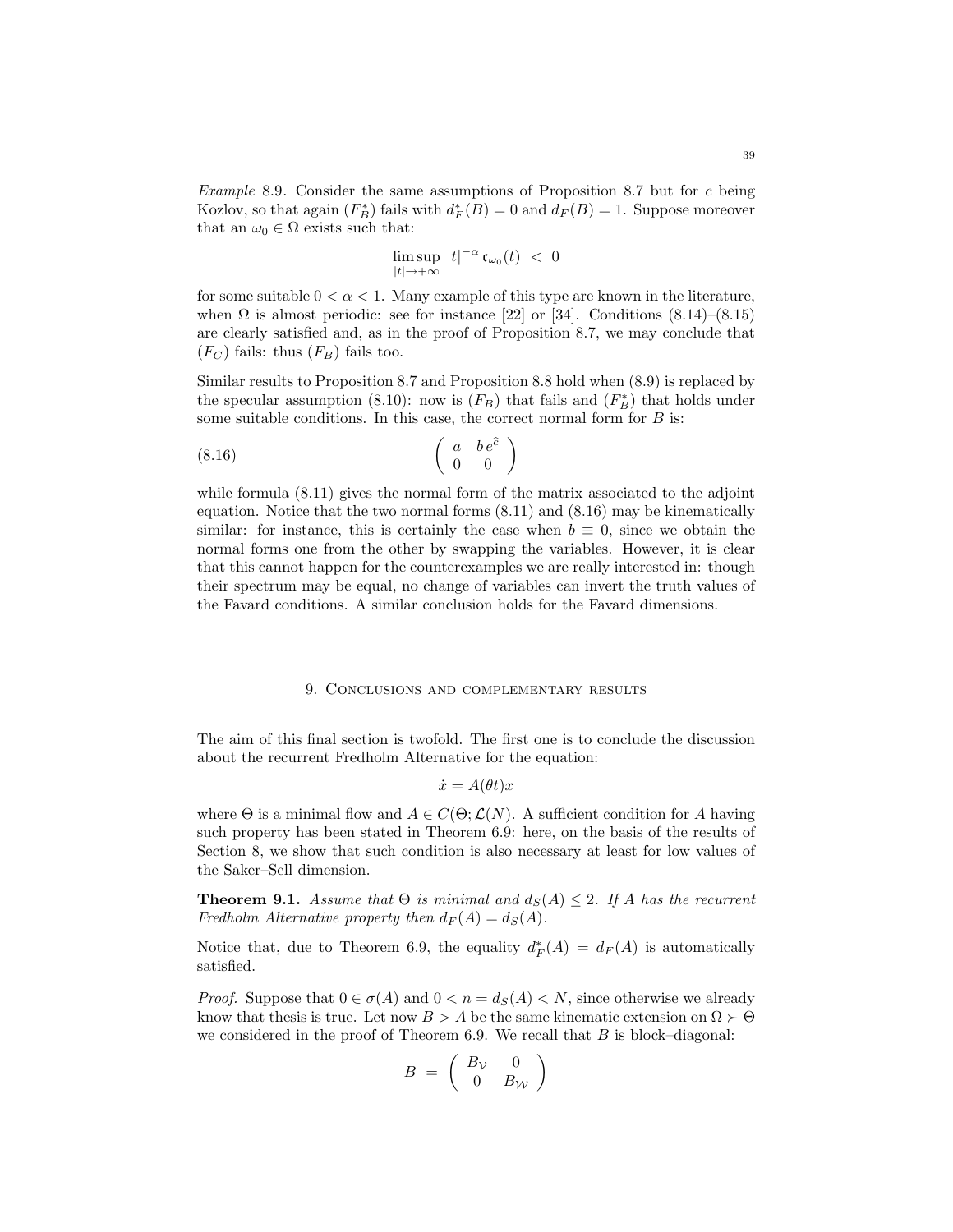*Example* 8.9. Consider the same assumptions of Proposition 8.7 but for $c$ being Kozlov, so that again $(F_B^*)$ fails with $d_F^*(B) = 0$ and $d_F(B) = 1$. Suppose moreover that an $\omega_0 \in \Omega$ exists such that:

$$\limsup_{|t|\to+\infty} |t|^{-\alpha} \, \mathfrak{c}_{\omega_0}(t) \; < \; 0$$

for some suitable $0 < \alpha < 1$. Many example of this type are known in the literature, when $\Omega$ is almost periodic: see for instance [22] or [34]. Conditions (8.14)–(8.15) are clearly satisfied and, as in the proof of Proposition 8.7, we may conclude that $(F_C)$ fails: thus $(F_B)$ fails too.

Similar results to Proposition 8.7 and Proposition 8.8 hold when (8.9) is replaced by the specular assumption (8.10): now is $(F_B)$ that fails and $(F_B^*)$ that holds under some suitable conditions. In this case, the correct normal form for $B$ is:

$$\begin{pmatrix} a & b\, e^{\hat{c}} \\ 0 & 0 \end{pmatrix} \tag{8.16}$$

while formula (8.11) gives the normal form of the matrix associated to the adjoint equation. Notice that the two normal forms (8.11) and (8.16) may be kinematically similar: for instance, this is certainly the case when $b \equiv 0$, since we obtain the normal forms one from the other by swapping the variables. However, it is clear that this cannot happen for the counterexamples we are really interested in: though their spectrum may be equal, no change of variables can invert the truth values of the Favard conditions. A similar conclusion holds for the Favard dimensions.

## 9. Conclusions and complementary results

The aim of this final section is twofold. The first one is to conclude the discussion about the recurrent Fredholm Alternative for the equation:

$$\dot{x} = A(\theta t)x$$

where $\Theta$ is a minimal flow and $A \in C(\Theta; \mathcal{L}(N)$. A sufficient condition for $A$ having such property has been stated in Theorem 6.9: here, on the basis of the results of Section 8, we show that such condition is also necessary at least for low values of the Saker–Sell dimension.

**Theorem 9.1.** *Assume that $\Theta$ is minimal and $d_S(A) \leq 2$. If $A$ has the recurrent Fredholm Alternative property then $d_F(A) = d_S(A)$.*

Notice that, due to Theorem 6.9, the equality $d_F^*(A) = d_F(A)$ is automatically satisfied.

*Proof.* Suppose that $0 \in \sigma(A)$ and $0 < n = d_S(A) < N$, since otherwise we already know that thesis is true. Let now $B > A$ be the same kinematic extension on $\Omega \succ \Theta$ we considered in the proof of Theorem 6.9. We recall that $B$ is block–diagonal:

$$B \;=\; \begin{pmatrix} B_{\mathcal{V}} & 0 \\ 0 & B_{\mathcal{W}} \end{pmatrix}$$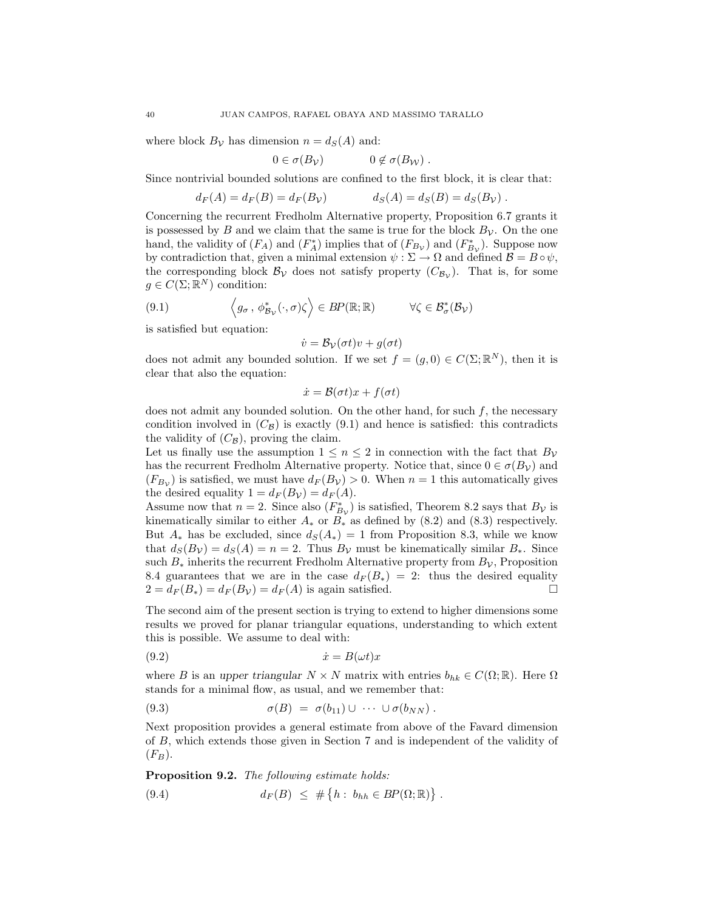where block $B_{\mathcal{V}}$ has dimension $n = d_S(A)$ and:

$$0 \in \sigma(B_{\mathcal{V}}) \qquad\qquad 0 \notin \sigma(B_{\mathcal{W}}) \, .$$

Since nontrivial bounded solutions are confined to the first block, it is clear that:

$$d_F(A) = d_F(B) = d_F(B_{\mathcal{V}}) \qquad\qquad d_S(A) = d_S(B) = d_S(B_{\mathcal{V}}) \, .$$

Concerning the recurrent Fredholm Alternative property, Proposition 6.7 grants it is possessed by $B$ and we claim that the same is true for the block $B_{\mathcal{V}}$. On the one hand, the validity of $(F_A)$ and $(F_A^*)$ implies that of $(F_{B_{\mathcal{V}}})$ and $(F_{B_{\mathcal{V}}}^*)$. Suppose now by contradiction that, given a minimal extension $\psi : \Sigma \to \Omega$ and defined $\mathcal{B} = B \circ \psi$, the corresponding block $\mathcal{B}_{\mathcal{V}}$ does not satisfy property $(C_{\mathcal{B}_{\mathcal{V}}})$. That is, for some $g \in C(\Sigma;\mathbb{R}^N)$ condition:

$$\Big\langle g_\sigma \, , \, \phi^*_{\mathcal{B}_{\mathcal{V}}}(\cdot,\sigma)\zeta \Big\rangle \in BP(\mathbb{R};\mathbb{R}) \qquad\qquad \forall \zeta \in \mathcal{B}^*_\sigma(\mathcal{B}_{\mathcal{V}}) \tag{9.1}$$

is satisfied but equation:

$$\dot v = \mathcal{B}_{\mathcal{V}}(\sigma t) v + g(\sigma t)$$

does not admit any bounded solution. If we set $f = (g, 0) \in C(\Sigma;\mathbb{R}^N)$, then it is clear that also the equation:

$$\dot x = \mathcal{B}(\sigma t) x + f(\sigma t)$$

does not admit any bounded solution. On the other hand, for such $f$, the necessary condition involved in $(C_{\mathcal{B}})$ is exactly (9.1) and hence is satisfied: this contradicts the validity of $(C_{\mathcal{B}})$, proving the claim.

Let us finally use the assumption $1 \le n \le 2$ in connection with the fact that $B_{\mathcal{V}}$ has the recurrent Fredholm Alternative property. Notice that, since $0 \in \sigma(B_{\mathcal{V}})$ and $(F_{B_{\mathcal{V}}})$ is satisfied, we must have $d_F(B_{\mathcal{V}}) > 0$. When $n = 1$ this automatically gives the desired equality $1 = d_F(B_{\mathcal{V}}) = d_F(A)$.

Assume now that $n = 2$. Since also $(F_{B_{\mathcal{V}}}^*)$ is satisfied, Theorem 8.2 says that $B_{\mathcal{V}}$ is kinematically similar to either $A_*$ or $B_*$ as defined by (8.2) and (8.3) respectively. But $A_*$ has be excluded, since $d_S(A_*) = 1$ from Proposition 8.3, while we know that $d_S(B_{\mathcal{V}}) = d_S(A) = n = 2$. Thus $B_{\mathcal{V}}$ must be kinematically similar $B_*$. Since such $B_*$ inherits the recurrent Fredholm Alternative property from $B_{\mathcal{V}}$, Proposition 8.4 guarantees that we are in the case $d_F(B_*) = 2$: thus the desired equality $2 = d_F(B_*) = d_F(B_{\mathcal{V}}) = d_F(A)$ is again satisfied. □

The second aim of the present section is trying to extend to higher dimensions some results we proved for planar triangular equations, understanding to which extent this is possible. We assume to deal with:

$$\dot x = B(\omega t) x \tag{9.2}$$

where $B$ is an *upper triangular* $N \times N$ matrix with entries $b_{hk} \in C(\Omega;\mathbb{R})$. Here $\Omega$ stands for a minimal flow, as usual, and we remember that:

$$\sigma(B) \;=\; \sigma(b_{11}) \cup \;\cdots\; \cup \sigma(b_{NN}) \, . \tag{9.3}$$

Next proposition provides a general estimate from above of the Favard dimension of $B$, which extends those given in Section 7 and is independent of the validity of $(F_B)$.

**Proposition 9.2.** *The following estimate holds:*

$$d_F(B) \;\le\; \#\big\{ h : \; b_{hh} \in BP(\Omega;\mathbb{R}) \big\} \, . \tag{9.4}$$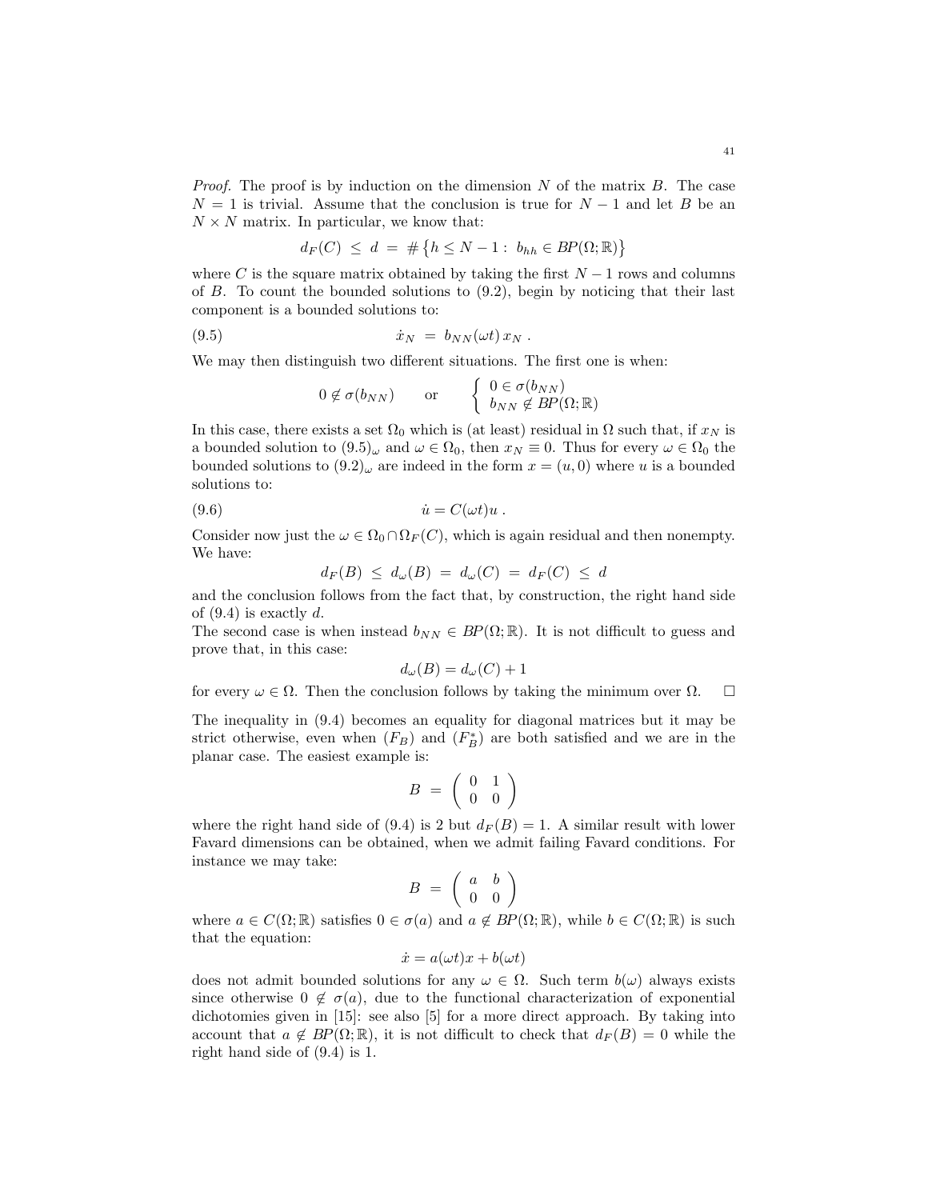*Proof.* The proof is by induction on the dimension $N$ of the matrix $B$. The case $N = 1$ is trivial. Assume that the conclusion is true for $N-1$ and let $B$ be an $N \times N$ matrix. In particular, we know that:

$$d_F(C) \;\leq\; d \;=\; \#\big\{h \leq N-1 :\; b_{hh} \in BP(\Omega;\mathbb{R})\big\}$$

where $C$ is the square matrix obtained by taking the first $N-1$ rows and columns of $B$. To count the bounded solutions to (9.2), begin by noticing that their last component is a bounded solutions to:

$$\dot{x}_N \;=\; b_{NN}(\omega t)\, x_N \;. \tag{9.5}$$

We may then distinguish two different situations. The first one is when:

$$0 \notin \sigma(b_{NN}) \qquad \text{or} \qquad \left\{ \begin{array}{l} 0 \in \sigma(b_{NN}) \\ b_{NN} \notin BP(\Omega;\mathbb{R}) \end{array} \right.$$

In this case, there exists a set $\Omega_0$ which is (at least) residual in $\Omega$ such that, if $x_N$ is a bounded solution to $(9.5)_\omega$ and $\omega \in \Omega_0$, then $x_N \equiv 0$. Thus for every $\omega \in \Omega_0$ the bounded solutions to $(9.2)_\omega$ are indeed in the form $x = (u, 0)$ where $u$ is a bounded solutions to:

$$\dot{u} = C(\omega t) u \;. \tag{9.6}$$

Consider now just the $\omega \in \Omega_0 \cap \Omega_F(C)$, which is again residual and then nonempty. We have:

$$d_F(B) \;\leq\; d_\omega(B) \;=\; d_\omega(C) \;=\; d_F(C) \;\leq\; d$$

and the conclusion follows from the fact that, by construction, the right hand side of (9.4) is exactly $d$.
The second case is when instead $b_{NN} \in BP(\Omega;\mathbb{R})$. It is not difficult to guess and prove that, in this case:

$$d_\omega(B) = d_\omega(C) + 1$$

for every $\omega \in \Omega$. Then the conclusion follows by taking the minimum over $\Omega$. $\square$

The inequality in (9.4) becomes an equality for diagonal matrices but it may be strict otherwise, even when $(F_B)$ and $(F_B^*)$ are both satisfied and we are in the planar case. The easiest example is:

$$B \;=\; \left( \begin{array}{cc} 0 & 1 \\ 0 & 0 \end{array} \right)$$

where the right hand side of (9.4) is 2 but $d_F(B) = 1$. A similar result with lower Favard dimensions can be obtained, when we admit failing Favard conditions. For instance we may take:

$$B \;=\; \left( \begin{array}{cc} a & b \\ 0 & 0 \end{array} \right)$$

where $a \in C(\Omega;\mathbb{R})$ satisfies $0 \in \sigma(a)$ and $a \notin BP(\Omega;\mathbb{R})$, while $b \in C(\Omega;\mathbb{R})$ is such that the equation:

$$\dot{x} = a(\omega t)x + b(\omega t)$$

does not admit bounded solutions for any $\omega \in \Omega$. Such term $b(\omega)$ always exists since otherwise $0 \notin \sigma(a)$, due to the functional characterization of exponential dichotomies given in [15]: see also [5] for a more direct approach. By taking into account that $a \notin BP(\Omega;\mathbb{R})$, it is not difficult to check that $d_F(B) = 0$ while the right hand side of (9.4) is 1.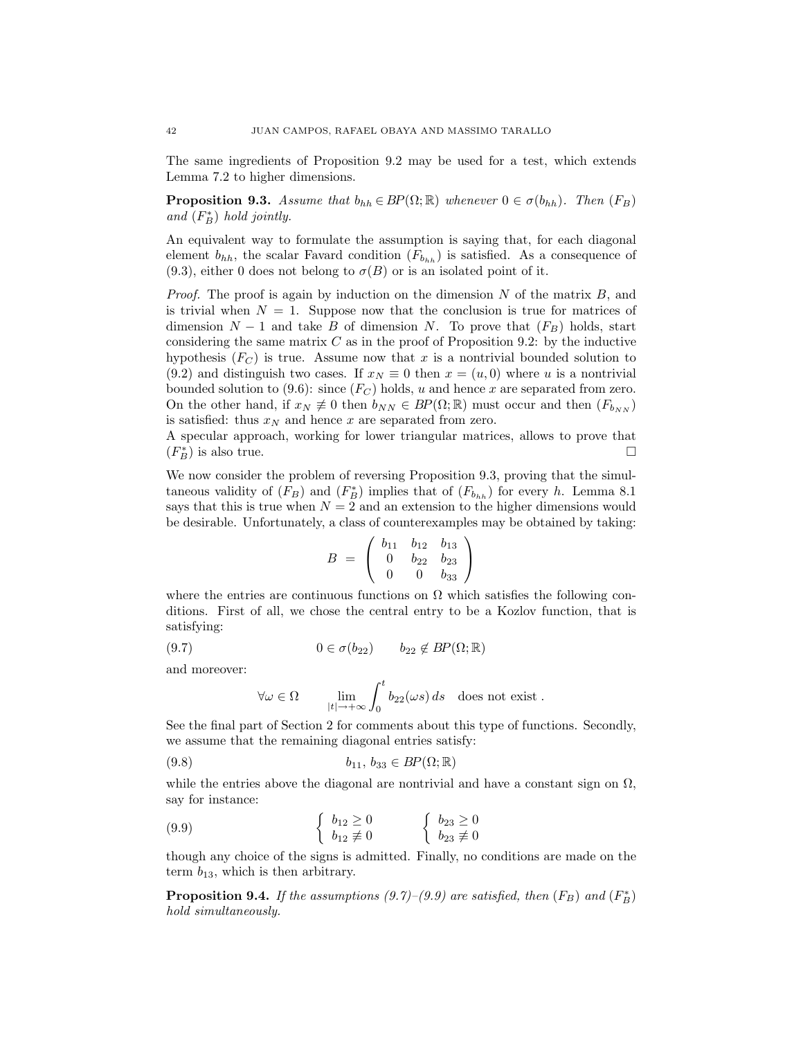The same ingredients of Proposition 9.2 may be used for a test, which extends Lemma 7.2 to higher dimensions.

**Proposition 9.3.** *Assume that $b_{hh} \in BP(\Omega;\mathbb{R})$ whenever $0 \in \sigma(b_{hh})$. Then $(F_B)$ and $(F_B^*)$ hold jointly.*

An equivalent way to formulate the assumption is saying that, for each diagonal element $b_{hh}$, the scalar Favard condition $(F_{b_{hh}})$ is satisfied. As a consequence of (9.3), either 0 does not belong to $\sigma(B)$ or is an isolated point of it.

*Proof.* The proof is again by induction on the dimension $N$ of the matrix $B$, and is trivial when $N = 1$. Suppose now that the conclusion is true for matrices of dimension $N-1$ and take $B$ of dimension $N$. To prove that $(F_B)$ holds, start considering the same matrix $C$ as in the proof of Proposition 9.2: by the inductive hypothesis $(F_C)$ is true. Assume now that $x$ is a nontrivial bounded solution to (9.2) and distinguish two cases. If $x_N \equiv 0$ then $x = (u, 0)$ where $u$ is a nontrivial bounded solution to (9.6): since $(F_C)$ holds, $u$ and hence $x$ are separated from zero. On the other hand, if $x_N \not\equiv 0$ then $b_{NN} \in BP(\Omega;\mathbb{R})$ must occur and then $(F_{b_{NN}})$ is satisfied: thus $x_N$ and hence $x$ are separated from zero.
A specular approach, working for lower triangular matrices, allows to prove that $(F_B^*)$ is also true. □

We now consider the problem of reversing Proposition 9.3, proving that the simultaneous validity of $(F_B)$ and $(F_B^*)$ implies that of $(F_{b_{hh}})$ for every $h$. Lemma 8.1 says that this is true when $N = 2$ and an extension to the higher dimensions would be desirable. Unfortunately, a class of counterexamples may be obtained by taking:

$$B \;=\; \begin{pmatrix} b_{11} & b_{12} & b_{13} \\ 0 & b_{22} & b_{23} \\ 0 & 0 & b_{33} \end{pmatrix}$$

where the entries are continuous functions on $\Omega$ which satisfies the following conditions. First of all, we chose the central entry to be a Kozlov function, that is satisfying:

$$0 \in \sigma(b_{22}) \qquad b_{22} \notin BP(\Omega;\mathbb{R}) \tag{9.7}$$

and moreover:

$$\forall \omega \in \Omega \qquad \lim_{|t|\to+\infty} \int_0^t b_{22}(\omega s)\, ds \quad \text{does not exist .}$$

See the final part of Section 2 for comments about this type of functions. Secondly, we assume that the remaining diagonal entries satisfy:

$$b_{11},\, b_{33} \in BP(\Omega;\mathbb{R}) \tag{9.8}$$

while the entries above the diagonal are nontrivial and have a constant sign on $\Omega$, say for instance:

$$\begin{cases} b_{12} \ge 0 \\ b_{12} \not\equiv 0 \end{cases} \qquad \begin{cases} b_{23} \ge 0 \\ b_{23} \not\equiv 0 \end{cases} \tag{9.9}$$

though any choice of the signs is admitted. Finally, no conditions are made on the term $b_{13}$, which is then arbitrary.

**Proposition 9.4.** *If the assumptions (9.7)–(9.9) are satisfied, then $(F_B)$ and $(F_B^*)$ hold simultaneously.*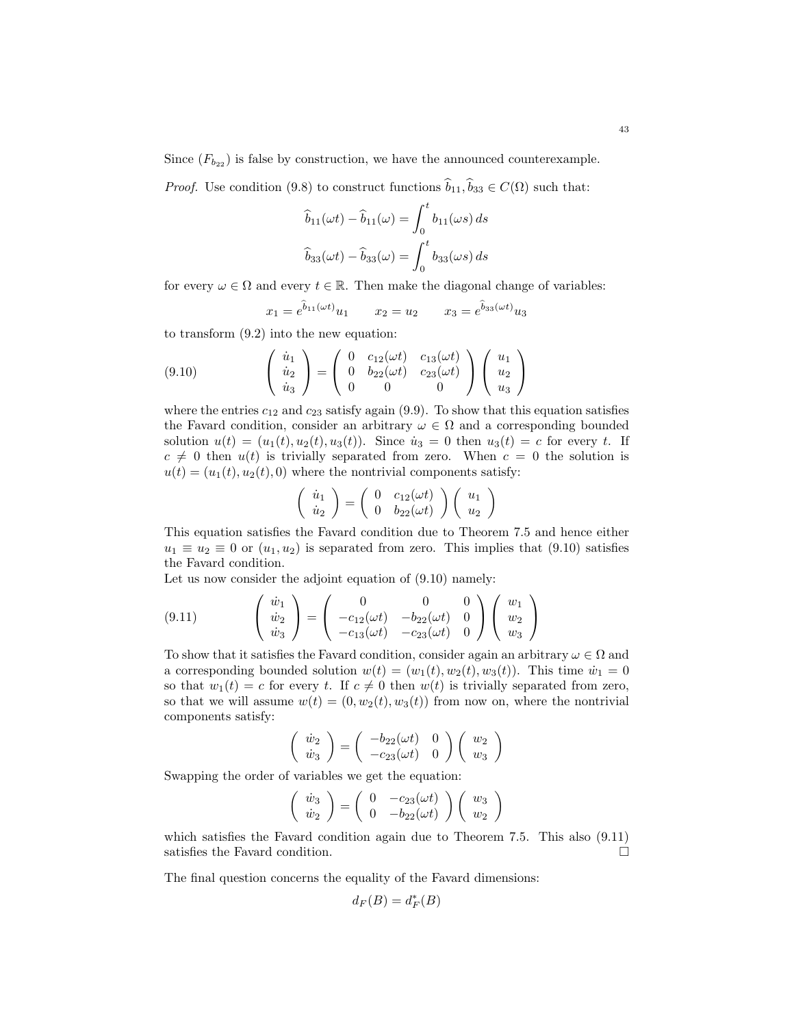Since $(F_{b_{22}})$ is false by construction, we have the announced counterexample.

*Proof.* Use condition (9.8) to construct functions $\widehat{b}_{11}, \widehat{b}_{33} \in C(\Omega)$ such that:

$$\widehat{b}_{11}(\omega t) - \widehat{b}_{11}(\omega) = \int_0^t b_{11}(\omega s)\, ds$$

$$\widehat{b}_{33}(\omega t) - \widehat{b}_{33}(\omega) = \int_0^t b_{33}(\omega s)\, ds$$

for every $\omega \in \Omega$ and every $t \in \mathbb{R}$. Then make the diagonal change of variables:

$$x_1 = e^{\widehat{b}_{11}(\omega t)} u_1 \qquad x_2 = u_2 \qquad x_3 = e^{\widehat{b}_{33}(\omega t)} u_3$$

to transform (9.2) into the new equation:

$$\tag{9.10} \begin{pmatrix} \dot{u}_1 \\ \dot{u}_2 \\ \dot{u}_3 \end{pmatrix} = \begin{pmatrix} 0 & c_{12}(\omega t) & c_{13}(\omega t) \\ 0 & b_{22}(\omega t) & c_{23}(\omega t) \\ 0 & 0 & 0 \end{pmatrix} \begin{pmatrix} u_1 \\ u_2 \\ u_3 \end{pmatrix}$$

where the entries $c_{12}$ and $c_{23}$ satisfy again (9.9). To show that this equation satisfies the Favard condition, consider an arbitrary $\omega \in \Omega$ and a corresponding bounded solution $u(t) = (u_1(t), u_2(t), u_3(t))$. Since $\dot{u}_3 = 0$ then $u_3(t) = c$ for every $t$. If $c \neq 0$ then $u(t)$ is trivially separated from zero. When $c = 0$ the solution is $u(t) = (u_1(t), u_2(t), 0)$ where the nontrivial components satisfy:

$$\begin{pmatrix} \dot{u}_1 \\ \dot{u}_2 \end{pmatrix} = \begin{pmatrix} 0 & c_{12}(\omega t) \\ 0 & b_{22}(\omega t) \end{pmatrix} \begin{pmatrix} u_1 \\ u_2 \end{pmatrix}$$

This equation satisfies the Favard condition due to Theorem 7.5 and hence either $u_1 \equiv u_2 \equiv 0$ or $(u_1, u_2)$ is separated from zero. This implies that (9.10) satisfies the Favard condition.

Let us now consider the adjoint equation of (9.10) namely:

$$\tag{9.11} \begin{pmatrix} \dot{w}_1 \\ \dot{w}_2 \\ \dot{w}_3 \end{pmatrix} = \begin{pmatrix} 0 & 0 & 0 \\ -c_{12}(\omega t) & -b_{22}(\omega t) & 0 \\ -c_{13}(\omega t) & -c_{23}(\omega t) & 0 \end{pmatrix} \begin{pmatrix} w_1 \\ w_2 \\ w_3 \end{pmatrix}$$

To show that it satisfies the Favard condition, consider again an arbitrary $\omega \in \Omega$ and a corresponding bounded solution $w(t) = (w_1(t), w_2(t), w_3(t))$. This time $\dot{w}_1 = 0$ so that $w_1(t) = c$ for every $t$. If $c \neq 0$ then $w(t)$ is trivially separated from zero, so that we will assume $w(t) = (0, w_2(t), w_3(t))$ from now on, where the nontrivial components satisfy:

$$\begin{pmatrix} \dot{w}_2 \\ \dot{w}_3 \end{pmatrix} = \begin{pmatrix} -b_{22}(\omega t) & 0 \\ -c_{23}(\omega t) & 0 \end{pmatrix} \begin{pmatrix} w_2 \\ w_3 \end{pmatrix}$$

Swapping the order of variables we get the equation:

$$\begin{pmatrix} \dot{w}_3 \\ \dot{w}_2 \end{pmatrix} = \begin{pmatrix} 0 & -c_{23}(\omega t) \\ 0 & -b_{22}(\omega t) \end{pmatrix} \begin{pmatrix} w_3 \\ w_2 \end{pmatrix}$$

which satisfies the Favard condition again due to Theorem 7.5. This also (9.11) satisfies the Favard condition. □

The final question concerns the equality of the Favard dimensions:

$$d_F(B) = d_F^*(B)$$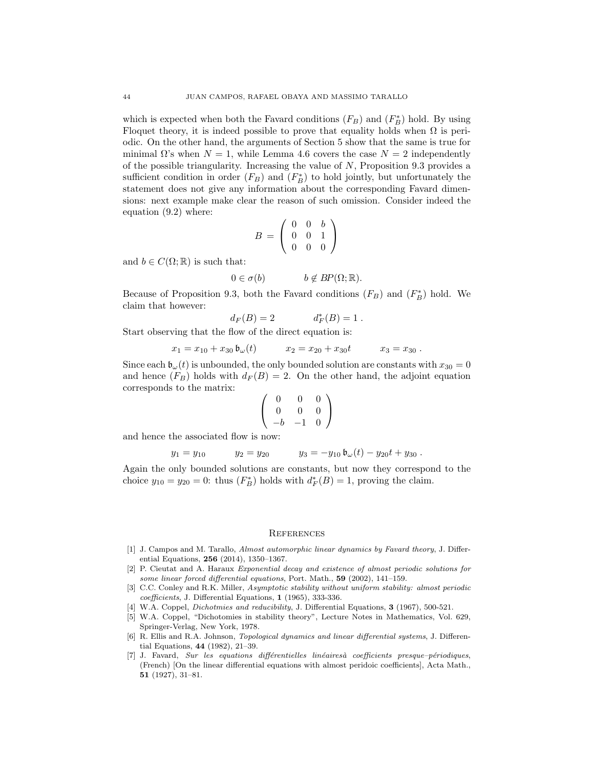which is expected when both the Favard conditions $(F_B)$ and $(F_B^*)$ hold. By using Floquet theory, it is indeed possible to prove that equality holds when $\Omega$ is periodic. On the other hand, the arguments of Section 5 show that the same is true for minimal $\Omega$'s when $N = 1$, while Lemma 4.6 covers the case $N = 2$ independently of the possible triangularity. Increasing the value of $N$, Proposition 9.3 provides a sufficient condition in order $(F_B)$ and $(F_B^*)$ to hold jointly, but unfortunately the statement does not give any information about the corresponding Favard dimensions: next example make clear the reason of such omission. Consider indeed the equation (9.2) where:

$$B = \begin{pmatrix} 0 & 0 & b \\ 0 & 0 & 1 \\ 0 & 0 & 0 \end{pmatrix}$$

and $b \in C(\Omega; \mathbb{R})$ is such that:

$$0 \in \sigma(b) \qquad\qquad b \notin BP(\Omega; \mathbb{R}).$$

Because of Proposition 9.3, both the Favard conditions $(F_B)$ and $(F_B^*)$ hold. We claim that however:

$$d_F(B) = 2 \qquad\qquad d_F^*(B) = 1\,.$$

Start observing that the flow of the direct equation is:

$$x_1 = x_{10} + x_{30}\, \mathfrak{b}_\omega(t) \qquad\qquad x_2 = x_{20} + x_{30}t \qquad\qquad x_3 = x_{30}\,.$$

Since each $\mathfrak{b}_\omega(t)$ is unbounded, the only bounded solution are constants with $x_{30} = 0$ and hence $(F_B)$ holds with $d_F(B) = 2$. On the other hand, the adjoint equation corresponds to the matrix:

$$\begin{pmatrix} 0 & 0 & 0 \\ 0 & 0 & 0 \\ -b & -1 & 0 \end{pmatrix}$$

and hence the associated flow is now:

$$y_1 = y_{10} \qquad\qquad y_2 = y_{20} \qquad\qquad y_3 = -y_{10}\, \mathfrak{b}_\omega(t) - y_{20}t + y_{30}\,.$$

Again the only bounded solutions are constants, but now they correspond to the choice $y_{10} = y_{20} = 0$: thus $(F_B^*)$ holds with $d_F^*(B) = 1$, proving the claim.

## References

[1] J. Campos and M. Tarallo, *Almost automorphic linear dynamics by Favard theory*, J. Differential Equations, **256** (2014), 1350–1367.

[2] P. Cieutat and A. Haraux *Exponential decay and existence of almost periodic solutions for some linear forced differential equations*, Port. Math., **59** (2002), 141–159.

[3] C.C. Conley and R.K. Miller, *Asymptotic stability without uniform stability: almost periodic coefficients*, J. Differential Equations, **1** (1965), 333-336.

[4] W.A. Coppel, *Dichotmies and reducibility*, J. Differential Equations, **3** (1967), 500-521.

[5] W.A. Coppel, "Dichotomies in stability theory", Lecture Notes in Mathematics, Vol. 629, Springer-Verlag, New York, 1978.

[6] R. Ellis and R.A. Johnson, *Topological dynamics and linear differential systems*, J. Differential Equations, **44** (1982), 21–39.

[7] J. Favard, *Sur les equations différentielles linéairesà coefficients presque–périodiques*, (French) [On the linear differential equations with almost peridoic coefficients], Acta Math., **51** (1927), 31–81.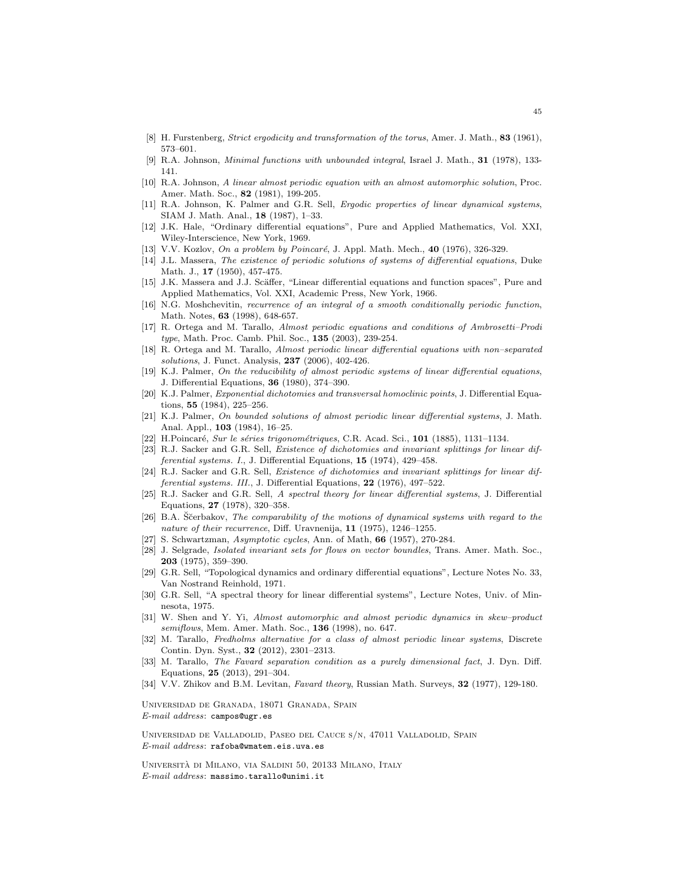[8] H. Furstenberg, *Strict ergodicity and transformation of the torus*, Amer. J. Math., **83** (1961), 573–601.

[9] R.A. Johnson, *Minimal functions with unbounded integral*, Israel J. Math., **31** (1978), 133-141.

[10] R.A. Johnson, *A linear almost periodic equation with an almost automorphic solution*, Proc. Amer. Math. Soc., **82** (1981), 199-205.

[11] R.A. Johnson, K. Palmer and G.R. Sell, *Ergodic properties of linear dynamical systems*, SIAM J. Math. Anal., **18** (1987), 1–33.

[12] J.K. Hale, "Ordinary differential equations", Pure and Applied Mathematics, Vol. XXI, Wiley-Interscience, New York, 1969.

[13] V.V. Kozlov, *On a problem by Poincaré*, J. Appl. Math. Mech., **40** (1976), 326-329.

[14] J.L. Massera, *The existence of periodic solutions of systems of differential equations*, Duke Math. J., **17** (1950), 457-475.

[15] J.K. Massera and J.J. Scäffer, "Linear differential equations and function spaces", Pure and Applied Mathematics, Vol. XXI, Academic Press, New York, 1966.

[16] N.G. Moshchevitin, *recurrence of an integral of a smooth conditionally periodic function*, Math. Notes, **63** (1998), 648-657.

[17] R. Ortega and M. Tarallo, *Almost periodic equations and conditions of Ambrosetti–Prodi type*, Math. Proc. Camb. Phil. Soc., **135** (2003), 239-254.

[18] R. Ortega and M. Tarallo, *Almost periodic linear differential equations with non–separated solutions*, J. Funct. Analysis, **237** (2006), 402-426.

[19] K.J. Palmer, *On the reducibility of almost periodic systems of linear differential equations*, J. Differential Equations, **36** (1980), 374–390.

[20] K.J. Palmer, *Exponential dichotomies and transversal homoclinic points*, J. Differential Equations, **55** (1984), 225–256.

[21] K.J. Palmer, *On bounded solutions of almost periodic linear differential systems*, J. Math. Anal. Appl., **103** (1984), 16–25.

[22] H.Poincaré, *Sur le séries trigonométriques*, C.R. Acad. Sci., **101** (1885), 1131–1134.

[23] R.J. Sacker and G.R. Sell, *Existence of dichotomies and invariant splittings for linear differential systems. I.*, J. Differential Equations, **15** (1974), 429–458.

[24] R.J. Sacker and G.R. Sell, *Existence of dichotomies and invariant splittings for linear differential systems. III.*, J. Differential Equations, **22** (1976), 497–522.

[25] R.J. Sacker and G.R. Sell, *A spectral theory for linear differential systems*, J. Differential Equations, **27** (1978), 320–358.

[26] B.A. Ščerbakov, *The comparability of the motions of dynamical systems with regard to the nature of their recurrence*, Diff. Uravnenija, **11** (1975), 1246–1255.

[27] S. Schwartzman, *Asymptotic cycles*, Ann. of Math, **66** (1957), 270-284.

[28] J. Selgrade, *Isolated invariant sets for flows on vector boundles*, Trans. Amer. Math. Soc., **203** (1975), 359–390.

[29] G.R. Sell, "Topological dynamics and ordinary differential equations", Lecture Notes No. 33, Van Nostrand Reinhold, 1971.

[30] G.R. Sell, "A spectral theory for linear differential systems", Lecture Notes, Univ. of Minnesota, 1975.

[31] W. Shen and Y. Yi, *Almost automorphic and almost periodic dynamics in skew–product semiflows*, Mem. Amer. Math. Soc., **136** (1998), no. 647.

[32] M. Tarallo, *Fredholms alternative for a class of almost periodic linear systems*, Discrete Contin. Dyn. Syst., **32** (2012), 2301–2313.

[33] M. Tarallo, *The Favard separation condition as a purely dimensional fact*, J. Dyn. Diff. Equations, **25** (2013), 291–304.

[34] V.V. Zhikov and B.M. Levitan, *Favard theory*, Russian Math. Surveys, **32** (1977), 129-180.

Universidad de Granada, 18071 Granada, Spain
*E-mail address*: campos@ugr.es

Universidad de Valladolid, Paseo del Cauce s/n, 47011 Valladolid, Spain
*E-mail address*: rafoba@wmatem.eis.uva.es

Università di Milano, via Saldini 50, 20133 Milano, Italy
*E-mail address*: massimo.tarallo@unimi.it